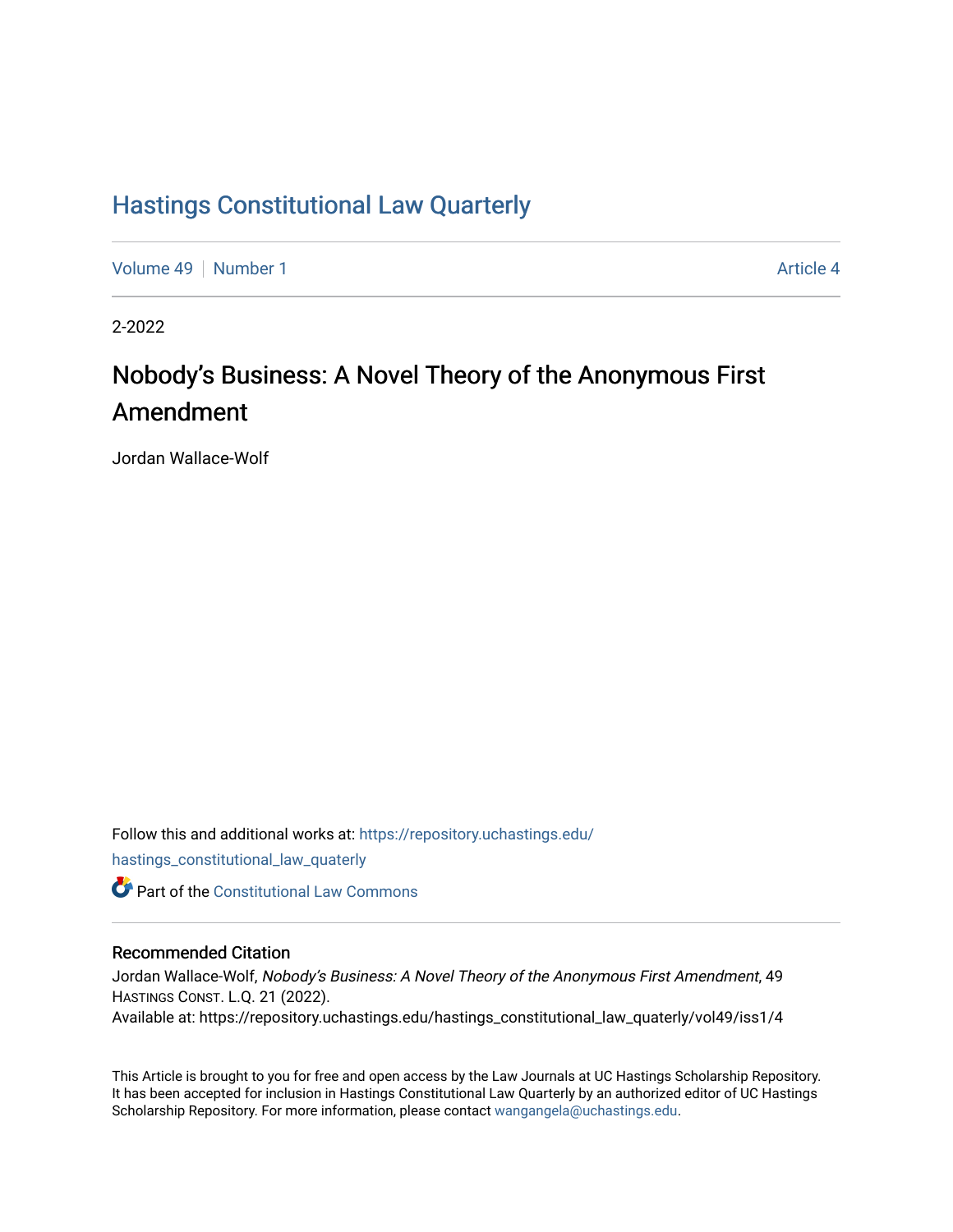# Hastings Constitutional Law Quarterly

Volume 49 | Number 1 | Article 4

2-2022

## Nobody's Business: A Novel Theory of the Anonymous First Amendment

Jordan Wallace-Wolf

Follow this and additional works at: https://repository.uchastings.edu/hastings_constitutional_law_quaterly

Part of the Constitutional Law Commons

### Recommended Citation

Jordan Wallace-Wolf, *Nobody's Business: A Novel Theory of the Anonymous First Amendment*, 49 HASTINGS CONST. L.Q. 21 (2022).
Available at: https://repository.uchastings.edu/hastings_constitutional_law_quaterly/vol49/iss1/4

This Article is brought to you for free and open access by the Law Journals at UC Hastings Scholarship Repository. It has been accepted for inclusion in Hastings Constitutional Law Quarterly by an authorized editor of UC Hastings Scholarship Repository. For more information, please contact wangangela@uchastings.edu.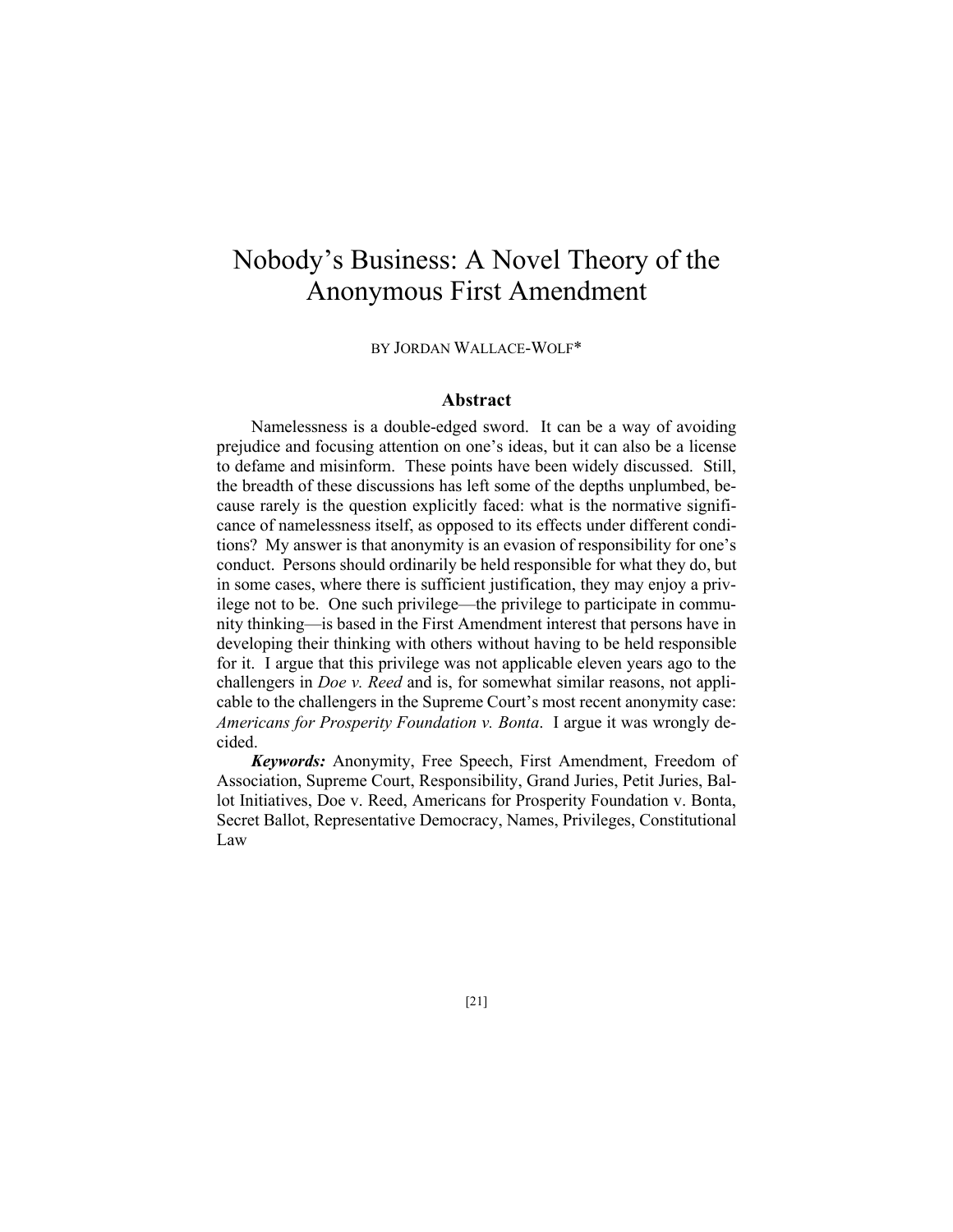# Nobody's Business: A Novel Theory of the Anonymous First Amendment

BY JORDAN WALLACE-WOLF*

## Abstract

Namelessness is a double-edged sword. It can be a way of avoiding prejudice and focusing attention on one's ideas, but it can also be a license to defame and misinform. These points have been widely discussed. Still, the breadth of these discussions has left some of the depths unplumbed, because rarely is the question explicitly faced: what is the normative significance of namelessness itself, as opposed to its effects under different conditions? My answer is that anonymity is an evasion of responsibility for one's conduct. Persons should ordinarily be held responsible for what they do, but in some cases, where there is sufficient justification, they may enjoy a privilege not to be. One such privilege—the privilege to participate in community thinking—is based in the First Amendment interest that persons have in developing their thinking with others without having to be held responsible for it. I argue that this privilege was not applicable eleven years ago to the challengers in *Doe v. Reed* and is, for somewhat similar reasons, not applicable to the challengers in the Supreme Court's most recent anonymity case: *Americans for Prosperity Foundation v. Bonta*. I argue it was wrongly decided.

***Keywords:*** Anonymity, Free Speech, First Amendment, Freedom of Association, Supreme Court, Responsibility, Grand Juries, Petit Juries, Ballot Initiatives, Doe v. Reed, Americans for Prosperity Foundation v. Bonta, Secret Ballot, Representative Democracy, Names, Privileges, Constitutional Law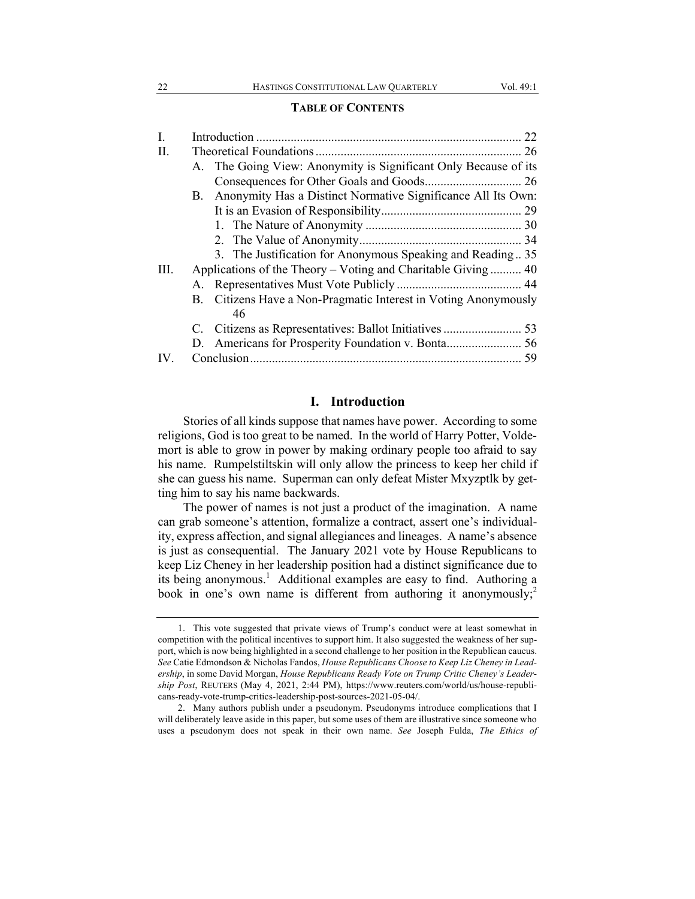**TABLE OF CONTENTS**

| | | |
|---|---|---|
| I. | Introduction | 22 |
| II. | Theoretical Foundations | 26 |
| | A. The Going View: Anonymity is Significant Only Because of its Consequences for Other Goals and Goods | 26 |
| | B. Anonymity Has a Distinct Normative Significance All Its Own: It is an Evasion of Responsibility | 29 |
| | 1. The Nature of Anonymity | 30 |
| | 2. The Value of Anonymity | 34 |
| | 3. The Justification for Anonymous Speaking and Reading | 35 |
| III. | Applications of the Theory – Voting and Charitable Giving | 40 |
| | A. Representatives Must Vote Publicly | 44 |
| | B. Citizens Have a Non-Pragmatic Interest in Voting Anonymously | 46 |
| | C. Citizens as Representatives: Ballot Initiatives | 53 |
| | D. Americans for Prosperity Foundation v. Bonta | 56 |
| IV. | Conclusion | 59 |

## I. Introduction

Stories of all kinds suppose that names have power. According to some religions, God is too great to be named. In the world of Harry Potter, Voldemort is able to grow in power by making ordinary people too afraid to say his name. Rumpelstiltskin will only allow the princess to keep her child if she can guess his name. Superman can only defeat Mister Mxyzptlk by getting him to say his name backwards.

The power of names is not just a product of the imagination. A name can grab someone's attention, formalize a contract, assert one's individuality, express affection, and signal allegiances and lineages. A name's absence is just as consequential. The January 2021 vote by House Republicans to keep Liz Cheney in her leadership position had a distinct significance due to its being anonymous.[1] Additional examples are easy to find. Authoring a book in one's own name is different from authoring it anonymously;[2]

---

1. This vote suggested that private views of Trump's conduct were at least somewhat in competition with the political incentives to support him. It also suggested the weakness of her support, which is now being highlighted in a second challenge to her position in the Republican caucus. *See* Catie Edmondson & Nicholas Fandos, *House Republicans Choose to Keep Liz Cheney in Leadership*, in some David Morgan, *House Republicans Ready Vote on Trump Critic Cheney's Leadership Post*, REUTERS (May 4, 2021, 2:44 PM), https://www.reuters.com/world/us/house-republicans-ready-vote-trump-critics-leadership-post-sources-2021-05-04/.

2. Many authors publish under a pseudonym. Pseudonyms introduce complications that I will deliberately leave aside in this paper, but some uses of them are illustrative since someone who uses a pseudonym does not speak in their own name. *See* Joseph Fulda, *The Ethics of*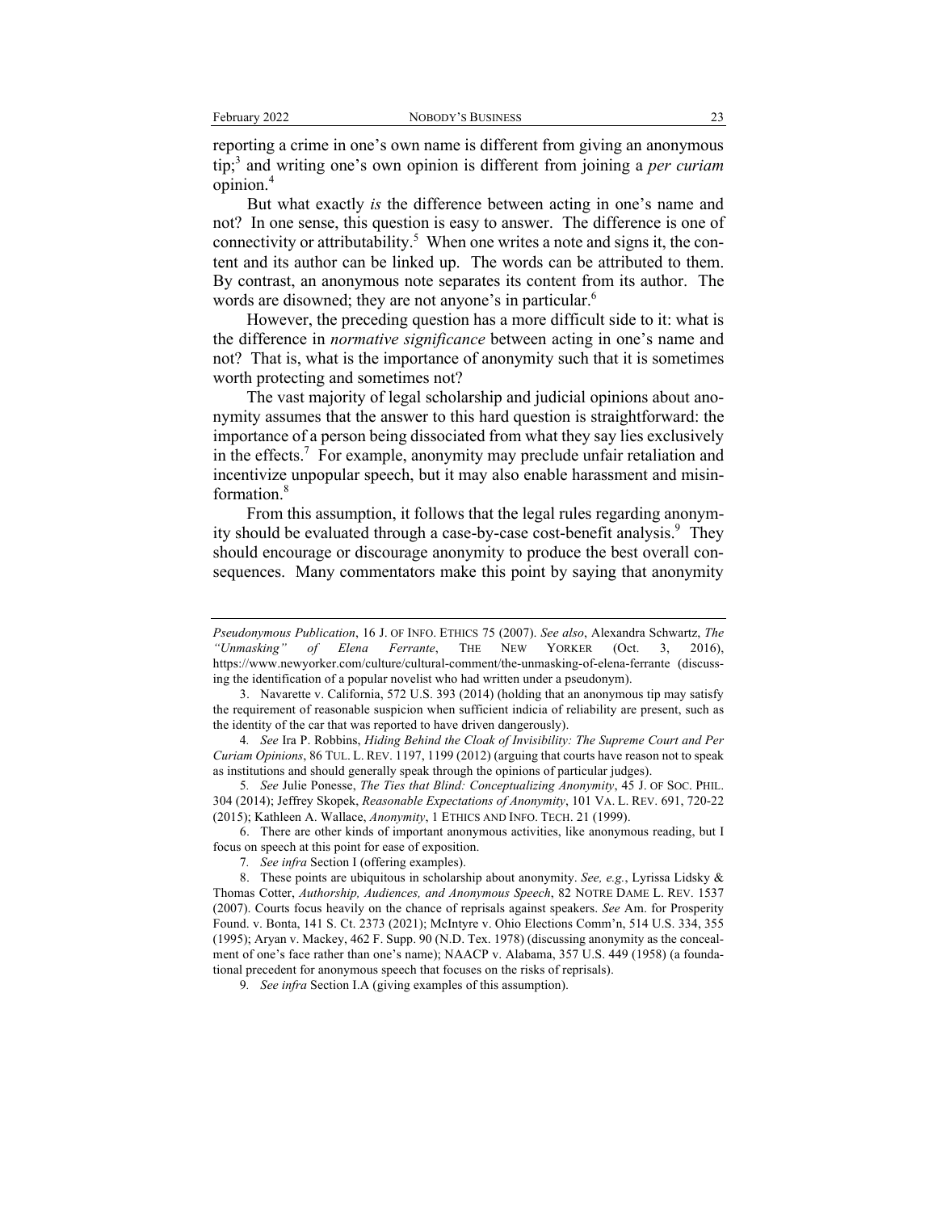reporting a crime in one's own name is different from giving an anonymous tip;[3] and writing one's own opinion is different from joining a *per curiam* opinion.[4]

But what exactly *is* the difference between acting in one's name and not? In one sense, this question is easy to answer. The difference is one of connectivity or attributability.[5] When one writes a note and signs it, the content and its author can be linked up. The words can be attributed to them. By contrast, an anonymous note separates its content from its author. The words are disowned; they are not anyone's in particular.[6]

However, the preceding question has a more difficult side to it: what is the difference in *normative significance* between acting in one's name and not? That is, what is the importance of anonymity such that it is sometimes worth protecting and sometimes not?

The vast majority of legal scholarship and judicial opinions about anonymity assumes that the answer to this hard question is straightforward: the importance of a person being dissociated from what they say lies exclusively in the effects.[7] For example, anonymity may preclude unfair retaliation and incentivize unpopular speech, but it may also enable harassment and misinformation.[8]

From this assumption, it follows that the legal rules regarding anonymity should be evaluated through a case-by-case cost-benefit analysis.[9] They should encourage or discourage anonymity to produce the best overall consequences. Many commentators make this point by saying that anonymity

---

*Pseudonymous Publication*, 16 J. OF INFO. ETHICS 75 (2007). *See also*, Alexandra Schwartz, *The "Unmasking" of Elena Ferrante*, THE NEW YORKER (Oct. 3, 2016), https://www.newyorker.com/culture/cultural-comment/the-unmasking-of-elena-ferrante (discussing the identification of a popular novelist who had written under a pseudonym).

3. Navarette v. California, 572 U.S. 393 (2014) (holding that an anonymous tip may satisfy the requirement of reasonable suspicion when sufficient indicia of reliability are present, such as the identity of the car that was reported to have driven dangerously).

4. *See* Ira P. Robbins, *Hiding Behind the Cloak of Invisibility: The Supreme Court and Per Curiam Opinions*, 86 TUL. L. REV. 1197, 1199 (2012) (arguing that courts have reason not to speak as institutions and should generally speak through the opinions of particular judges).

5. *See* Julie Ponesse, *The Ties that Blind: Conceptualizing Anonymity*, 45 J. OF SOC. PHIL. 304 (2014); Jeffrey Skopek, *Reasonable Expectations of Anonymity*, 101 VA. L. REV. 691, 720-22 (2015); Kathleen A. Wallace, *Anonymity*, 1 ETHICS AND INFO. TECH. 21 (1999).

6. There are other kinds of important anonymous activities, like anonymous reading, but I focus on speech at this point for ease of exposition.

7. *See infra* Section I (offering examples).

8. These points are ubiquitous in scholarship about anonymity. *See, e.g.*, Lyrissa Lidsky & Thomas Cotter, *Authorship, Audiences, and Anonymous Speech*, 82 NOTRE DAME L. REV. 1537 (2007). Courts focus heavily on the chance of reprisals against speakers. *See* Am. for Prosperity Found. v. Bonta, 141 S. Ct. 2373 (2021); McIntyre v. Ohio Elections Comm'n, 514 U.S. 334, 355 (1995); Aryan v. Mackey, 462 F. Supp. 90 (N.D. Tex. 1978) (discussing anonymity as the concealment of one's face rather than one's name); NAACP v. Alabama, 357 U.S. 449 (1958) (a foundational precedent for anonymous speech that focuses on the risks of reprisals).

9. *See infra* Section I.A (giving examples of this assumption).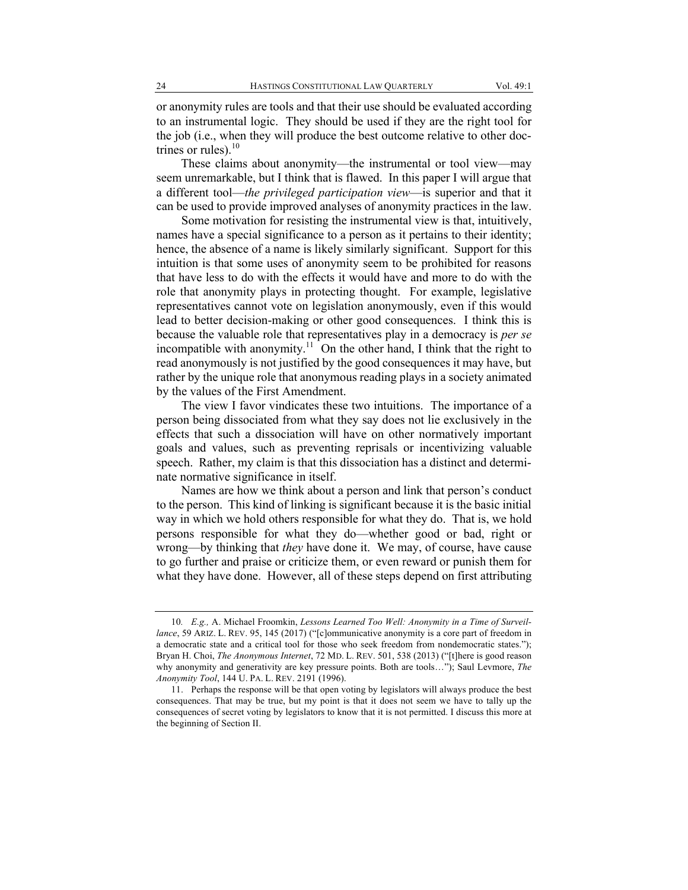or anonymity rules are tools and that their use should be evaluated according to an instrumental logic. They should be used if they are the right tool for the job (i.e., when they will produce the best outcome relative to other doctrines or rules).[10]

These claims about anonymity—the instrumental or tool view—may seem unremarkable, but I think that is flawed. In this paper I will argue that a different tool—*the privileged participation view*—is superior and that it can be used to provide improved analyses of anonymity practices in the law.

Some motivation for resisting the instrumental view is that, intuitively, names have a special significance to a person as it pertains to their identity; hence, the absence of a name is likely similarly significant. Support for this intuition is that some uses of anonymity seem to be prohibited for reasons that have less to do with the effects it would have and more to do with the role that anonymity plays in protecting thought. For example, legislative representatives cannot vote on legislation anonymously, even if this would lead to better decision-making or other good consequences. I think this is because the valuable role that representatives play in a democracy is *per se* incompatible with anonymity.[11] On the other hand, I think that the right to read anonymously is not justified by the good consequences it may have, but rather by the unique role that anonymous reading plays in a society animated by the values of the First Amendment.

The view I favor vindicates these two intuitions. The importance of a person being dissociated from what they say does not lie exclusively in the effects that such a dissociation will have on other normatively important goals and values, such as preventing reprisals or incentivizing valuable speech. Rather, my claim is that this dissociation has a distinct and determinate normative significance in itself.

Names are how we think about a person and link that person's conduct to the person. This kind of linking is significant because it is the basic initial way in which we hold others responsible for what they do. That is, we hold persons responsible for what they do—whether good or bad, right or wrong—by thinking that *they* have done it. We may, of course, have cause to go further and praise or criticize them, or even reward or punish them for what they have done. However, all of these steps depend on first attributing

---

10. *E.g.,* A. Michael Froomkin, *Lessons Learned Too Well: Anonymity in a Time of Surveillance*, 59 ARIZ. L. REV. 95, 145 (2017) ("[c]ommunicative anonymity is a core part of freedom in a democratic state and a critical tool for those who seek freedom from nondemocratic states."); Bryan H. Choi, *The Anonymous Internet*, 72 MD. L. REV. 501, 538 (2013) ("[t]here is good reason why anonymity and generativity are key pressure points. Both are tools…"); Saul Levmore, *The Anonymity Tool*, 144 U. PA. L. REV. 2191 (1996).

11. Perhaps the response will be that open voting by legislators will always produce the best consequences. That may be true, but my point is that it does not seem we have to tally up the consequences of secret voting by legislators to know that it is not permitted. I discuss this more at the beginning of Section II.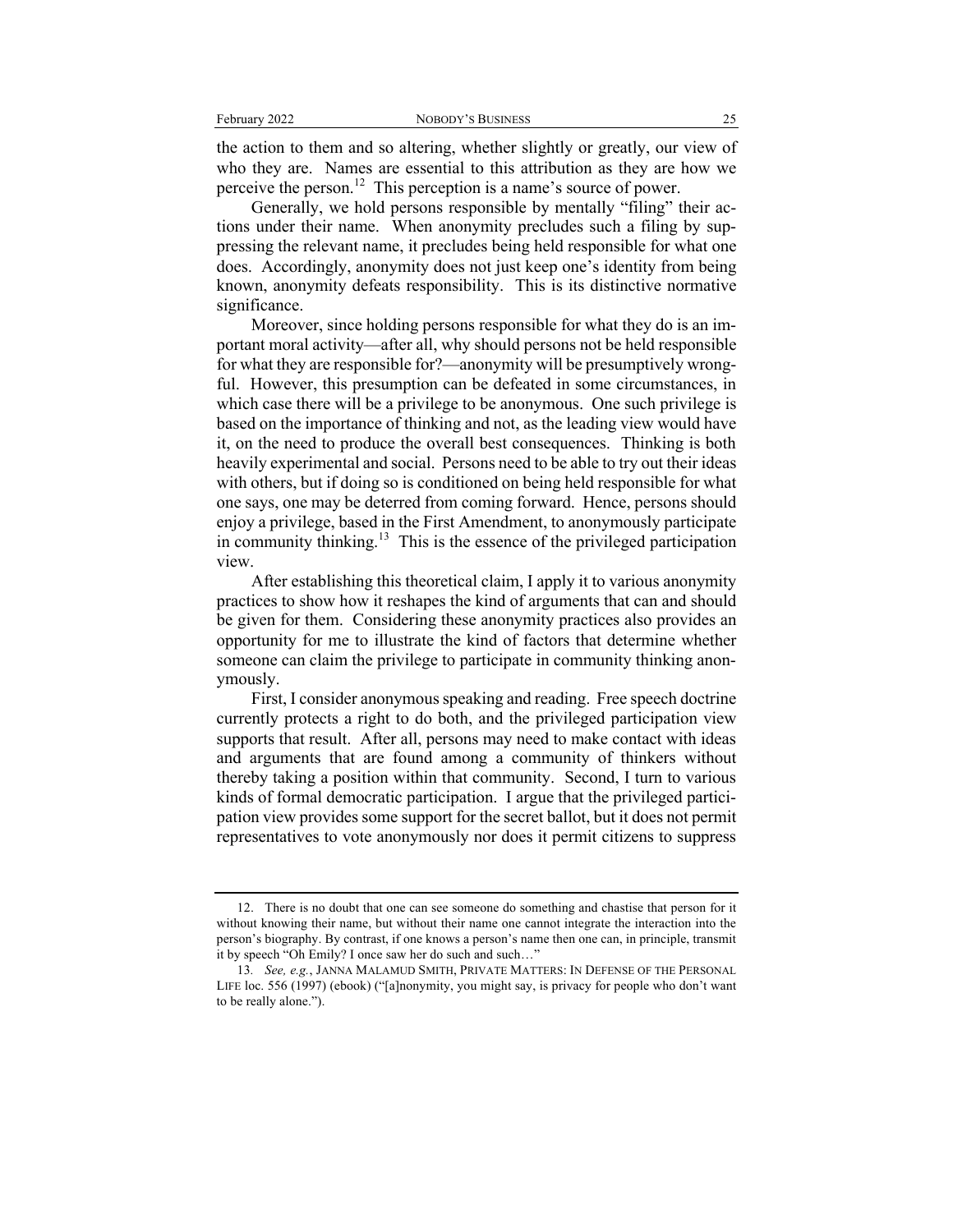the action to them and so altering, whether slightly or greatly, our view of who they are. Names are essential to this attribution as they are how we perceive the person.[12] This perception is a name's source of power.

Generally, we hold persons responsible by mentally "filing" their actions under their name. When anonymity precludes such a filing by suppressing the relevant name, it precludes being held responsible for what one does. Accordingly, anonymity does not just keep one's identity from being known, anonymity defeats responsibility. This is its distinctive normative significance.

Moreover, since holding persons responsible for what they do is an important moral activity—after all, why should persons not be held responsible for what they are responsible for?—anonymity will be presumptively wrongful. However, this presumption can be defeated in some circumstances, in which case there will be a privilege to be anonymous. One such privilege is based on the importance of thinking and not, as the leading view would have it, on the need to produce the overall best consequences. Thinking is both heavily experimental and social. Persons need to be able to try out their ideas with others, but if doing so is conditioned on being held responsible for what one says, one may be deterred from coming forward. Hence, persons should enjoy a privilege, based in the First Amendment, to anonymously participate in community thinking.[13] This is the essence of the privileged participation view.

After establishing this theoretical claim, I apply it to various anonymity practices to show how it reshapes the kind of arguments that can and should be given for them. Considering these anonymity practices also provides an opportunity for me to illustrate the kind of factors that determine whether someone can claim the privilege to participate in community thinking anonymously.

First, I consider anonymous speaking and reading. Free speech doctrine currently protects a right to do both, and the privileged participation view supports that result. After all, persons may need to make contact with ideas and arguments that are found among a community of thinkers without thereby taking a position within that community. Second, I turn to various kinds of formal democratic participation. I argue that the privileged participation view provides some support for the secret ballot, but it does not permit representatives to vote anonymously nor does it permit citizens to suppress

---

12. There is no doubt that one can see someone do something and chastise that person for it without knowing their name, but without their name one cannot integrate the interaction into the person's biography. By contrast, if one knows a person's name then one can, in principle, transmit it by speech "Oh Emily? I once saw her do such and such…"

13. *See, e.g.*, JANNA MALAMUD SMITH, PRIVATE MATTERS: IN DEFENSE OF THE PERSONAL LIFE loc. 556 (1997) (ebook) ("[a]nonymity, you might say, is privacy for people who don't want to be really alone.").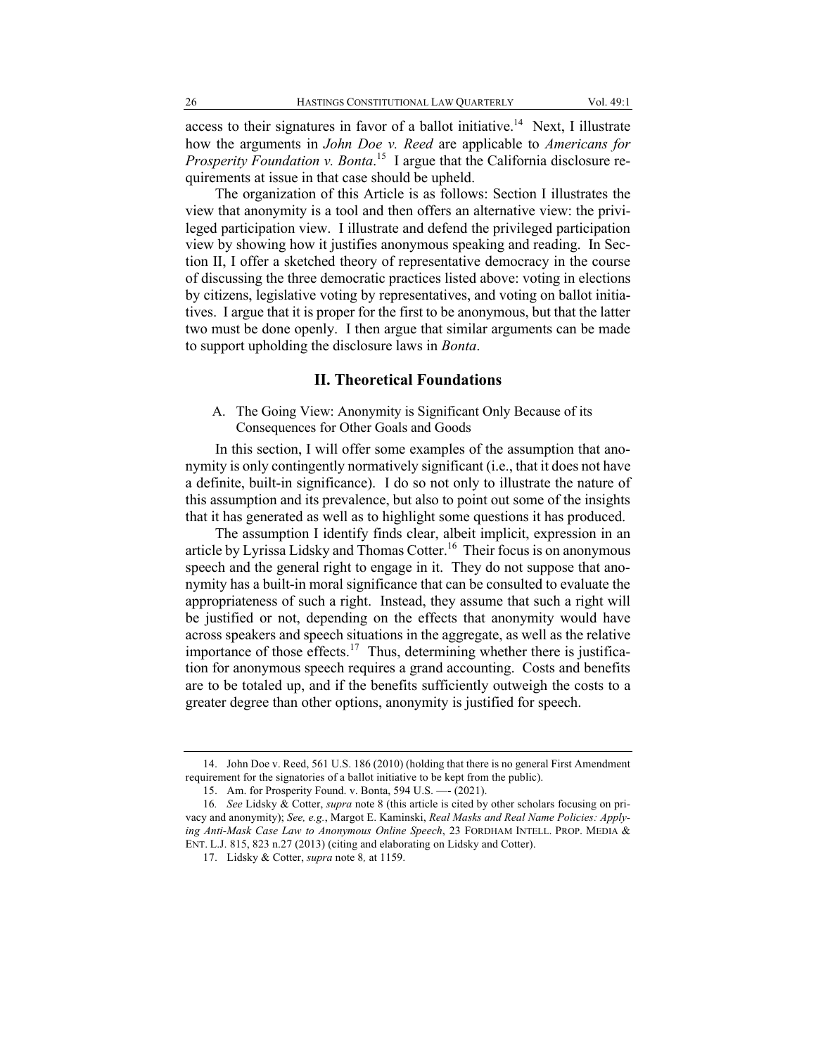access to their signatures in favor of a ballot initiative.[14] Next, I illustrate how the arguments in *John Doe v. Reed* are applicable to *Americans for Prosperity Foundation v. Bonta*.[15] I argue that the California disclosure requirements at issue in that case should be upheld.

The organization of this Article is as follows: Section I illustrates the view that anonymity is a tool and then offers an alternative view: the privileged participation view. I illustrate and defend the privileged participation view by showing how it justifies anonymous speaking and reading. In Section II, I offer a sketched theory of representative democracy in the course of discussing the three democratic practices listed above: voting in elections by citizens, legislative voting by representatives, and voting on ballot initiatives. I argue that it is proper for the first to be anonymous, but that the latter two must be done openly. I then argue that similar arguments can be made to support upholding the disclosure laws in *Bonta*.

## II. Theoretical Foundations

### A. The Going View: Anonymity is Significant Only Because of its Consequences for Other Goals and Goods

In this section, I will offer some examples of the assumption that anonymity is only contingently normatively significant (i.e., that it does not have a definite, built-in significance). I do so not only to illustrate the nature of this assumption and its prevalence, but also to point out some of the insights that it has generated as well as to highlight some questions it has produced.

The assumption I identify finds clear, albeit implicit, expression in an article by Lyrissa Lidsky and Thomas Cotter.[16] Their focus is on anonymous speech and the general right to engage in it. They do not suppose that anonymity has a built-in moral significance that can be consulted to evaluate the appropriateness of such a right. Instead, they assume that such a right will be justified or not, depending on the effects that anonymity would have across speakers and speech situations in the aggregate, as well as the relative importance of those effects.[17] Thus, determining whether there is justification for anonymous speech requires a grand accounting. Costs and benefits are to be totaled up, and if the benefits sufficiently outweigh the costs to a greater degree than other options, anonymity is justified for speech.

---

14. John Doe v. Reed, 561 U.S. 186 (2010) (holding that there is no general First Amendment requirement for the signatories of a ballot initiative to be kept from the public).

15. Am. for Prosperity Found. v. Bonta, 594 U.S. —- (2021).

16. *See* Lidsky & Cotter, *supra* note 8 (this article is cited by other scholars focusing on privacy and anonymity); *See, e.g.*, Margot E. Kaminski, *Real Masks and Real Name Policies: Applying Anti-Mask Case Law to Anonymous Online Speech*, 23 FORDHAM INTELL. PROP. MEDIA & ENT. L.J. 815, 823 n.27 (2013) (citing and elaborating on Lidsky and Cotter).

17. Lidsky & Cotter, *supra* note 8*,* at 1159.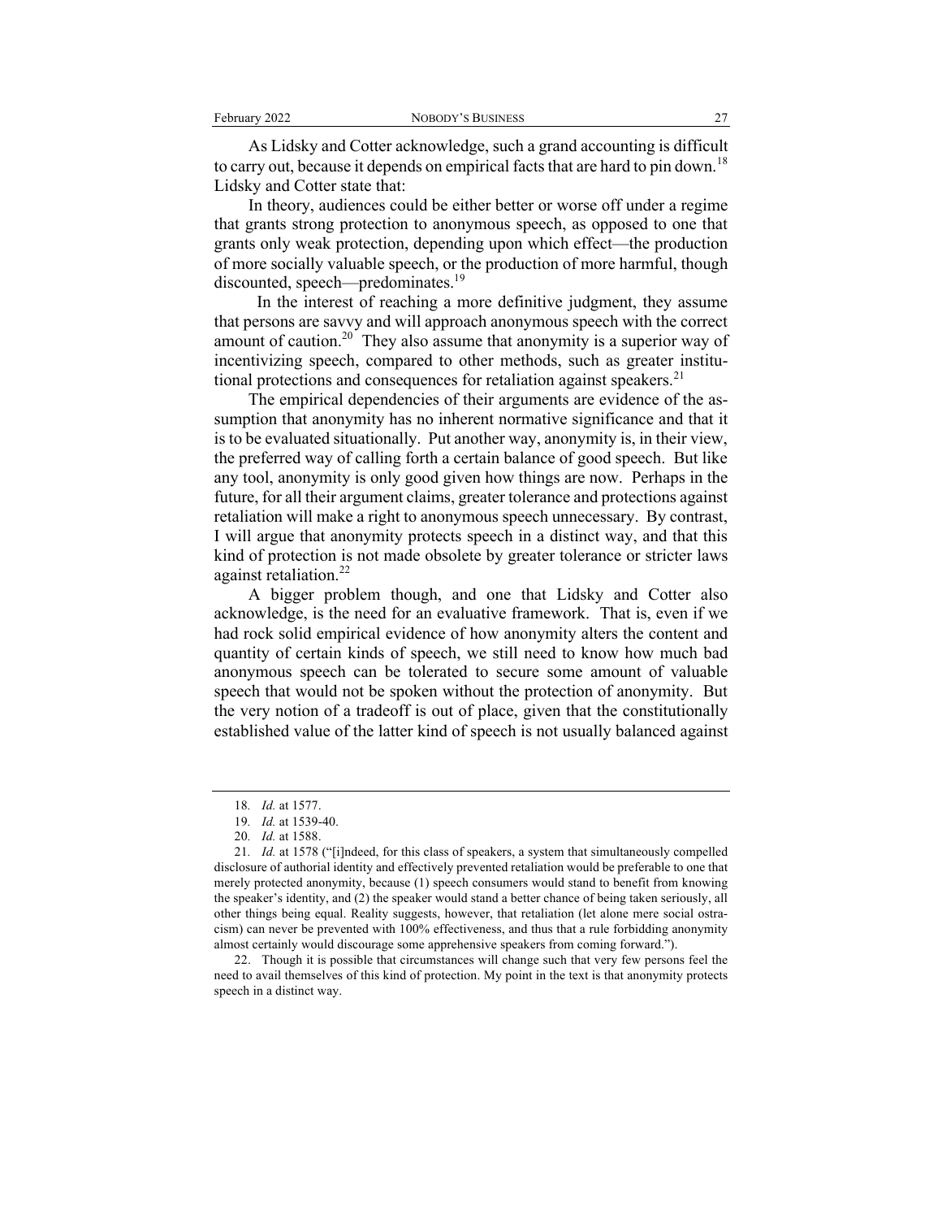As Lidsky and Cotter acknowledge, such a grand accounting is difficult to carry out, because it depends on empirical facts that are hard to pin down.[18] Lidsky and Cotter state that:

> In theory, audiences could be either better or worse off under a regime that grants strong protection to anonymous speech, as opposed to one that grants only weak protection, depending upon which effect—the production of more socially valuable speech, or the production of more harmful, though discounted, speech—predominates.[19]

In the interest of reaching a more definitive judgment, they assume that persons are savvy and will approach anonymous speech with the correct amount of caution.[20] They also assume that anonymity is a superior way of incentivizing speech, compared to other methods, such as greater institutional protections and consequences for retaliation against speakers.[21]

The empirical dependencies of their arguments are evidence of the assumption that anonymity has no inherent normative significance and that it is to be evaluated situationally. Put another way, anonymity is, in their view, the preferred way of calling forth a certain balance of good speech. But like any tool, anonymity is only good given how things are now. Perhaps in the future, for all their argument claims, greater tolerance and protections against retaliation will make a right to anonymous speech unnecessary. By contrast, I will argue that anonymity protects speech in a distinct way, and that this kind of protection is not made obsolete by greater tolerance or stricter laws against retaliation.[22]

A bigger problem though, and one that Lidsky and Cotter also acknowledge, is the need for an evaluative framework. That is, even if we had rock solid empirical evidence of how anonymity alters the content and quantity of certain kinds of speech, we still need to know how much bad anonymous speech can be tolerated to secure some amount of valuable speech that would not be spoken without the protection of anonymity. But the very notion of a tradeoff is out of place, given that the constitutionally established value of the latter kind of speech is not usually balanced against

---

18. *Id.* at 1577.

19. *Id.* at 1539-40.

20. *Id.* at 1588.

21. *Id.* at 1578 ("[i]ndeed, for this class of speakers, a system that simultaneously compelled disclosure of authorial identity and effectively prevented retaliation would be preferable to one that merely protected anonymity, because (1) speech consumers would stand to benefit from knowing the speaker's identity, and (2) the speaker would stand a better chance of being taken seriously, all other things being equal. Reality suggests, however, that retaliation (let alone mere social ostracism) can never be prevented with 100% effectiveness, and thus that a rule forbidding anonymity almost certainly would discourage some apprehensive speakers from coming forward.").

22. Though it is possible that circumstances will change such that very few persons feel the need to avail themselves of this kind of protection. My point in the text is that anonymity protects speech in a distinct way.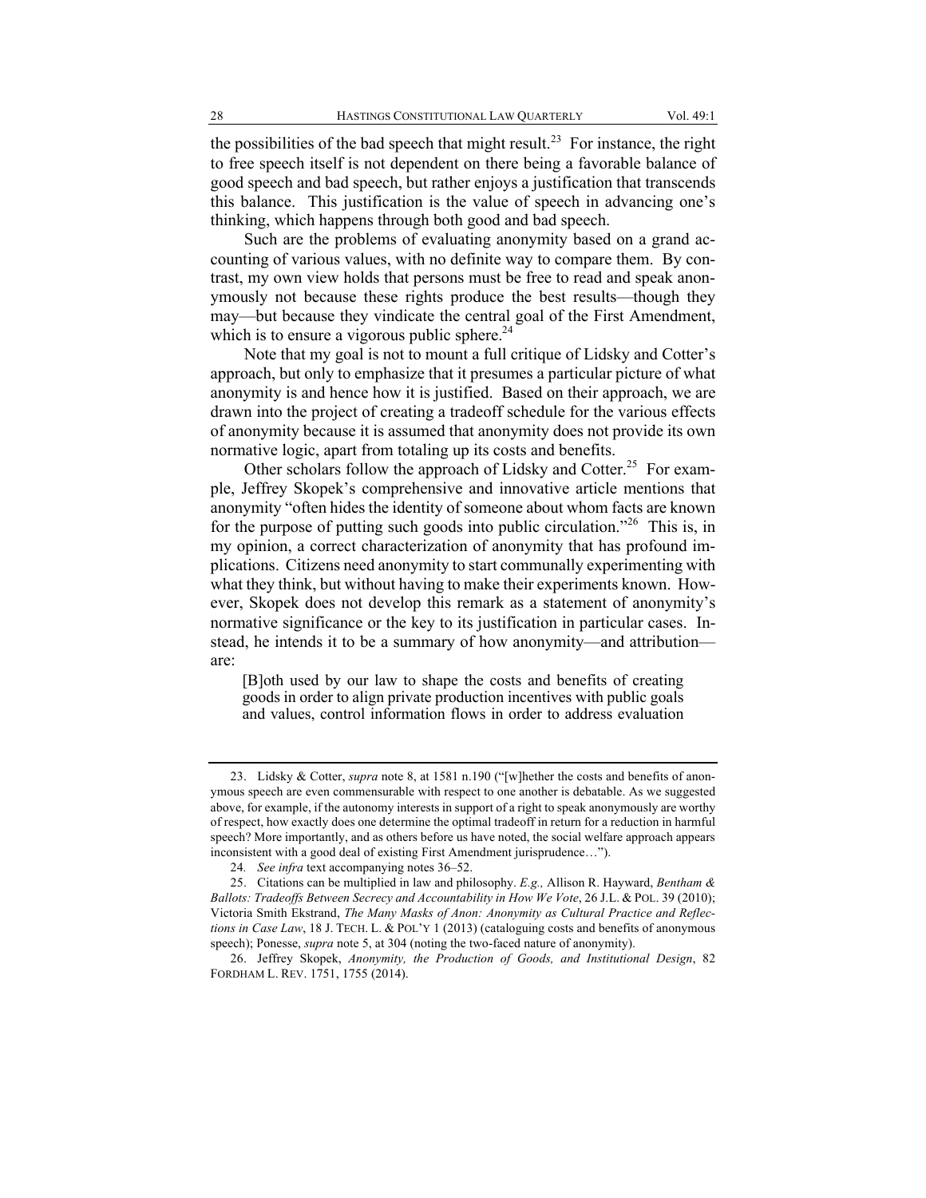the possibilities of the bad speech that might result.[23] For instance, the right to free speech itself is not dependent on there being a favorable balance of good speech and bad speech, but rather enjoys a justification that transcends this balance. This justification is the value of speech in advancing one's thinking, which happens through both good and bad speech.

Such are the problems of evaluating anonymity based on a grand accounting of various values, with no definite way to compare them. By contrast, my own view holds that persons must be free to read and speak anonymously not because these rights produce the best results—though they may—but because they vindicate the central goal of the First Amendment, which is to ensure a vigorous public sphere.[24]

Note that my goal is not to mount a full critique of Lidsky and Cotter's approach, but only to emphasize that it presumes a particular picture of what anonymity is and hence how it is justified. Based on their approach, we are drawn into the project of creating a tradeoff schedule for the various effects of anonymity because it is assumed that anonymity does not provide its own normative logic, apart from totaling up its costs and benefits.

Other scholars follow the approach of Lidsky and Cotter.[25] For example, Jeffrey Skopek's comprehensive and innovative article mentions that anonymity "often hides the identity of someone about whom facts are known for the purpose of putting such goods into public circulation."[26] This is, in my opinion, a correct characterization of anonymity that has profound implications. Citizens need anonymity to start communally experimenting with what they think, but without having to make their experiments known. However, Skopek does not develop this remark as a statement of anonymity's normative significance or the key to its justification in particular cases. Instead, he intends it to be a summary of how anonymity—and attribution—are:

> [B]oth used by our law to shape the costs and benefits of creating goods in order to align private production incentives with public goals and values, control information flows in order to address evaluation

---

23. Lidsky & Cotter, *supra* note 8, at 1581 n.190 ("[w]hether the costs and benefits of anonymous speech are even commensurable with respect to one another is debatable. As we suggested above, for example, if the autonomy interests in support of a right to speak anonymously are worthy of respect, how exactly does one determine the optimal tradeoff in return for a reduction in harmful speech? More importantly, and as others before us have noted, the social welfare approach appears inconsistent with a good deal of existing First Amendment jurisprudence…").

24. *See infra* text accompanying notes 36–52.

25. Citations can be multiplied in law and philosophy. *E.g.,* Allison R. Hayward, *Bentham & Ballots: Tradeoffs Between Secrecy and Accountability in How We Vote*, 26 J.L. & POL. 39 (2010); Victoria Smith Ekstrand, *The Many Masks of Anon: Anonymity as Cultural Practice and Reflections in Case Law*, 18 J. TECH. L. & POL'Y 1 (2013) (cataloguing costs and benefits of anonymous speech); Ponesse, *supra* note 5, at 304 (noting the two-faced nature of anonymity).

26. Jeffrey Skopek, *Anonymity, the Production of Goods, and Institutional Design*, 82 FORDHAM L. REV. 1751, 1755 (2014).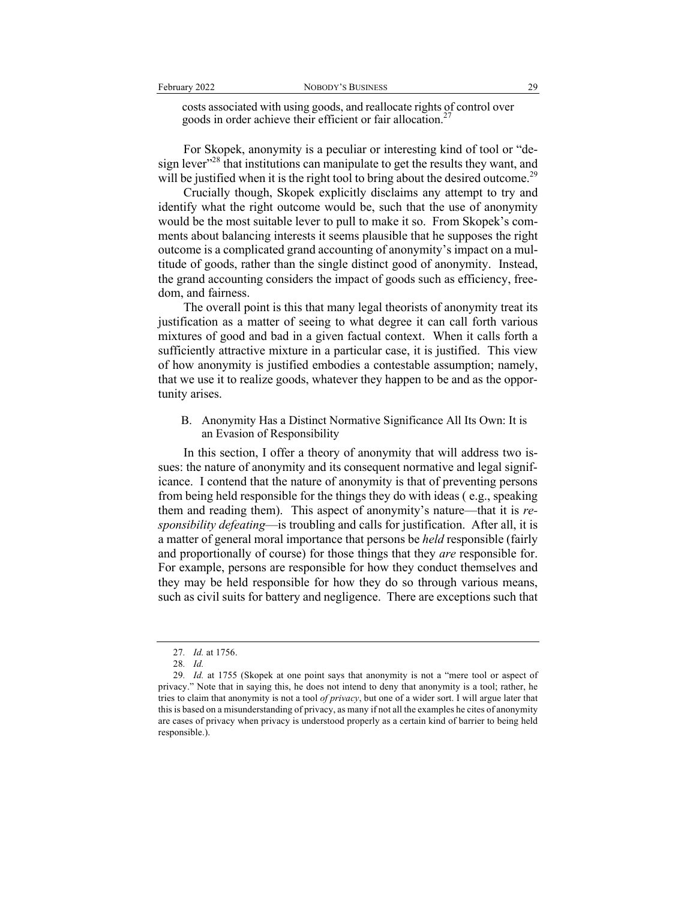costs associated with using goods, and reallocate rights of control over goods in order achieve their efficient or fair allocation.[27]

For Skopek, anonymity is a peculiar or interesting kind of tool or "design lever"[28] that institutions can manipulate to get the results they want, and will be justified when it is the right tool to bring about the desired outcome.[29]

Crucially though, Skopek explicitly disclaims any attempt to try and identify what the right outcome would be, such that the use of anonymity would be the most suitable lever to pull to make it so. From Skopek's comments about balancing interests it seems plausible that he supposes the right outcome is a complicated grand accounting of anonymity's impact on a multitude of goods, rather than the single distinct good of anonymity. Instead, the grand accounting considers the impact of goods such as efficiency, freedom, and fairness.

The overall point is this that many legal theorists of anonymity treat its justification as a matter of seeing to what degree it can call forth various mixtures of good and bad in a given factual context. When it calls forth a sufficiently attractive mixture in a particular case, it is justified. This view of how anonymity is justified embodies a contestable assumption; namely, that we use it to realize goods, whatever they happen to be and as the opportunity arises.

### B. Anonymity Has a Distinct Normative Significance All Its Own: It is an Evasion of Responsibility

In this section, I offer a theory of anonymity that will address two issues: the nature of anonymity and its consequent normative and legal significance. I contend that the nature of anonymity is that of preventing persons from being held responsible for the things they do with ideas ( e.g., speaking them and reading them). This aspect of anonymity's nature—that it is *responsibility defeating*—is troubling and calls for justification. After all, it is a matter of general moral importance that persons be *held* responsible (fairly and proportionally of course) for those things that they *are* responsible for. For example, persons are responsible for how they conduct themselves and they may be held responsible for how they do so through various means, such as civil suits for battery and negligence. There are exceptions such that

---

27. *Id.* at 1756.

28. *Id.*

29. *Id.* at 1755 (Skopek at one point says that anonymity is not a "mere tool or aspect of privacy." Note that in saying this, he does not intend to deny that anonymity is a tool; rather, he tries to claim that anonymity is not a tool *of privacy*, but one of a wider sort. I will argue later that this is based on a misunderstanding of privacy, as many if not all the examples he cites of anonymity are cases of privacy when privacy is understood properly as a certain kind of barrier to being held responsible.).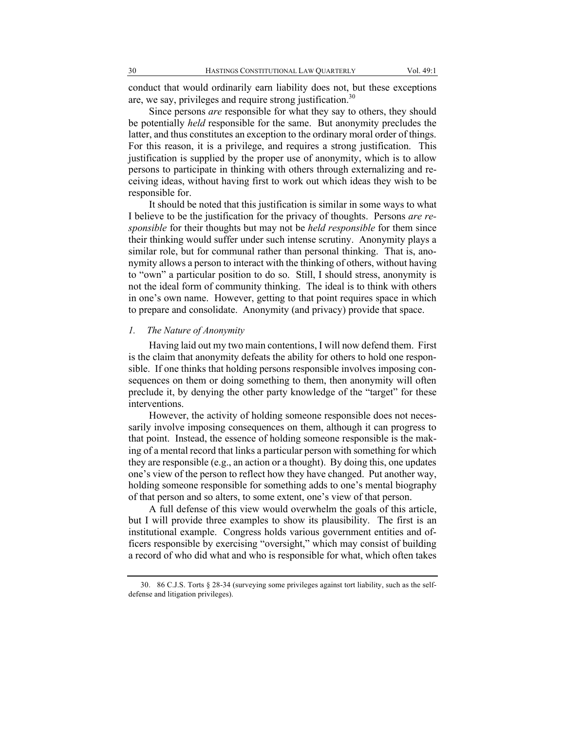conduct that would ordinarily earn liability does not, but these exceptions are, we say, privileges and require strong justification.[30]

Since persons *are* responsible for what they say to others, they should be potentially *held* responsible for the same. But anonymity precludes the latter, and thus constitutes an exception to the ordinary moral order of things. For this reason, it is a privilege, and requires a strong justification. This justification is supplied by the proper use of anonymity, which is to allow persons to participate in thinking with others through externalizing and receiving ideas, without having first to work out which ideas they wish to be responsible for.

It should be noted that this justification is similar in some ways to what I believe to be the justification for the privacy of thoughts. Persons *are responsible* for their thoughts but may not be *held responsible* for them since their thinking would suffer under such intense scrutiny. Anonymity plays a similar role, but for communal rather than personal thinking. That is, anonymity allows a person to interact with the thinking of others, without having to "own" a particular position to do so. Still, I should stress, anonymity is not the ideal form of community thinking. The ideal is to think with others in one's own name. However, getting to that point requires space in which to prepare and consolidate. Anonymity (and privacy) provide that space.

### *1. The Nature of Anonymity*

Having laid out my two main contentions, I will now defend them. First is the claim that anonymity defeats the ability for others to hold one responsible. If one thinks that holding persons responsible involves imposing consequences on them or doing something to them, then anonymity will often preclude it, by denying the other party knowledge of the "target" for these interventions.

However, the activity of holding someone responsible does not necessarily involve imposing consequences on them, although it can progress to that point. Instead, the essence of holding someone responsible is the making of a mental record that links a particular person with something for which they are responsible (e.g., an action or a thought). By doing this, one updates one's view of the person to reflect how they have changed. Put another way, holding someone responsible for something adds to one's mental biography of that person and so alters, to some extent, one's view of that person.

A full defense of this view would overwhelm the goals of this article, but I will provide three examples to show its plausibility. The first is an institutional example. Congress holds various government entities and officers responsible by exercising "oversight," which may consist of building a record of who did what and who is responsible for what, which often takes

---

30. 86 C.J.S. Torts § 28-34 (surveying some privileges against tort liability, such as the self-defense and litigation privileges).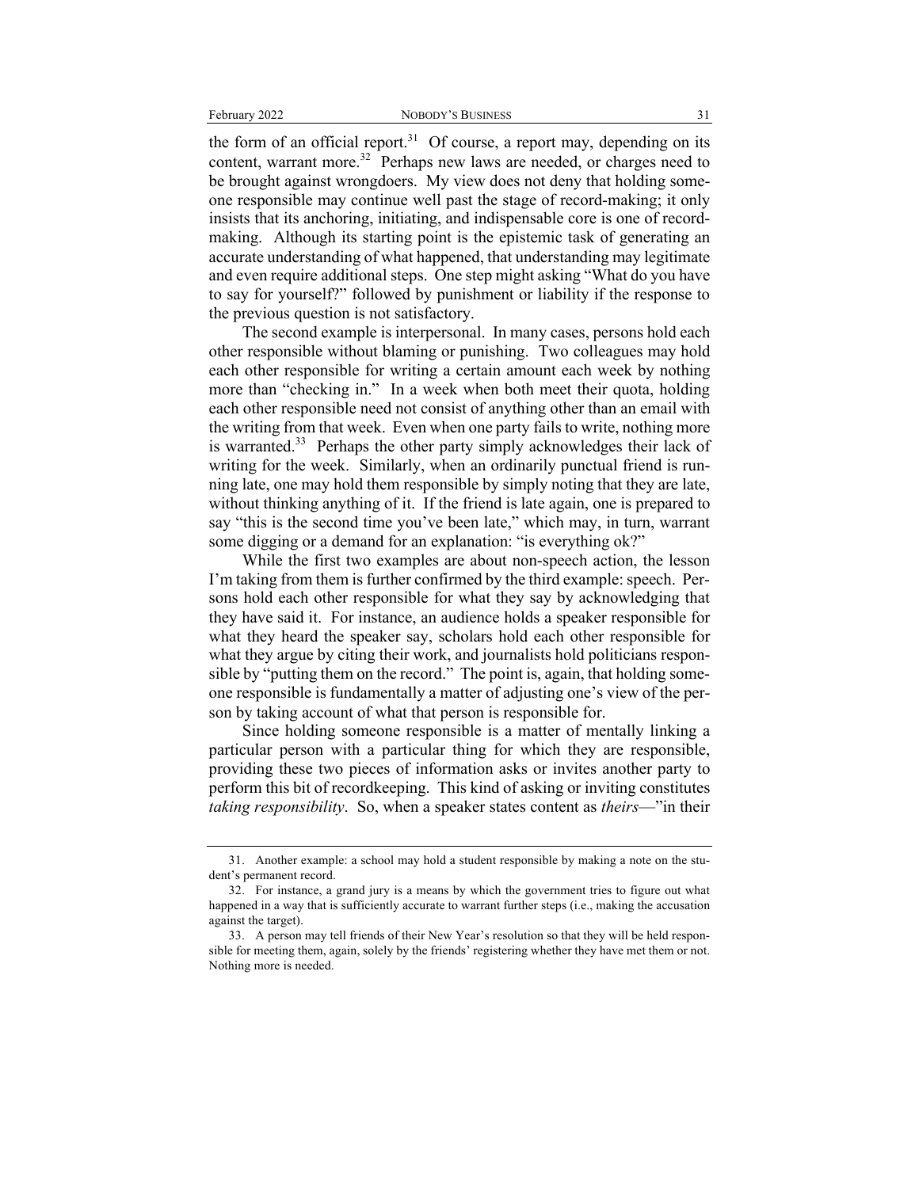the form of an official report.[31] Of course, a report may, depending on its content, warrant more.[32] Perhaps new laws are needed, or charges need to be brought against wrongdoers. My view does not deny that holding someone responsible may continue well past the stage of record-making; it only insists that its anchoring, initiating, and indispensable core is one of record-making. Although its starting point is the epistemic task of generating an accurate understanding of what happened, that understanding may legitimate and even require additional steps. One step might asking "What do you have to say for yourself?" followed by punishment or liability if the response to the previous question is not satisfactory.

The second example is interpersonal. In many cases, persons hold each other responsible without blaming or punishing. Two colleagues may hold each other responsible for writing a certain amount each week by nothing more than "checking in." In a week when both meet their quota, holding each other responsible need not consist of anything other than an email with the writing from that week. Even when one party fails to write, nothing more is warranted.[33] Perhaps the other party simply acknowledges their lack of writing for the week. Similarly, when an ordinarily punctual friend is running late, one may hold them responsible by simply noting that they are late, without thinking anything of it. If the friend is late again, one is prepared to say "this is the second time you've been late," which may, in turn, warrant some digging or a demand for an explanation: "is everything ok?"

While the first two examples are about non-speech action, the lesson I'm taking from them is further confirmed by the third example: speech. Persons hold each other responsible for what they say by acknowledging that they have said it. For instance, an audience holds a speaker responsible for what they heard the speaker say, scholars hold each other responsible for what they argue by citing their work, and journalists hold politicians responsible by "putting them on the record." The point is, again, that holding someone responsible is fundamentally a matter of adjusting one's view of the person by taking account of what that person is responsible for.

Since holding someone responsible is a matter of mentally linking a particular person with a particular thing for which they are responsible, providing these two pieces of information asks or invites another party to perform this bit of recordkeeping. This kind of asking or inviting constitutes *taking responsibility*. So, when a speaker states content as *theirs*—"in their

---

31. Another example: a school may hold a student responsible by making a note on the student's permanent record.

32. For instance, a grand jury is a means by which the government tries to figure out what happened in a way that is sufficiently accurate to warrant further steps (i.e., making the accusation against the target).

33. A person may tell friends of their New Year's resolution so that they will be held responsible for meeting them, again, solely by the friends' registering whether they have met them or not. Nothing more is needed.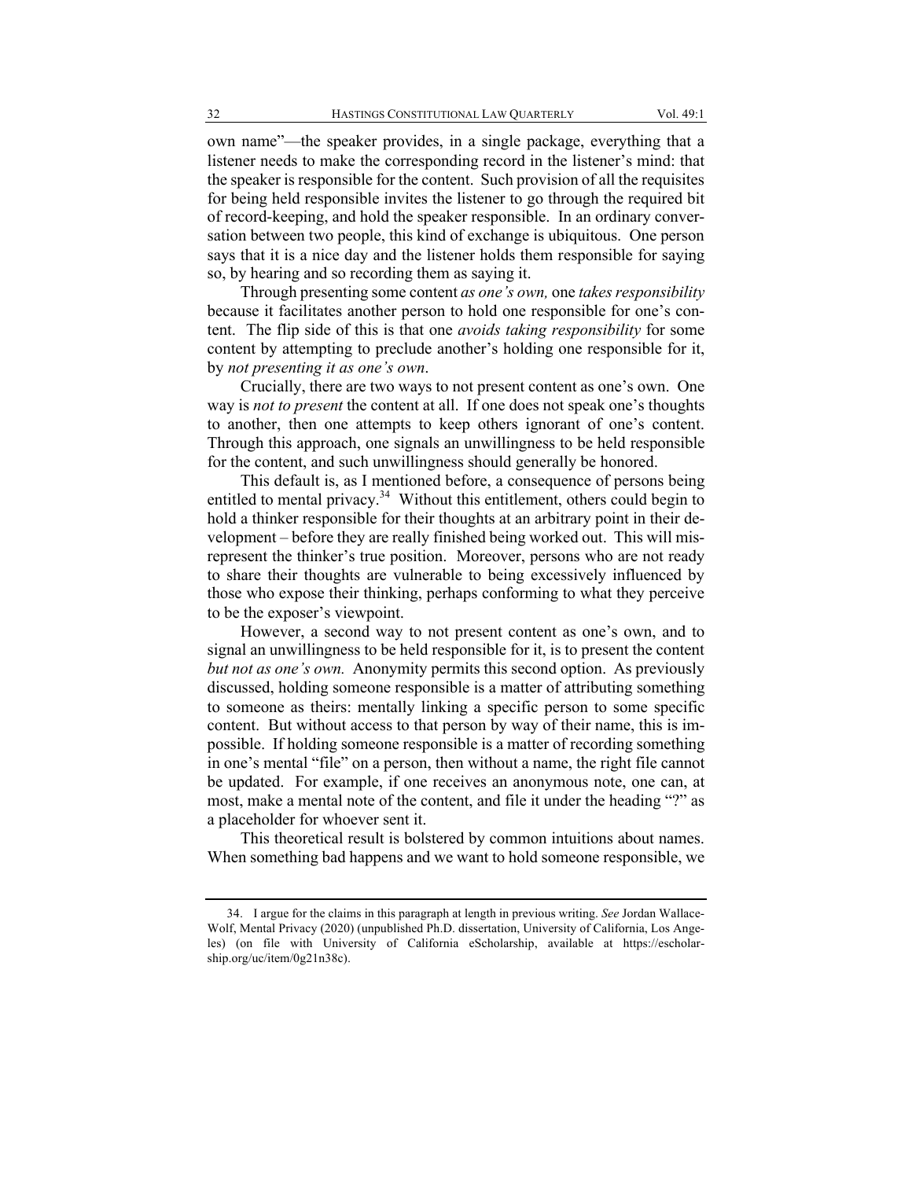own name"—the speaker provides, in a single package, everything that a listener needs to make the corresponding record in the listener's mind: that the speaker is responsible for the content. Such provision of all the requisites for being held responsible invites the listener to go through the required bit of record-keeping, and hold the speaker responsible. In an ordinary conversation between two people, this kind of exchange is ubiquitous. One person says that it is a nice day and the listener holds them responsible for saying so, by hearing and so recording them as saying it.

Through presenting some content *as one's own,* one *takes responsibility* because it facilitates another person to hold one responsible for one's content. The flip side of this is that one *avoids taking responsibility* for some content by attempting to preclude another's holding one responsible for it, by *not presenting it as one's own*.

Crucially, there are two ways to not present content as one's own. One way is *not to present* the content at all. If one does not speak one's thoughts to another, then one attempts to keep others ignorant of one's content. Through this approach, one signals an unwillingness to be held responsible for the content, and such unwillingness should generally be honored.

This default is, as I mentioned before, a consequence of persons being entitled to mental privacy.[34] Without this entitlement, others could begin to hold a thinker responsible for their thoughts at an arbitrary point in their development – before they are really finished being worked out. This will misrepresent the thinker's true position. Moreover, persons who are not ready to share their thoughts are vulnerable to being excessively influenced by those who expose their thinking, perhaps conforming to what they perceive to be the exposer's viewpoint.

However, a second way to not present content as one's own, and to signal an unwillingness to be held responsible for it, is to present the content *but not as one's own.* Anonymity permits this second option. As previously discussed, holding someone responsible is a matter of attributing something to someone as theirs: mentally linking a specific person to some specific content. But without access to that person by way of their name, this is impossible. If holding someone responsible is a matter of recording something in one's mental "file" on a person, then without a name, the right file cannot be updated. For example, if one receives an anonymous note, one can, at most, make a mental note of the content, and file it under the heading "?" as a placeholder for whoever sent it.

This theoretical result is bolstered by common intuitions about names. When something bad happens and we want to hold someone responsible, we

---

34. I argue for the claims in this paragraph at length in previous writing. *See* Jordan Wallace-Wolf, Mental Privacy (2020) (unpublished Ph.D. dissertation, University of California, Los Angeles) (on file with University of California eScholarship, available at https://escholarship.org/uc/item/0g21n38c).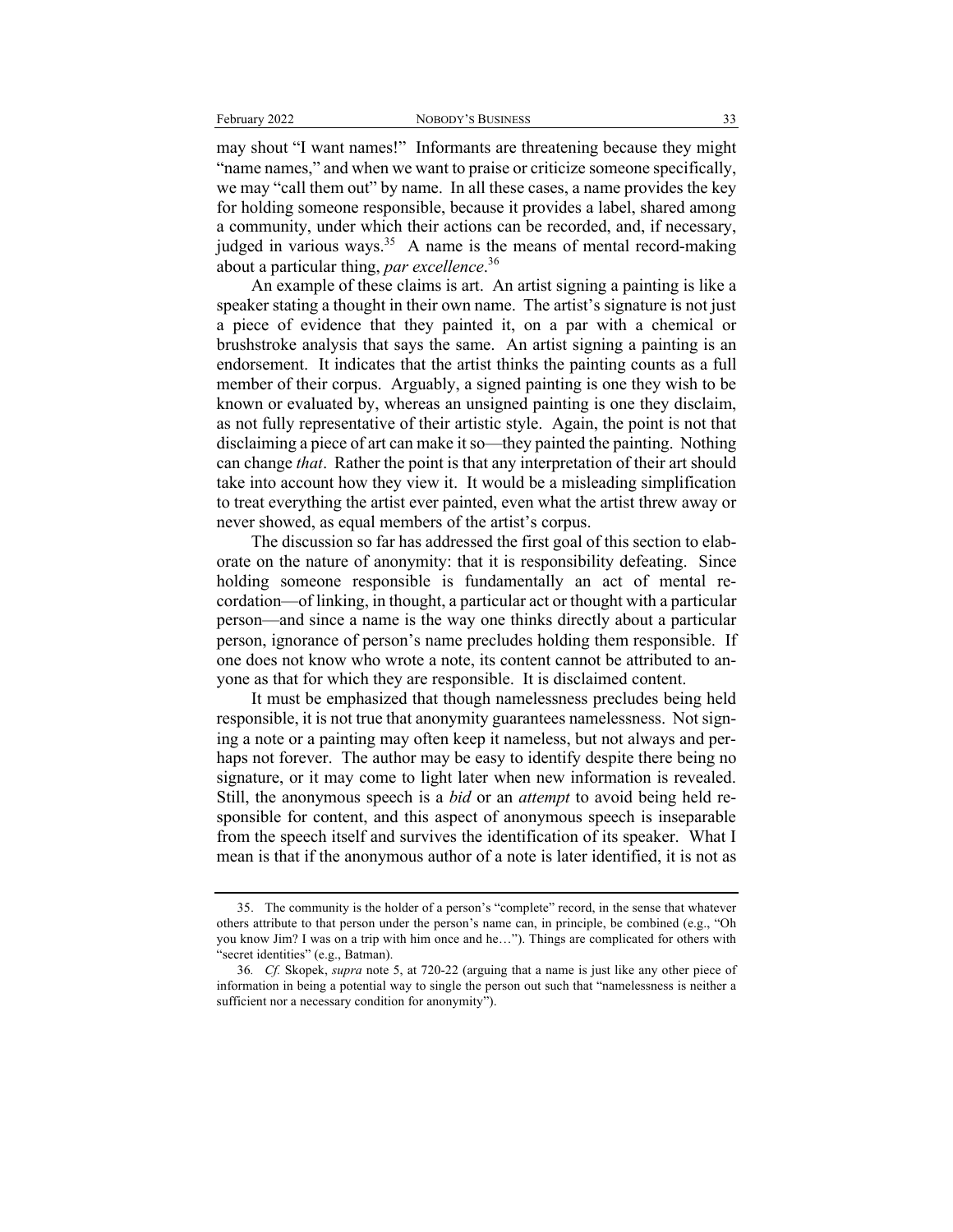may shout "I want names!" Informants are threatening because they might "name names," and when we want to praise or criticize someone specifically, we may "call them out" by name. In all these cases, a name provides the key for holding someone responsible, because it provides a label, shared among a community, under which their actions can be recorded, and, if necessary, judged in various ways.[35] A name is the means of mental record-making about a particular thing, *par excellence*.[36]

An example of these claims is art. An artist signing a painting is like a speaker stating a thought in their own name. The artist's signature is not just a piece of evidence that they painted it, on a par with a chemical or brushstroke analysis that says the same. An artist signing a painting is an endorsement. It indicates that the artist thinks the painting counts as a full member of their corpus. Arguably, a signed painting is one they wish to be known or evaluated by, whereas an unsigned painting is one they disclaim, as not fully representative of their artistic style. Again, the point is not that disclaiming a piece of art can make it so—they painted the painting. Nothing can change *that*. Rather the point is that any interpretation of their art should take into account how they view it. It would be a misleading simplification to treat everything the artist ever painted, even what the artist threw away or never showed, as equal members of the artist's corpus.

The discussion so far has addressed the first goal of this section to elaborate on the nature of anonymity: that it is responsibility defeating. Since holding someone responsible is fundamentally an act of mental recordation—of linking, in thought, a particular act or thought with a particular person—and since a name is the way one thinks directly about a particular person, ignorance of person's name precludes holding them responsible. If one does not know who wrote a note, its content cannot be attributed to anyone as that for which they are responsible. It is disclaimed content.

It must be emphasized that though namelessness precludes being held responsible, it is not true that anonymity guarantees namelessness. Not signing a note or a painting may often keep it nameless, but not always and perhaps not forever. The author may be easy to identify despite there being no signature, or it may come to light later when new information is revealed. Still, the anonymous speech is a *bid* or an *attempt* to avoid being held responsible for content, and this aspect of anonymous speech is inseparable from the speech itself and survives the identification of its speaker. What I mean is that if the anonymous author of a note is later identified, it is not as

---

35. The community is the holder of a person's "complete" record, in the sense that whatever others attribute to that person under the person's name can, in principle, be combined (e.g., "Oh you know Jim? I was on a trip with him once and he…"). Things are complicated for others with "secret identities" (e.g., Batman).

36. *Cf.* Skopek, *supra* note 5, at 720-22 (arguing that a name is just like any other piece of information in being a potential way to single the person out such that "namelessness is neither a sufficient nor a necessary condition for anonymity").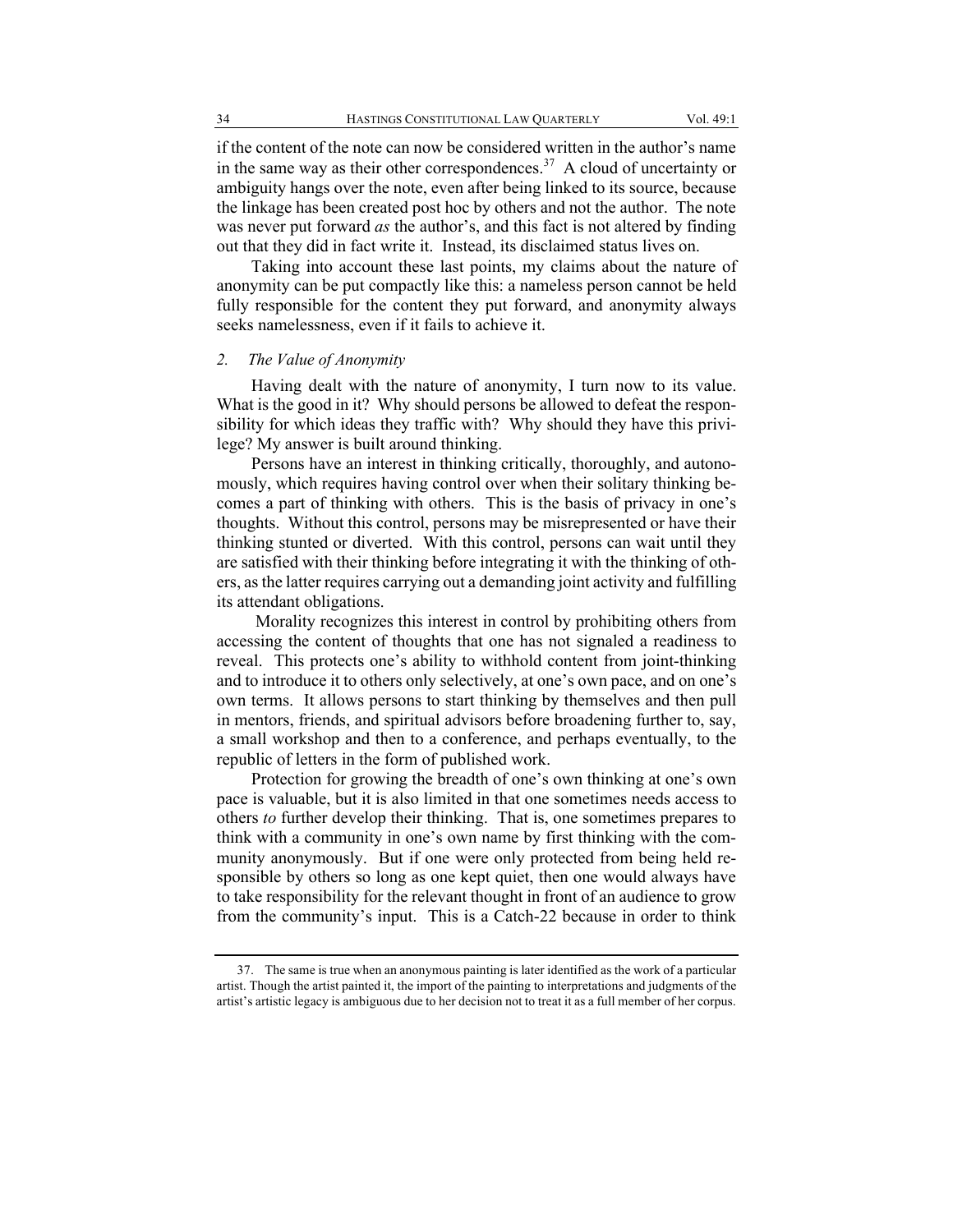if the content of the note can now be considered written in the author's name in the same way as their other correspondences.[37] A cloud of uncertainty or ambiguity hangs over the note, even after being linked to its source, because the linkage has been created post hoc by others and not the author. The note was never put forward *as* the author's, and this fact is not altered by finding out that they did in fact write it. Instead, its disclaimed status lives on.

Taking into account these last points, my claims about the nature of anonymity can be put compactly like this: a nameless person cannot be held fully responsible for the content they put forward, and anonymity always seeks namelessness, even if it fails to achieve it.

### *2. The Value of Anonymity*

Having dealt with the nature of anonymity, I turn now to its value. What is the good in it? Why should persons be allowed to defeat the responsibility for which ideas they traffic with? Why should they have this privilege? My answer is built around thinking.

Persons have an interest in thinking critically, thoroughly, and autonomously, which requires having control over when their solitary thinking becomes a part of thinking with others. This is the basis of privacy in one's thoughts. Without this control, persons may be misrepresented or have their thinking stunted or diverted. With this control, persons can wait until they are satisfied with their thinking before integrating it with the thinking of others, as the latter requires carrying out a demanding joint activity and fulfilling its attendant obligations.

Morality recognizes this interest in control by prohibiting others from accessing the content of thoughts that one has not signaled a readiness to reveal. This protects one's ability to withhold content from joint-thinking and to introduce it to others only selectively, at one's own pace, and on one's own terms. It allows persons to start thinking by themselves and then pull in mentors, friends, and spiritual advisors before broadening further to, say, a small workshop and then to a conference, and perhaps eventually, to the republic of letters in the form of published work.

Protection for growing the breadth of one's own thinking at one's own pace is valuable, but it is also limited in that one sometimes needs access to others *to* further develop their thinking. That is, one sometimes prepares to think with a community in one's own name by first thinking with the community anonymously. But if one were only protected from being held responsible by others so long as one kept quiet, then one would always have to take responsibility for the relevant thought in front of an audience to grow from the community's input. This is a Catch-22 because in order to think

---

37. The same is true when an anonymous painting is later identified as the work of a particular artist. Though the artist painted it, the import of the painting to interpretations and judgments of the artist's artistic legacy is ambiguous due to her decision not to treat it as a full member of her corpus.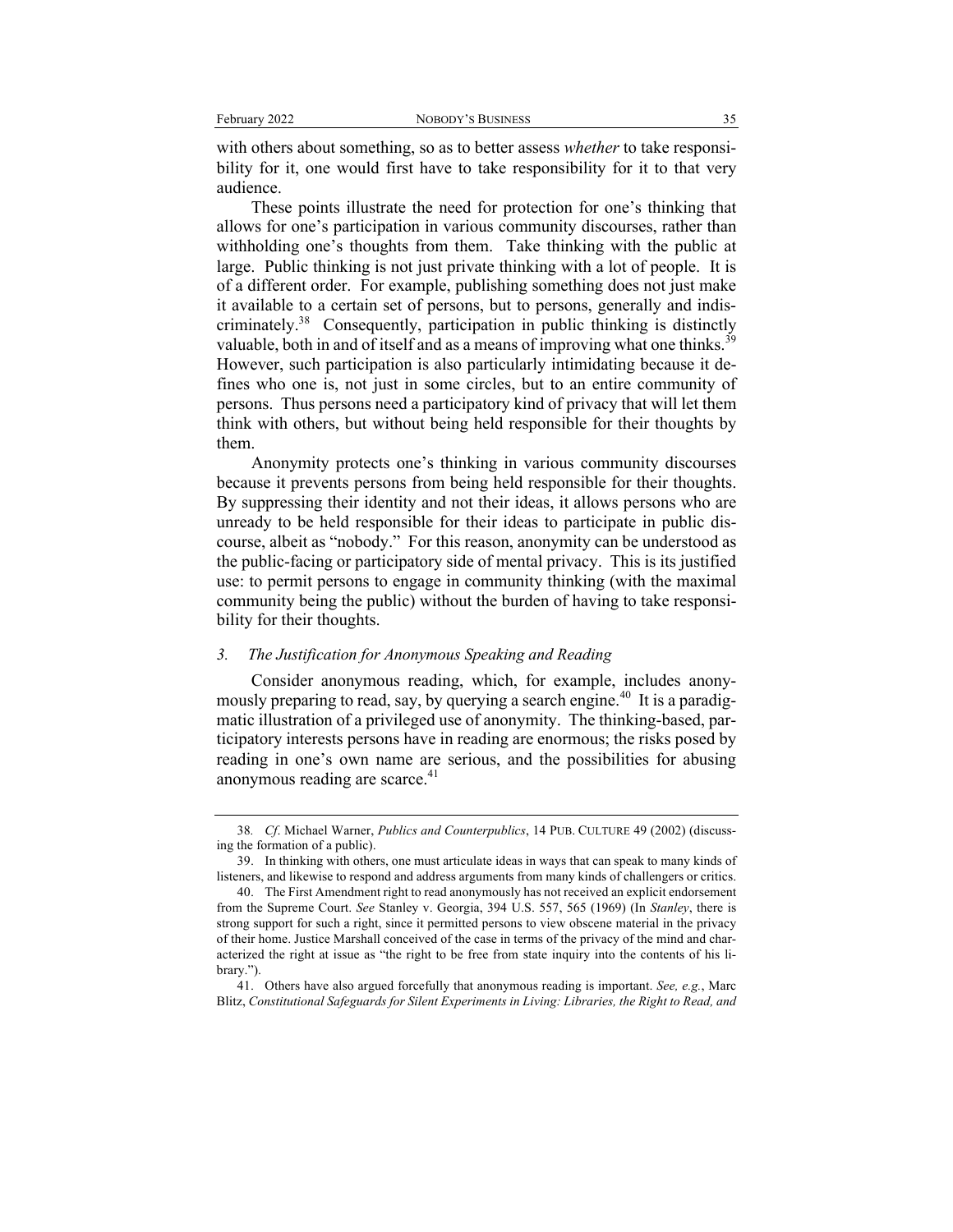with others about something, so as to better assess *whether* to take responsibility for it, one would first have to take responsibility for it to that very audience.

These points illustrate the need for protection for one's thinking that allows for one's participation in various community discourses, rather than withholding one's thoughts from them. Take thinking with the public at large. Public thinking is not just private thinking with a lot of people. It is of a different order. For example, publishing something does not just make it available to a certain set of persons, but to persons, generally and indiscriminately.[38] Consequently, participation in public thinking is distinctly valuable, both in and of itself and as a means of improving what one thinks.[39] However, such participation is also particularly intimidating because it defines who one is, not just in some circles, but to an entire community of persons. Thus persons need a participatory kind of privacy that will let them think with others, but without being held responsible for their thoughts by them.

Anonymity protects one's thinking in various community discourses because it prevents persons from being held responsible for their thoughts. By suppressing their identity and not their ideas, it allows persons who are unready to be held responsible for their ideas to participate in public discourse, albeit as "nobody." For this reason, anonymity can be understood as the public-facing or participatory side of mental privacy. This is its justified use: to permit persons to engage in community thinking (with the maximal community being the public) without the burden of having to take responsibility for their thoughts.

### *3. The Justification for Anonymous Speaking and Reading*

Consider anonymous reading, which, for example, includes anonymously preparing to read, say, by querying a search engine.[40] It is a paradigmatic illustration of a privileged use of anonymity. The thinking-based, participatory interests persons have in reading are enormous; the risks posed by reading in one's own name are serious, and the possibilities for abusing anonymous reading are scarce.[41]

---

38. *Cf*. Michael Warner, *Publics and Counterpublics*, 14 PUB. CULTURE 49 (2002) (discussing the formation of a public).

39. In thinking with others, one must articulate ideas in ways that can speak to many kinds of listeners, and likewise to respond and address arguments from many kinds of challengers or critics.

40. The First Amendment right to read anonymously has not received an explicit endorsement from the Supreme Court. *See* Stanley v. Georgia, 394 U.S. 557, 565 (1969) (In *Stanley*, there is strong support for such a right, since it permitted persons to view obscene material in the privacy of their home. Justice Marshall conceived of the case in terms of the privacy of the mind and characterized the right at issue as "the right to be free from state inquiry into the contents of his library.").

41. Others have also argued forcefully that anonymous reading is important. *See, e.g.*, Marc Blitz, *Constitutional Safeguards for Silent Experiments in Living: Libraries, the Right to Read, and*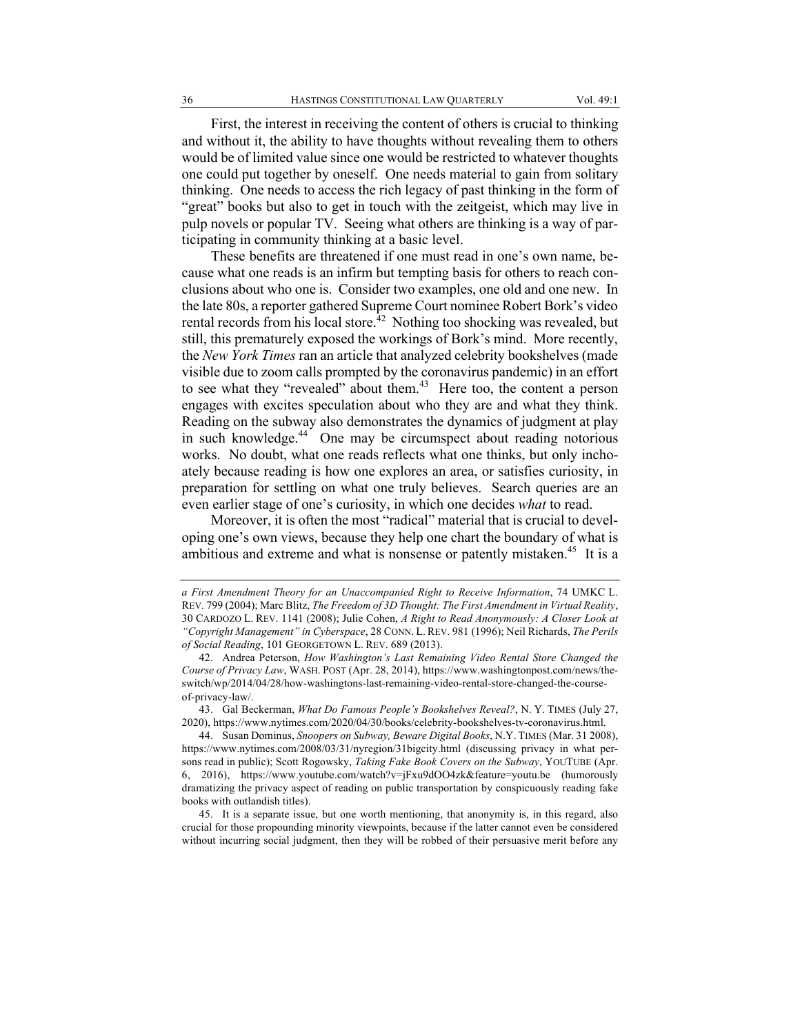First, the interest in receiving the content of others is crucial to thinking and without it, the ability to have thoughts without revealing them to others would be of limited value since one would be restricted to whatever thoughts one could put together by oneself. One needs material to gain from solitary thinking. One needs to access the rich legacy of past thinking in the form of "great" books but also to get in touch with the zeitgeist, which may live in pulp novels or popular TV. Seeing what others are thinking is a way of participating in community thinking at a basic level.

These benefits are threatened if one must read in one's own name, because what one reads is an infirm but tempting basis for others to reach conclusions about who one is. Consider two examples, one old and one new. In the late 80s, a reporter gathered Supreme Court nominee Robert Bork's video rental records from his local store.[42] Nothing too shocking was revealed, but still, this prematurely exposed the workings of Bork's mind. More recently, the *New York Times* ran an article that analyzed celebrity bookshelves (made visible due to zoom calls prompted by the coronavirus pandemic) in an effort to see what they "revealed" about them.[43] Here too, the content a person engages with excites speculation about who they are and what they think. Reading on the subway also demonstrates the dynamics of judgment at play in such knowledge.[44] One may be circumspect about reading notorious works. No doubt, what one reads reflects what one thinks, but only inchoately because reading is how one explores an area, or satisfies curiosity, in preparation for settling on what one truly believes. Search queries are an even earlier stage of one's curiosity, in which one decides *what* to read.

Moreover, it is often the most "radical" material that is crucial to developing one's own views, because they help one chart the boundary of what is ambitious and extreme and what is nonsense or patently mistaken.[45] It is a

---

*a First Amendment Theory for an Unaccompanied Right to Receive Information*, 74 UMKC L. REV. 799 (2004); Marc Blitz, *The Freedom of 3D Thought: The First Amendment in Virtual Reality*, 30 CARDOZO L. REV. 1141 (2008); Julie Cohen, *A Right to Read Anonymously: A Closer Look at "Copyright Management" in Cyberspace*, 28 CONN. L. REV. 981 (1996); Neil Richards, *The Perils of Social Reading*, 101 GEORGETOWN L. REV. 689 (2013).

42. Andrea Peterson, *How Washington's Last Remaining Video Rental Store Changed the Course of Privacy Law*, WASH. POST (Apr. 28, 2014), https://www.washingtonpost.com/news/the-switch/wp/2014/04/28/how-washingtons-last-remaining-video-rental-store-changed-the-course-of-privacy-law/.

43. Gal Beckerman, *What Do Famous People's Bookshelves Reveal?*, N. Y. TIMES (July 27, 2020), https://www.nytimes.com/2020/04/30/books/celebrity-bookshelves-tv-coronavirus.html.

44. Susan Dominus, *Snoopers on Subway, Beware Digital Books*, N.Y. TIMES (Mar. 31 2008), https://www.nytimes.com/2008/03/31/nyregion/31bigcity.html (discussing privacy in what persons read in public); Scott Rogowsky, *Taking Fake Book Covers on the Subway*, YOUTUBE (Apr. 6, 2016), https://www.youtube.com/watch?v=jFxu9dOO4zk&feature=youtu.be (humorously dramatizing the privacy aspect of reading on public transportation by conspicuously reading fake books with outlandish titles).

45. It is a separate issue, but one worth mentioning, that anonymity is, in this regard, also crucial for those propounding minority viewpoints, because if the latter cannot even be considered without incurring social judgment, then they will be robbed of their persuasive merit before any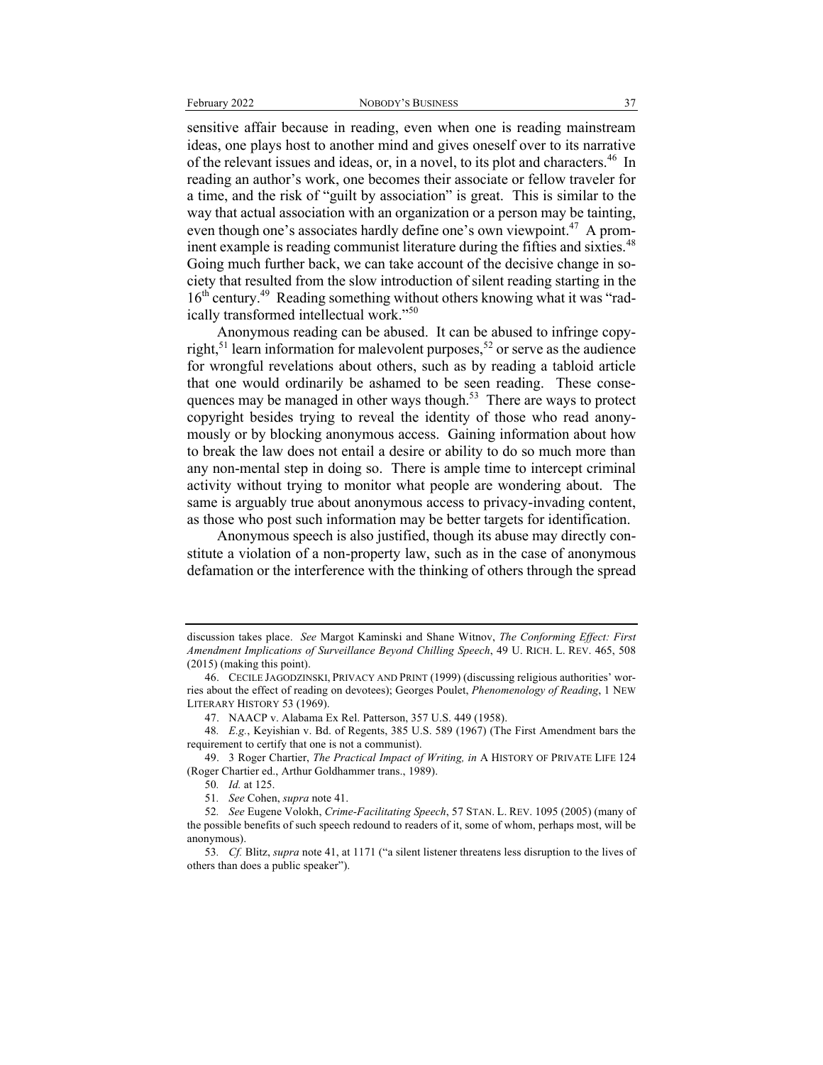sensitive affair because in reading, even when one is reading mainstream ideas, one plays host to another mind and gives oneself over to its narrative of the relevant issues and ideas, or, in a novel, to its plot and characters.[46] In reading an author's work, one becomes their associate or fellow traveler for a time, and the risk of "guilt by association" is great. This is similar to the way that actual association with an organization or a person may be tainting, even though one's associates hardly define one's own viewpoint.[47] A prominent example is reading communist literature during the fifties and sixties.[48] Going much further back, we can take account of the decisive change in society that resulted from the slow introduction of silent reading starting in the 16th century.[49] Reading something without others knowing what it was "radically transformed intellectual work."[50]

Anonymous reading can be abused. It can be abused to infringe copyright,[51] learn information for malevolent purposes,[52] or serve as the audience for wrongful revelations about others, such as by reading a tabloid article that one would ordinarily be ashamed to be seen reading. These consequences may be managed in other ways though.[53] There are ways to protect copyright besides trying to reveal the identity of those who read anonymously or by blocking anonymous access. Gaining information about how to break the law does not entail a desire or ability to do so much more than any non-mental step in doing so. There is ample time to intercept criminal activity without trying to monitor what people are wondering about. The same is arguably true about anonymous access to privacy-invading content, as those who post such information may be better targets for identification.

Anonymous speech is also justified, though its abuse may directly constitute a violation of a non-property law, such as in the case of anonymous defamation or the interference with the thinking of others through the spread

---

discussion takes place. *See* Margot Kaminski and Shane Witnov, *The Conforming Effect: First Amendment Implications of Surveillance Beyond Chilling Speech*, 49 U. RICH. L. REV. 465, 508 (2015) (making this point).

46. CECILE JAGODZINSKI, PRIVACY AND PRINT (1999) (discussing religious authorities' worries about the effect of reading on devotees); Georges Poulet, *Phenomenology of Reading*, 1 NEW LITERARY HISTORY 53 (1969).

47. NAACP v. Alabama Ex Rel. Patterson, 357 U.S. 449 (1958).

48. *E.g.*, Keyishian v. Bd. of Regents, 385 U.S. 589 (1967) (The First Amendment bars the requirement to certify that one is not a communist).

49. 3 Roger Chartier, *The Practical Impact of Writing, in* A HISTORY OF PRIVATE LIFE 124 (Roger Chartier ed., Arthur Goldhammer trans., 1989).

50. *Id.* at 125.

51. *See* Cohen, *supra* note 41.

52. *See* Eugene Volokh, *Crime-Facilitating Speech*, 57 STAN. L. REV. 1095 (2005) (many of the possible benefits of such speech redound to readers of it, some of whom, perhaps most, will be anonymous).

53. *Cf.* Blitz, *supra* note 41, at 1171 ("a silent listener threatens less disruption to the lives of others than does a public speaker").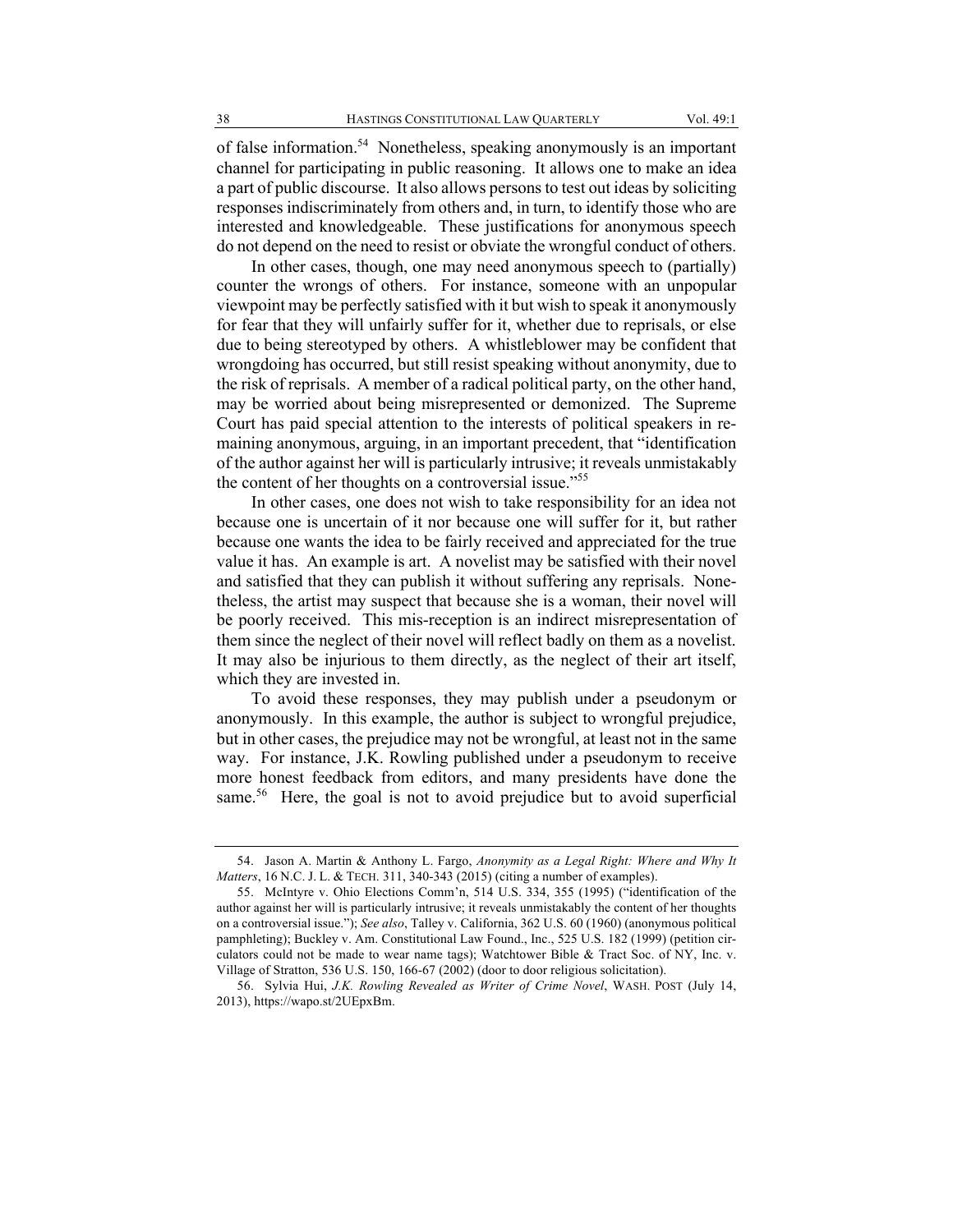of false information.[54] Nonetheless, speaking anonymously is an important channel for participating in public reasoning. It allows one to make an idea a part of public discourse. It also allows persons to test out ideas by soliciting responses indiscriminately from others and, in turn, to identify those who are interested and knowledgeable. These justifications for anonymous speech do not depend on the need to resist or obviate the wrongful conduct of others.

In other cases, though, one may need anonymous speech to (partially) counter the wrongs of others. For instance, someone with an unpopular viewpoint may be perfectly satisfied with it but wish to speak it anonymously for fear that they will unfairly suffer for it, whether due to reprisals, or else due to being stereotyped by others. A whistleblower may be confident that wrongdoing has occurred, but still resist speaking without anonymity, due to the risk of reprisals. A member of a radical political party, on the other hand, may be worried about being misrepresented or demonized. The Supreme Court has paid special attention to the interests of political speakers in remaining anonymous, arguing, in an important precedent, that "identification of the author against her will is particularly intrusive; it reveals unmistakably the content of her thoughts on a controversial issue."[55]

In other cases, one does not wish to take responsibility for an idea not because one is uncertain of it nor because one will suffer for it, but rather because one wants the idea to be fairly received and appreciated for the true value it has. An example is art. A novelist may be satisfied with their novel and satisfied that they can publish it without suffering any reprisals. Nonetheless, the artist may suspect that because she is a woman, their novel will be poorly received. This mis-reception is an indirect misrepresentation of them since the neglect of their novel will reflect badly on them as a novelist. It may also be injurious to them directly, as the neglect of their art itself, which they are invested in.

To avoid these responses, they may publish under a pseudonym or anonymously. In this example, the author is subject to wrongful prejudice, but in other cases, the prejudice may not be wrongful, at least not in the same way. For instance, J.K. Rowling published under a pseudonym to receive more honest feedback from editors, and many presidents have done the same.[56] Here, the goal is not to avoid prejudice but to avoid superficial

---

54. Jason A. Martin & Anthony L. Fargo, *Anonymity as a Legal Right: Where and Why It Matters*, 16 N.C. J. L. & TECH. 311, 340-343 (2015) (citing a number of examples).

55. McIntyre v. Ohio Elections Comm'n, 514 U.S. 334, 355 (1995) ("identification of the author against her will is particularly intrusive; it reveals unmistakably the content of her thoughts on a controversial issue."); *See also*, Talley v. California, 362 U.S. 60 (1960) (anonymous political pamphleting); Buckley v. Am. Constitutional Law Found., Inc., 525 U.S. 182 (1999) (petition circulators could not be made to wear name tags); Watchtower Bible & Tract Soc. of NY, Inc. v. Village of Stratton, 536 U.S. 150, 166-67 (2002) (door to door religious solicitation).

56. Sylvia Hui, *J.K. Rowling Revealed as Writer of Crime Novel*, WASH. POST (July 14, 2013), https://wapo.st/2UEpxBm.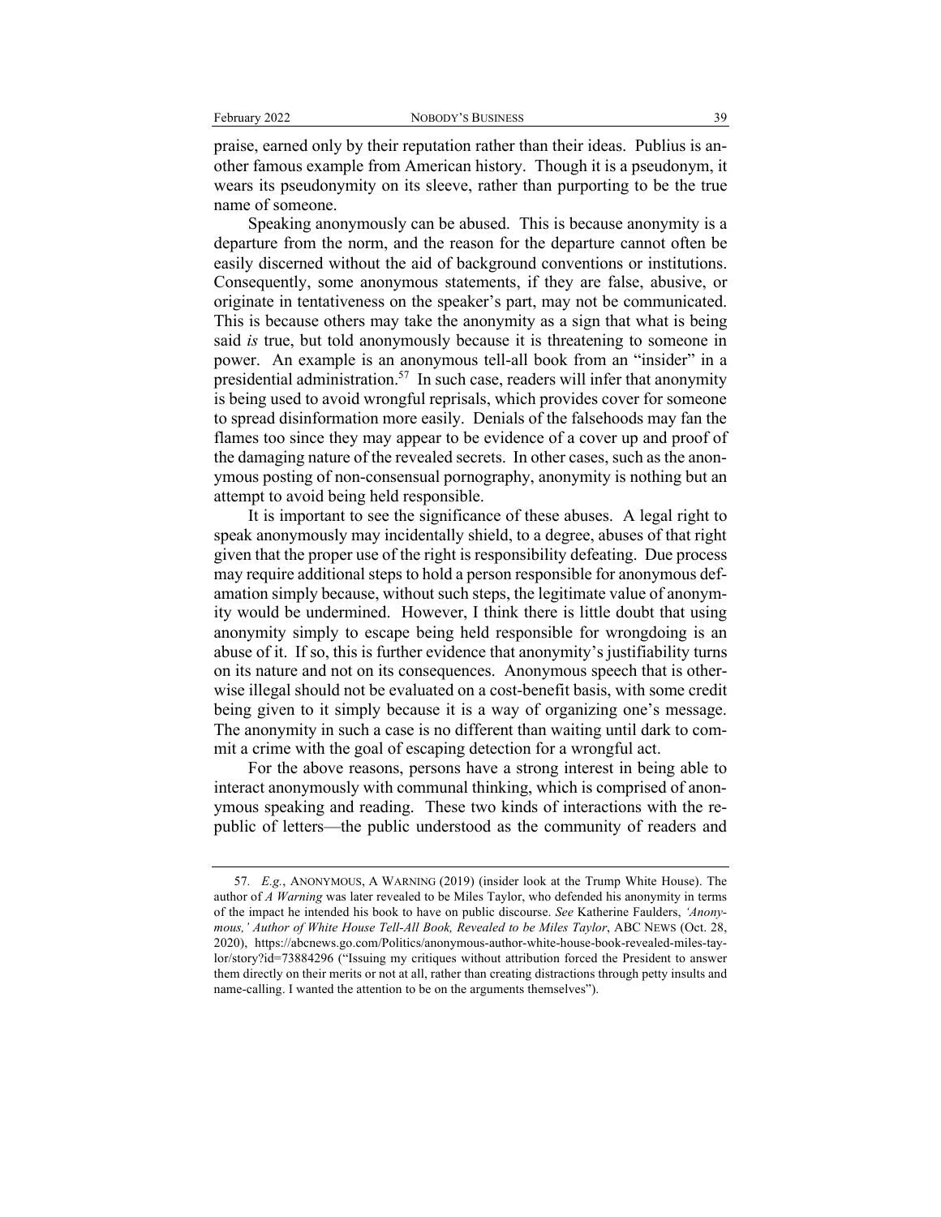praise, earned only by their reputation rather than their ideas. Publius is another famous example from American history. Though it is a pseudonym, it wears its pseudonymity on its sleeve, rather than purporting to be the true name of someone.

Speaking anonymously can be abused. This is because anonymity is a departure from the norm, and the reason for the departure cannot often be easily discerned without the aid of background conventions or institutions. Consequently, some anonymous statements, if they are false, abusive, or originate in tentativeness on the speaker's part, may not be communicated. This is because others may take the anonymity as a sign that what is being said *is* true, but told anonymously because it is threatening to someone in power. An example is an anonymous tell-all book from an "insider" in a presidential administration.[57] In such case, readers will infer that anonymity is being used to avoid wrongful reprisals, which provides cover for someone to spread disinformation more easily. Denials of the falsehoods may fan the flames too since they may appear to be evidence of a cover up and proof of the damaging nature of the revealed secrets. In other cases, such as the anonymous posting of non-consensual pornography, anonymity is nothing but an attempt to avoid being held responsible.

It is important to see the significance of these abuses. A legal right to speak anonymously may incidentally shield, to a degree, abuses of that right given that the proper use of the right is responsibility defeating. Due process may require additional steps to hold a person responsible for anonymous defamation simply because, without such steps, the legitimate value of anonymity would be undermined. However, I think there is little doubt that using anonymity simply to escape being held responsible for wrongdoing is an abuse of it. If so, this is further evidence that anonymity's justifiability turns on its nature and not on its consequences. Anonymous speech that is otherwise illegal should not be evaluated on a cost-benefit basis, with some credit being given to it simply because it is a way of organizing one's message. The anonymity in such a case is no different than waiting until dark to commit a crime with the goal of escaping detection for a wrongful act.

For the above reasons, persons have a strong interest in being able to interact anonymously with communal thinking, which is comprised of anonymous speaking and reading. These two kinds of interactions with the republic of letters—the public understood as the community of readers and

---

57. *E.g.*, ANONYMOUS, A WARNING (2019) (insider look at the Trump White House). The author of *A Warning* was later revealed to be Miles Taylor, who defended his anonymity in terms of the impact he intended his book to have on public discourse. *See* Katherine Faulders, *'Anonymous,' Author of White House Tell-All Book, Revealed to be Miles Taylor*, ABC NEWS (Oct. 28, 2020), https://abcnews.go.com/Politics/anonymous-author-white-house-book-revealed-miles-taylor/story?id=73884296 ("Issuing my critiques without attribution forced the President to answer them directly on their merits or not at all, rather than creating distractions through petty insults and name-calling. I wanted the attention to be on the arguments themselves").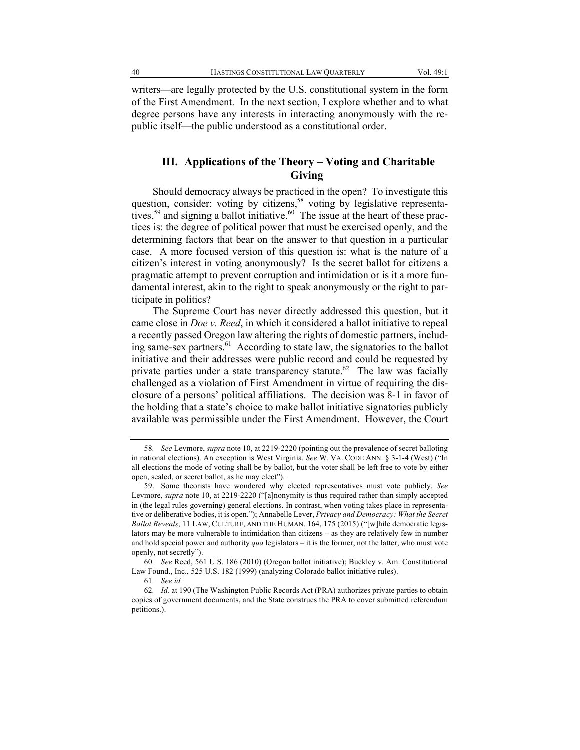writers—are legally protected by the U.S. constitutional system in the form of the First Amendment. In the next section, I explore whether and to what degree persons have any interests in interacting anonymously with the republic itself—the public understood as a constitutional order.

## III. Applications of the Theory – Voting and Charitable Giving

Should democracy always be practiced in the open? To investigate this question, consider: voting by citizens,[58] voting by legislative representatives,[59] and signing a ballot initiative.[60] The issue at the heart of these practices is: the degree of political power that must be exercised openly, and the determining factors that bear on the answer to that question in a particular case. A more focused version of this question is: what is the nature of a citizen's interest in voting anonymously? Is the secret ballot for citizens a pragmatic attempt to prevent corruption and intimidation or is it a more fundamental interest, akin to the right to speak anonymously or the right to participate in politics?

The Supreme Court has never directly addressed this question, but it came close in *Doe v. Reed*, in which it considered a ballot initiative to repeal a recently passed Oregon law altering the rights of domestic partners, including same-sex partners.[61] According to state law, the signatories to the ballot initiative and their addresses were public record and could be requested by private parties under a state transparency statute.[62] The law was facially challenged as a violation of First Amendment in virtue of requiring the disclosure of a persons' political affiliations. The decision was 8-1 in favor of the holding that a state's choice to make ballot initiative signatories publicly available was permissible under the First Amendment. However, the Court

---

58. *See* Levmore, *supra* note 10, at 2219-2220 (pointing out the prevalence of secret balloting in national elections). An exception is West Virginia. *See* W. VA. CODE ANN. § 3-1-4 (West) ("In all elections the mode of voting shall be by ballot, but the voter shall be left free to vote by either open, sealed, or secret ballot, as he may elect").

59. Some theorists have wondered why elected representatives must vote publicly. *See* Levmore, *supra* note 10, at 2219-2220 ("[a]nonymity is thus required rather than simply accepted in (the legal rules governing) general elections. In contrast, when voting takes place in representative or deliberative bodies, it is open."); Annabelle Lever, *Privacy and Democracy: What the Secret Ballot Reveals*, 11 LAW, CULTURE, AND THE HUMAN. 164, 175 (2015) ("[w]hile democratic legislators may be more vulnerable to intimidation than citizens – as they are relatively few in number and hold special power and authority *qua* legislators – it is the former, not the latter, who must vote openly, not secretly").

60. *See* Reed, 561 U.S. 186 (2010) (Oregon ballot initiative); Buckley v. Am. Constitutional Law Found., Inc., 525 U.S. 182 (1999) (analyzing Colorado ballot initiative rules).

61. *See id.*

62. *Id.* at 190 (The Washington Public Records Act (PRA) authorizes private parties to obtain copies of government documents, and the State construes the PRA to cover submitted referendum petitions.).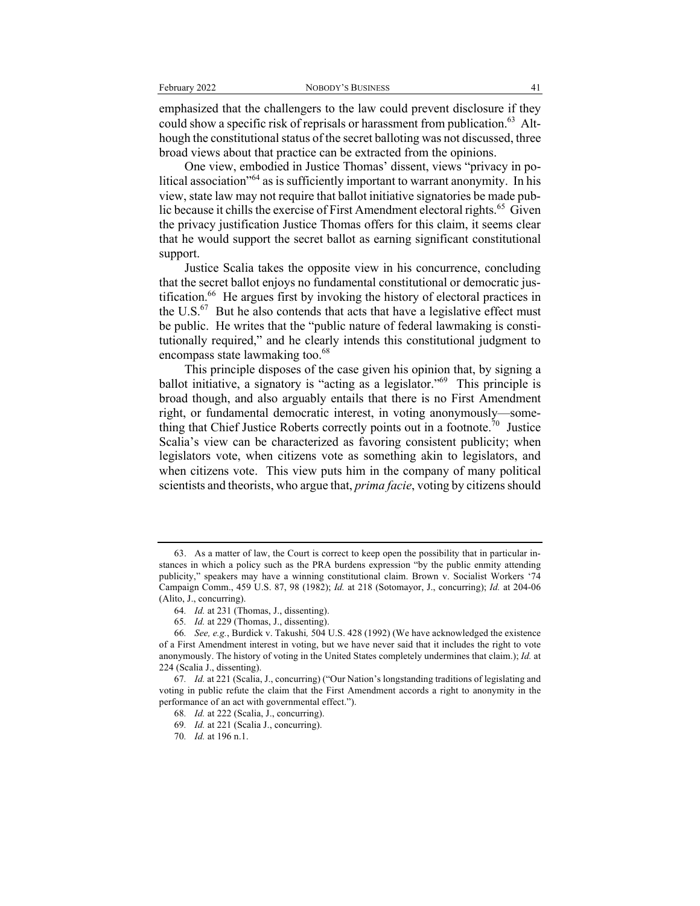emphasized that the challengers to the law could prevent disclosure if they could show a specific risk of reprisals or harassment from publication.[63] Although the constitutional status of the secret balloting was not discussed, three broad views about that practice can be extracted from the opinions.

One view, embodied in Justice Thomas' dissent, views "privacy in political association"[64] as is sufficiently important to warrant anonymity. In his view, state law may not require that ballot initiative signatories be made public because it chills the exercise of First Amendment electoral rights.[65] Given the privacy justification Justice Thomas offers for this claim, it seems clear that he would support the secret ballot as earning significant constitutional support.

Justice Scalia takes the opposite view in his concurrence, concluding that the secret ballot enjoys no fundamental constitutional or democratic justification.[66] He argues first by invoking the history of electoral practices in the U.S.[67] But he also contends that acts that have a legislative effect must be public. He writes that the "public nature of federal lawmaking is constitutionally required," and he clearly intends this constitutional judgment to encompass state lawmaking too.[68]

This principle disposes of the case given his opinion that, by signing a ballot initiative, a signatory is "acting as a legislator."[69] This principle is broad though, and also arguably entails that there is no First Amendment right, or fundamental democratic interest, in voting anonymously—something that Chief Justice Roberts correctly points out in a footnote.[70] Justice Scalia's view can be characterized as favoring consistent publicity; when legislators vote, when citizens vote as something akin to legislators, and when citizens vote. This view puts him in the company of many political scientists and theorists, who argue that, *prima facie*, voting by citizens should

---

63. As a matter of law, the Court is correct to keep open the possibility that in particular instances in which a policy such as the PRA burdens expression "by the public enmity attending publicity," speakers may have a winning constitutional claim. Brown v. Socialist Workers '74 Campaign Comm., 459 U.S. 87, 98 (1982); *Id.* at 218 (Sotomayor, J., concurring); *Id.* at 204-06 (Alito, J., concurring).

64. *Id.* at 231 (Thomas, J., dissenting).

65. *Id.* at 229 (Thomas, J., dissenting).

66. *See, e.g.*, Burdick v. Takushi*,* 504 U.S. 428 (1992) (We have acknowledged the existence of a First Amendment interest in voting, but we have never said that it includes the right to vote anonymously. The history of voting in the United States completely undermines that claim.); *Id.* at 224 (Scalia J., dissenting).

67. *Id.* at 221 (Scalia, J., concurring) ("Our Nation's longstanding traditions of legislating and voting in public refute the claim that the First Amendment accords a right to anonymity in the performance of an act with governmental effect.").

68. *Id.* at 222 (Scalia, J., concurring).

69. *Id.* at 221 (Scalia J., concurring).

70. *Id.* at 196 n.1.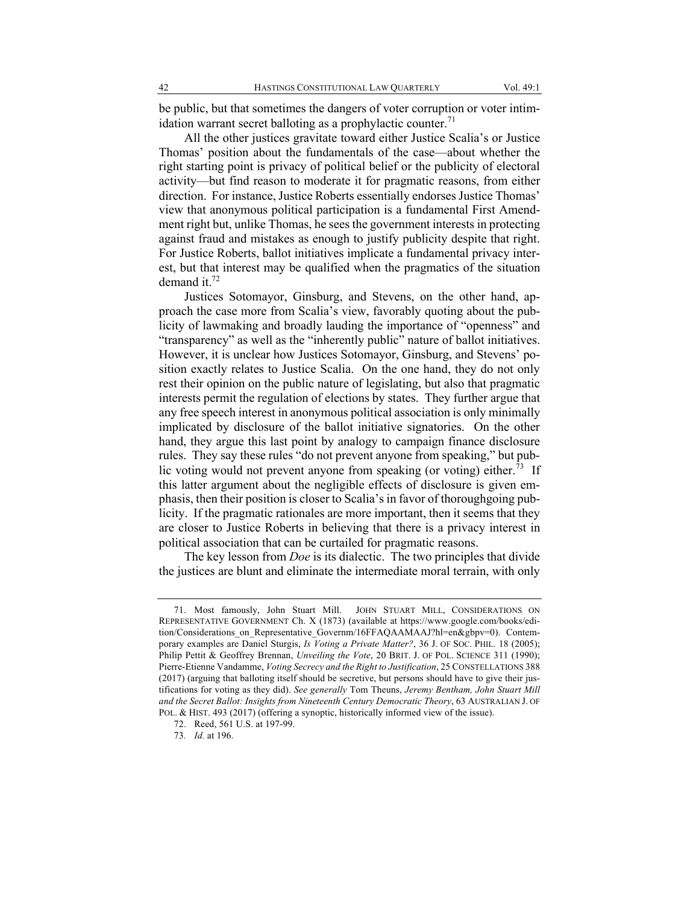be public, but that sometimes the dangers of voter corruption or voter intimidation warrant secret balloting as a prophylactic counter.[71]

All the other justices gravitate toward either Justice Scalia's or Justice Thomas' position about the fundamentals of the case—about whether the right starting point is privacy of political belief or the publicity of electoral activity—but find reason to moderate it for pragmatic reasons, from either direction. For instance, Justice Roberts essentially endorses Justice Thomas' view that anonymous political participation is a fundamental First Amendment right but, unlike Thomas, he sees the government interests in protecting against fraud and mistakes as enough to justify publicity despite that right. For Justice Roberts, ballot initiatives implicate a fundamental privacy interest, but that interest may be qualified when the pragmatics of the situation demand it.[72]

Justices Sotomayor, Ginsburg, and Stevens, on the other hand, approach the case more from Scalia's view, favorably quoting about the publicity of lawmaking and broadly lauding the importance of "openness" and "transparency" as well as the "inherently public" nature of ballot initiatives. However, it is unclear how Justices Sotomayor, Ginsburg, and Stevens' position exactly relates to Justice Scalia. On the one hand, they do not only rest their opinion on the public nature of legislating, but also that pragmatic interests permit the regulation of elections by states. They further argue that any free speech interest in anonymous political association is only minimally implicated by disclosure of the ballot initiative signatories. On the other hand, they argue this last point by analogy to campaign finance disclosure rules. They say these rules "do not prevent anyone from speaking," but public voting would not prevent anyone from speaking (or voting) either.[73] If this latter argument about the negligible effects of disclosure is given emphasis, then their position is closer to Scalia's in favor of thoroughgoing publicity. If the pragmatic rationales are more important, then it seems that they are closer to Justice Roberts in believing that there is a privacy interest in political association that can be curtailed for pragmatic reasons.

The key lesson from *Doe* is its dialectic. The two principles that divide the justices are blunt and eliminate the intermediate moral terrain, with only

---

71. Most famously, John Stuart Mill. JOHN STUART MILL, CONSIDERATIONS ON REPRESENTATIVE GOVERNMENT Ch. X (1873) (available at https://www.google.com/books/edition/Considerations_on_Representative_Governm/16FFAQAAMAAJ?hl=en&gbpv=0). Contemporary examples are Daniel Sturgis, *Is Voting a Private Matter?*, 36 J. OF SOC. PHIL. 18 (2005); Philip Pettit & Geoffrey Brennan, *Unveiling the Vote*, 20 BRIT. J. OF POL. SCIENCE 311 (1990); Pierre-Etienne Vandamme, *Voting Secrecy and the Right to Justification*, 25 CONSTELLATIONS 388 (2017) (arguing that balloting itself should be secretive, but persons should have to give their justifications for voting as they did). *See generally* Tom Theuns, *Jeremy Bentham, John Stuart Mill and the Secret Ballot: Insights from Nineteenth Century Democratic Theory*, 63 AUSTRALIAN J. OF POL. & HIST. 493 (2017) (offering a synoptic, historically informed view of the issue).

72. Reed, 561 U.S. at 197-99.

73. *Id.* at 196.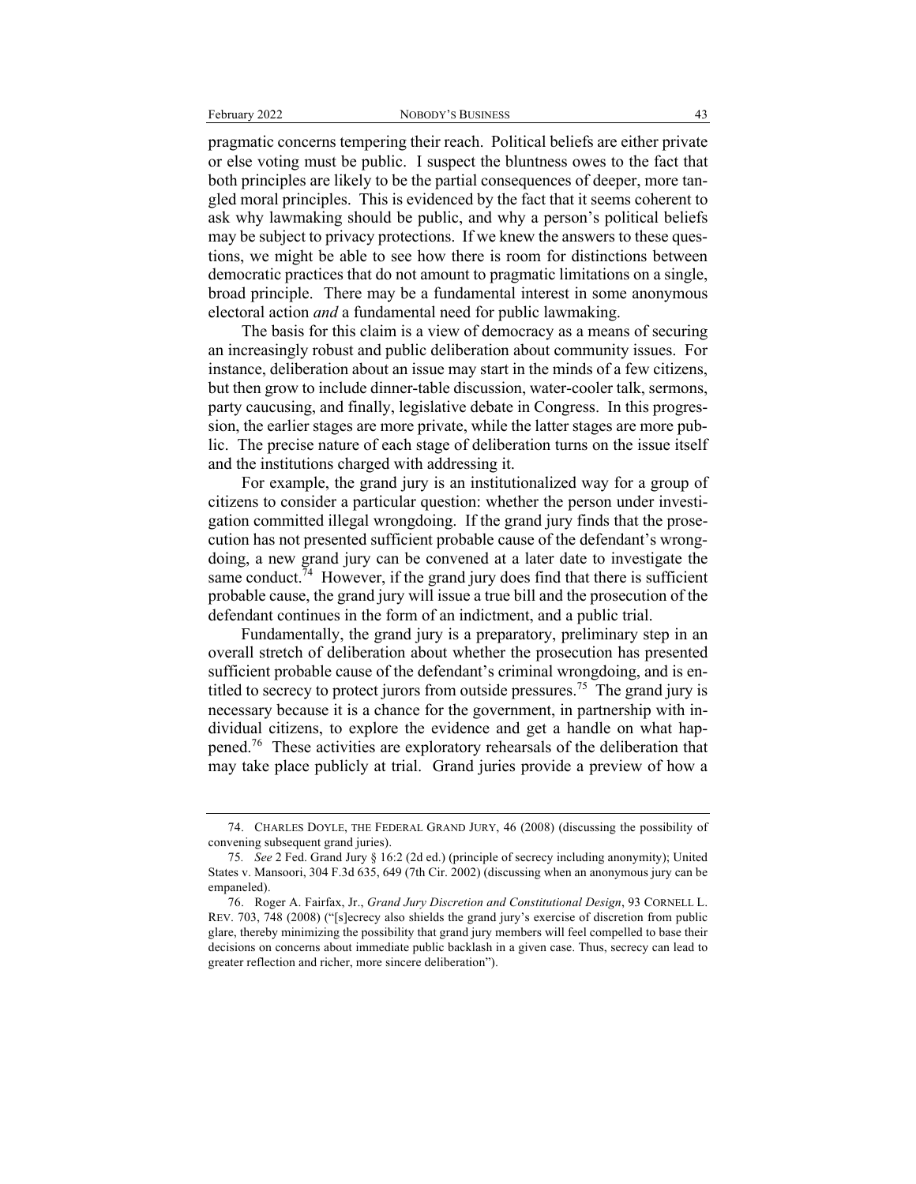pragmatic concerns tempering their reach. Political beliefs are either private or else voting must be public. I suspect the bluntness owes to the fact that both principles are likely to be the partial consequences of deeper, more tangled moral principles. This is evidenced by the fact that it seems coherent to ask why lawmaking should be public, and why a person's political beliefs may be subject to privacy protections. If we knew the answers to these questions, we might be able to see how there is room for distinctions between democratic practices that do not amount to pragmatic limitations on a single, broad principle. There may be a fundamental interest in some anonymous electoral action *and* a fundamental need for public lawmaking.

The basis for this claim is a view of democracy as a means of securing an increasingly robust and public deliberation about community issues. For instance, deliberation about an issue may start in the minds of a few citizens, but then grow to include dinner-table discussion, water-cooler talk, sermons, party caucusing, and finally, legislative debate in Congress. In this progression, the earlier stages are more private, while the latter stages are more public. The precise nature of each stage of deliberation turns on the issue itself and the institutions charged with addressing it.

For example, the grand jury is an institutionalized way for a group of citizens to consider a particular question: whether the person under investigation committed illegal wrongdoing. If the grand jury finds that the prosecution has not presented sufficient probable cause of the defendant's wrongdoing, a new grand jury can be convened at a later date to investigate the same conduct.[74] However, if the grand jury does find that there is sufficient probable cause, the grand jury will issue a true bill and the prosecution of the defendant continues in the form of an indictment, and a public trial.

Fundamentally, the grand jury is a preparatory, preliminary step in an overall stretch of deliberation about whether the prosecution has presented sufficient probable cause of the defendant's criminal wrongdoing, and is entitled to secrecy to protect jurors from outside pressures.[75] The grand jury is necessary because it is a chance for the government, in partnership with individual citizens, to explore the evidence and get a handle on what happened.[76] These activities are exploratory rehearsals of the deliberation that may take place publicly at trial. Grand juries provide a preview of how a

---

74. CHARLES DOYLE, THE FEDERAL GRAND JURY, 46 (2008) (discussing the possibility of convening subsequent grand juries).

75. *See* 2 Fed. Grand Jury § 16:2 (2d ed.) (principle of secrecy including anonymity); United States v. Mansoori, 304 F.3d 635, 649 (7th Cir. 2002) (discussing when an anonymous jury can be empaneled).

76. Roger A. Fairfax, Jr., *Grand Jury Discretion and Constitutional Design*, 93 CORNELL L. REV. 703, 748 (2008) ("[s]ecrecy also shields the grand jury's exercise of discretion from public glare, thereby minimizing the possibility that grand jury members will feel compelled to base their decisions on concerns about immediate public backlash in a given case. Thus, secrecy can lead to greater reflection and richer, more sincere deliberation").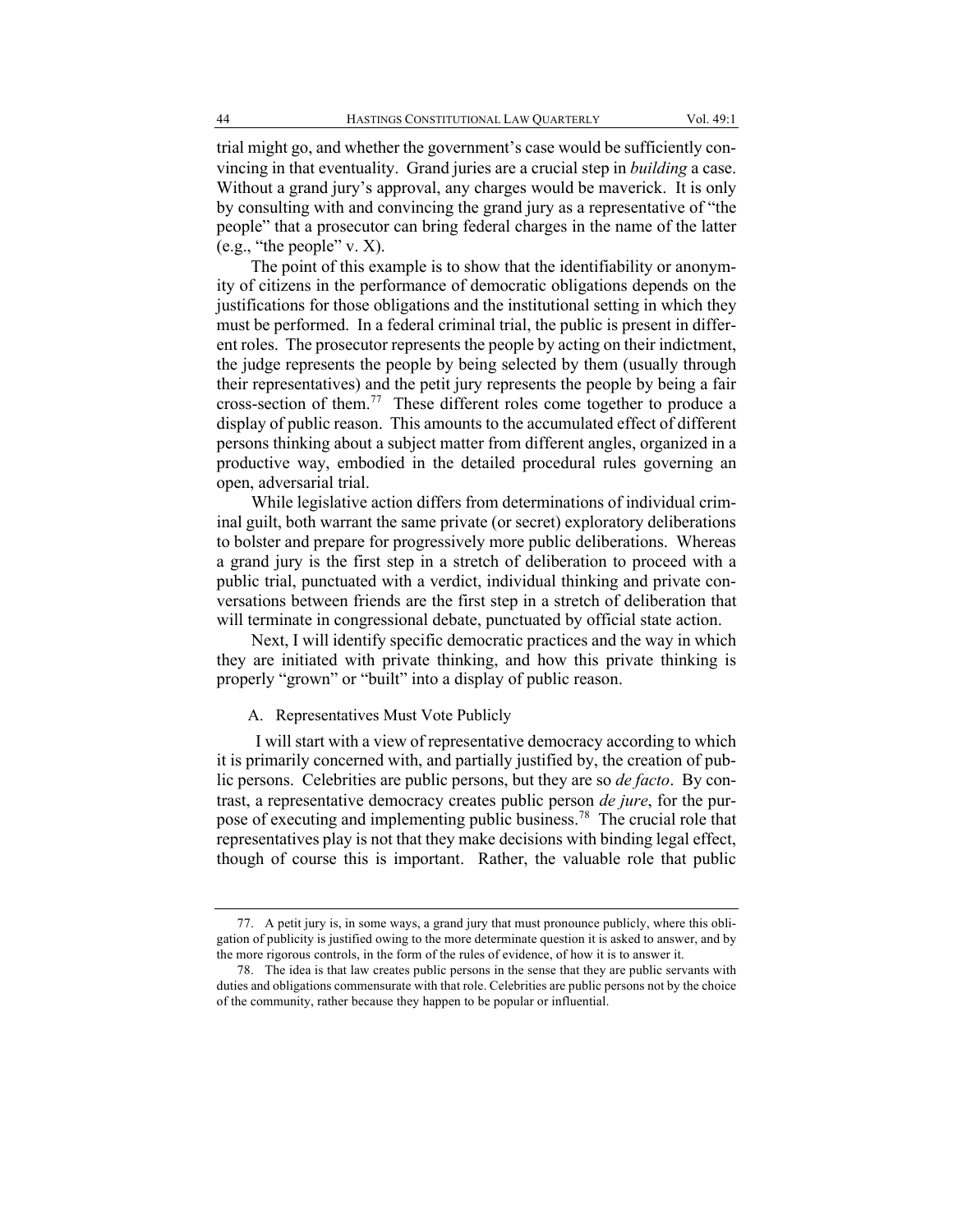trial might go, and whether the government's case would be sufficiently convincing in that eventuality. Grand juries are a crucial step in *building* a case. Without a grand jury's approval, any charges would be maverick. It is only by consulting with and convincing the grand jury as a representative of "the people" that a prosecutor can bring federal charges in the name of the latter (e.g., "the people" v. X).

The point of this example is to show that the identifiability or anonymity of citizens in the performance of democratic obligations depends on the justifications for those obligations and the institutional setting in which they must be performed. In a federal criminal trial, the public is present in different roles. The prosecutor represents the people by acting on their indictment, the judge represents the people by being selected by them (usually through their representatives) and the petit jury represents the people by being a fair cross-section of them.[77] These different roles come together to produce a display of public reason. This amounts to the accumulated effect of different persons thinking about a subject matter from different angles, organized in a productive way, embodied in the detailed procedural rules governing an open, adversarial trial.

While legislative action differs from determinations of individual criminal guilt, both warrant the same private (or secret) exploratory deliberations to bolster and prepare for progressively more public deliberations. Whereas a grand jury is the first step in a stretch of deliberation to proceed with a public trial, punctuated with a verdict, individual thinking and private conversations between friends are the first step in a stretch of deliberation that will terminate in congressional debate, punctuated by official state action.

Next, I will identify specific democratic practices and the way in which they are initiated with private thinking, and how this private thinking is properly "grown" or "built" into a display of public reason.

### A. Representatives Must Vote Publicly

I will start with a view of representative democracy according to which it is primarily concerned with, and partially justified by, the creation of public persons. Celebrities are public persons, but they are so *de facto*. By contrast, a representative democracy creates public person *de jure*, for the purpose of executing and implementing public business.[78] The crucial role that representatives play is not that they make decisions with binding legal effect, though of course this is important. Rather, the valuable role that public

---

77. A petit jury is, in some ways, a grand jury that must pronounce publicly, where this obligation of publicity is justified owing to the more determinate question it is asked to answer, and by the more rigorous controls, in the form of the rules of evidence, of how it is to answer it.

78. The idea is that law creates public persons in the sense that they are public servants with duties and obligations commensurate with that role. Celebrities are public persons not by the choice of the community, rather because they happen to be popular or influential.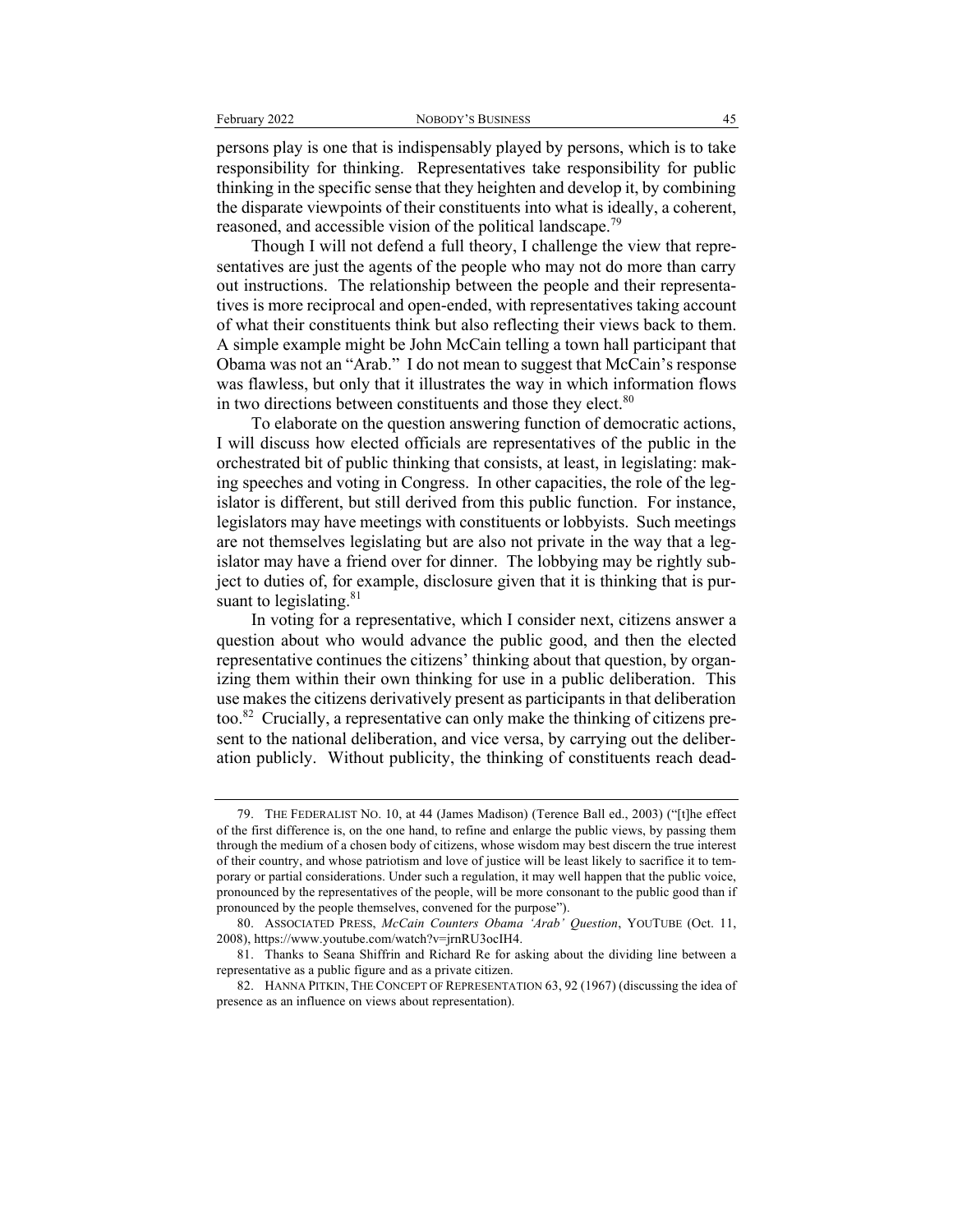persons play is one that is indispensably played by persons, which is to take responsibility for thinking. Representatives take responsibility for public thinking in the specific sense that they heighten and develop it, by combining the disparate viewpoints of their constituents into what is ideally, a coherent, reasoned, and accessible vision of the political landscape.[79]

Though I will not defend a full theory, I challenge the view that representatives are just the agents of the people who may not do more than carry out instructions. The relationship between the people and their representatives is more reciprocal and open-ended, with representatives taking account of what their constituents think but also reflecting their views back to them. A simple example might be John McCain telling a town hall participant that Obama was not an "Arab." I do not mean to suggest that McCain's response was flawless, but only that it illustrates the way in which information flows in two directions between constituents and those they elect.[80]

To elaborate on the question answering function of democratic actions, I will discuss how elected officials are representatives of the public in the orchestrated bit of public thinking that consists, at least, in legislating: making speeches and voting in Congress. In other capacities, the role of the legislator is different, but still derived from this public function. For instance, legislators may have meetings with constituents or lobbyists. Such meetings are not themselves legislating but are also not private in the way that a legislator may have a friend over for dinner. The lobbying may be rightly subject to duties of, for example, disclosure given that it is thinking that is pursuant to legislating.[81]

In voting for a representative, which I consider next, citizens answer a question about who would advance the public good, and then the elected representative continues the citizens' thinking about that question, by organizing them within their own thinking for use in a public deliberation. This use makes the citizens derivatively present as participants in that deliberation too.[82] Crucially, a representative can only make the thinking of citizens present to the national deliberation, and vice versa, by carrying out the deliberation publicly. Without publicity, the thinking of constituents reach dead-

---

79. THE FEDERALIST NO. 10, at 44 (James Madison) (Terence Ball ed., 2003) ("[t]he effect of the first difference is, on the one hand, to refine and enlarge the public views, by passing them through the medium of a chosen body of citizens, whose wisdom may best discern the true interest of their country, and whose patriotism and love of justice will be least likely to sacrifice it to temporary or partial considerations. Under such a regulation, it may well happen that the public voice, pronounced by the representatives of the people, will be more consonant to the public good than if pronounced by the people themselves, convened for the purpose").

80. ASSOCIATED PRESS, *McCain Counters Obama 'Arab' Question*, YOUTUBE (Oct. 11, 2008), https://www.youtube.com/watch?v=jrnRU3ocIH4.

81. Thanks to Seana Shiffrin and Richard Re for asking about the dividing line between a representative as a public figure and as a private citizen.

82. HANNA PITKIN, THE CONCEPT OF REPRESENTATION 63, 92 (1967) (discussing the idea of presence as an influence on views about representation).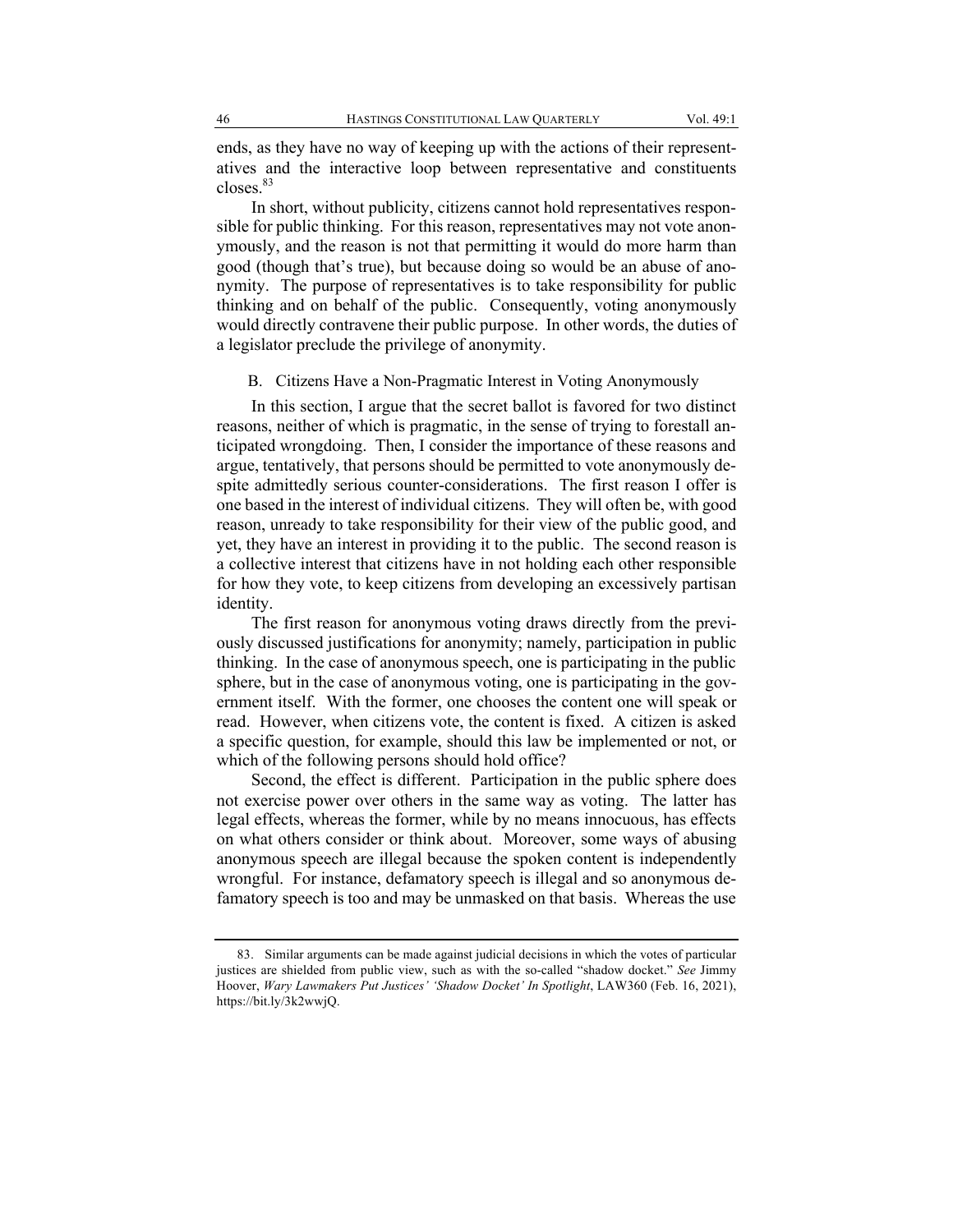ends, as they have no way of keeping up with the actions of their representatives and the interactive loop between representative and constituents closes.[83]

In short, without publicity, citizens cannot hold representatives responsible for public thinking. For this reason, representatives may not vote anonymously, and the reason is not that permitting it would do more harm than good (though that's true), but because doing so would be an abuse of anonymity. The purpose of representatives is to take responsibility for public thinking and on behalf of the public. Consequently, voting anonymously would directly contravene their public purpose. In other words, the duties of a legislator preclude the privilege of anonymity.

### B. Citizens Have a Non-Pragmatic Interest in Voting Anonymously

In this section, I argue that the secret ballot is favored for two distinct reasons, neither of which is pragmatic, in the sense of trying to forestall anticipated wrongdoing. Then, I consider the importance of these reasons and argue, tentatively, that persons should be permitted to vote anonymously despite admittedly serious counter-considerations. The first reason I offer is one based in the interest of individual citizens. They will often be, with good reason, unready to take responsibility for their view of the public good, and yet, they have an interest in providing it to the public. The second reason is a collective interest that citizens have in not holding each other responsible for how they vote, to keep citizens from developing an excessively partisan identity.

The first reason for anonymous voting draws directly from the previously discussed justifications for anonymity; namely, participation in public thinking. In the case of anonymous speech, one is participating in the public sphere, but in the case of anonymous voting, one is participating in the government itself. With the former, one chooses the content one will speak or read. However, when citizens vote, the content is fixed. A citizen is asked a specific question, for example, should this law be implemented or not, or which of the following persons should hold office?

Second, the effect is different. Participation in the public sphere does not exercise power over others in the same way as voting. The latter has legal effects, whereas the former, while by no means innocuous, has effects on what others consider or think about. Moreover, some ways of abusing anonymous speech are illegal because the spoken content is independently wrongful. For instance, defamatory speech is illegal and so anonymous defamatory speech is too and may be unmasked on that basis. Whereas the use

---

83. Similar arguments can be made against judicial decisions in which the votes of particular justices are shielded from public view, such as with the so-called "shadow docket." *See* Jimmy Hoover, *Wary Lawmakers Put Justices' 'Shadow Docket' In Spotlight*, LAW360 (Feb. 16, 2021), https://bit.ly/3k2wwjQ.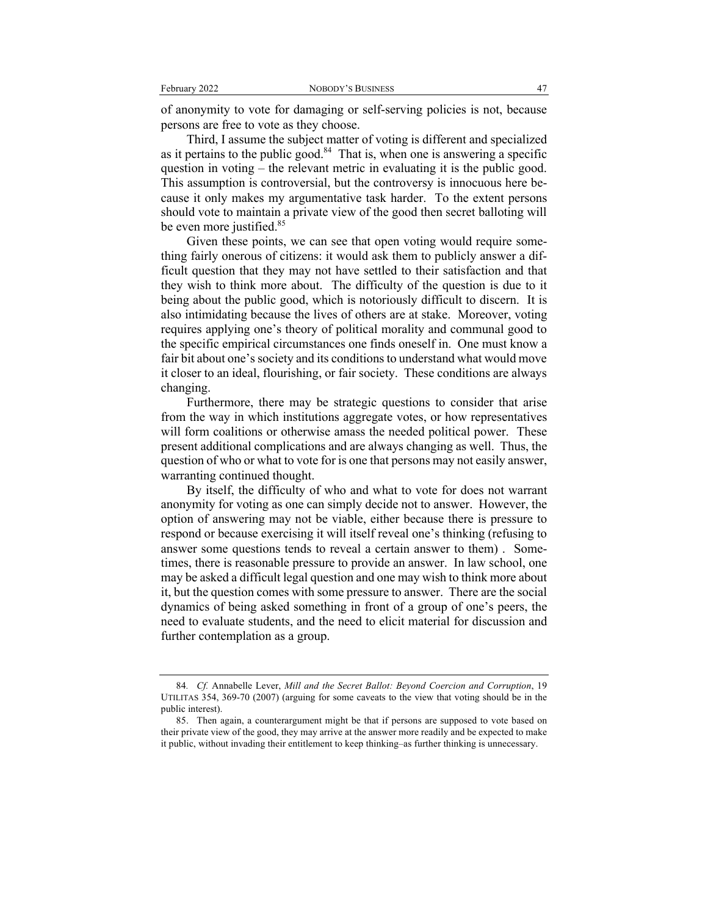of anonymity to vote for damaging or self-serving policies is not, because persons are free to vote as they choose.

Third, I assume the subject matter of voting is different and specialized as it pertains to the public good.[84] That is, when one is answering a specific question in voting – the relevant metric in evaluating it is the public good. This assumption is controversial, but the controversy is innocuous here because it only makes my argumentative task harder. To the extent persons should vote to maintain a private view of the good then secret balloting will be even more justified.[85]

Given these points, we can see that open voting would require something fairly onerous of citizens: it would ask them to publicly answer a difficult question that they may not have settled to their satisfaction and that they wish to think more about. The difficulty of the question is due to it being about the public good, which is notoriously difficult to discern. It is also intimidating because the lives of others are at stake. Moreover, voting requires applying one's theory of political morality and communal good to the specific empirical circumstances one finds oneself in. One must know a fair bit about one's society and its conditions to understand what would move it closer to an ideal, flourishing, or fair society. These conditions are always changing.

Furthermore, there may be strategic questions to consider that arise from the way in which institutions aggregate votes, or how representatives will form coalitions or otherwise amass the needed political power. These present additional complications and are always changing as well. Thus, the question of who or what to vote for is one that persons may not easily answer, warranting continued thought.

By itself, the difficulty of who and what to vote for does not warrant anonymity for voting as one can simply decide not to answer. However, the option of answering may not be viable, either because there is pressure to respond or because exercising it will itself reveal one's thinking (refusing to answer some questions tends to reveal a certain answer to them) . Sometimes, there is reasonable pressure to provide an answer. In law school, one may be asked a difficult legal question and one may wish to think more about it, but the question comes with some pressure to answer. There are the social dynamics of being asked something in front of a group of one's peers, the need to evaluate students, and the need to elicit material for discussion and further contemplation as a group.

---

84. *Cf.* Annabelle Lever, *Mill and the Secret Ballot: Beyond Coercion and Corruption*, 19 UTILITAS 354, 369-70 (2007) (arguing for some caveats to the view that voting should be in the public interest).

85. Then again, a counterargument might be that if persons are supposed to vote based on their private view of the good, they may arrive at the answer more readily and be expected to make it public, without invading their entitlement to keep thinking–as further thinking is unnecessary.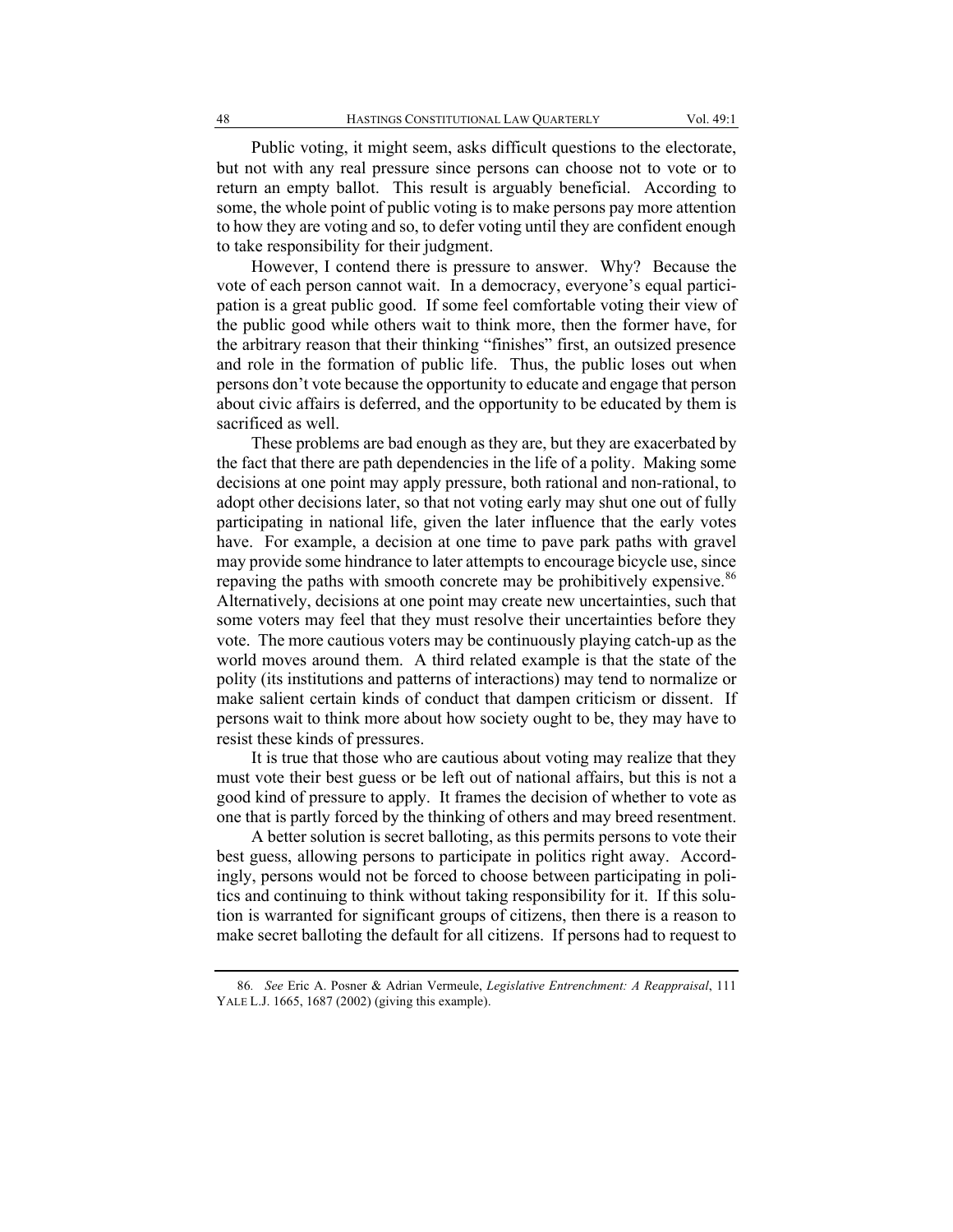Public voting, it might seem, asks difficult questions to the electorate, but not with any real pressure since persons can choose not to vote or to return an empty ballot. This result is arguably beneficial. According to some, the whole point of public voting is to make persons pay more attention to how they are voting and so, to defer voting until they are confident enough to take responsibility for their judgment.

However, I contend there is pressure to answer. Why? Because the vote of each person cannot wait. In a democracy, everyone's equal participation is a great public good. If some feel comfortable voting their view of the public good while others wait to think more, then the former have, for the arbitrary reason that their thinking "finishes" first, an outsized presence and role in the formation of public life. Thus, the public loses out when persons don't vote because the opportunity to educate and engage that person about civic affairs is deferred, and the opportunity to be educated by them is sacrificed as well.

These problems are bad enough as they are, but they are exacerbated by the fact that there are path dependencies in the life of a polity. Making some decisions at one point may apply pressure, both rational and non-rational, to adopt other decisions later, so that not voting early may shut one out of fully participating in national life, given the later influence that the early votes have. For example, a decision at one time to pave park paths with gravel may provide some hindrance to later attempts to encourage bicycle use, since repaving the paths with smooth concrete may be prohibitively expensive.[86] Alternatively, decisions at one point may create new uncertainties, such that some voters may feel that they must resolve their uncertainties before they vote. The more cautious voters may be continuously playing catch-up as the world moves around them. A third related example is that the state of the polity (its institutions and patterns of interactions) may tend to normalize or make salient certain kinds of conduct that dampen criticism or dissent. If persons wait to think more about how society ought to be, they may have to resist these kinds of pressures.

It is true that those who are cautious about voting may realize that they must vote their best guess or be left out of national affairs, but this is not a good kind of pressure to apply. It frames the decision of whether to vote as one that is partly forced by the thinking of others and may breed resentment.

A better solution is secret balloting, as this permits persons to vote their best guess, allowing persons to participate in politics right away. Accordingly, persons would not be forced to choose between participating in politics and continuing to think without taking responsibility for it. If this solution is warranted for significant groups of citizens, then there is a reason to make secret balloting the default for all citizens. If persons had to request to

---

86. *See* Eric A. Posner & Adrian Vermeule, *Legislative Entrenchment: A Reappraisal*, 111 YALE L.J. 1665, 1687 (2002) (giving this example).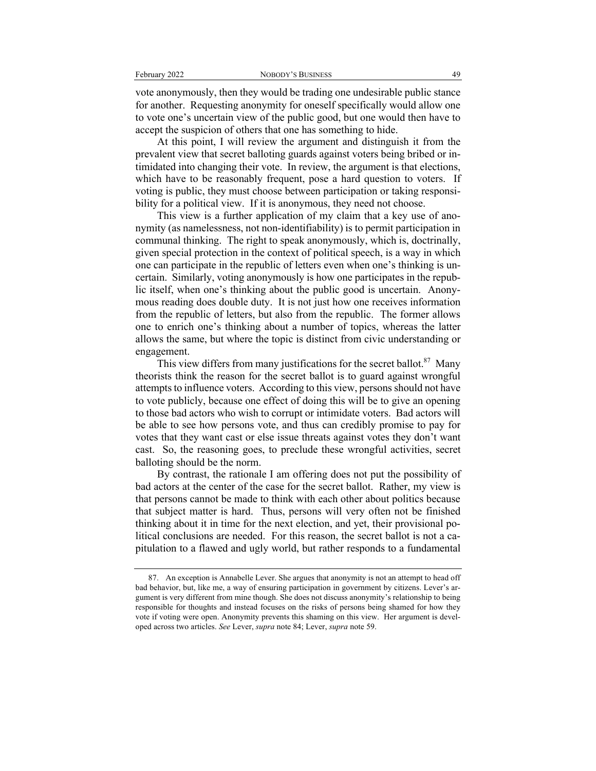vote anonymously, then they would be trading one undesirable public stance for another. Requesting anonymity for oneself specifically would allow one to vote one's uncertain view of the public good, but one would then have to accept the suspicion of others that one has something to hide.

At this point, I will review the argument and distinguish it from the prevalent view that secret balloting guards against voters being bribed or intimidated into changing their vote. In review, the argument is that elections, which have to be reasonably frequent, pose a hard question to voters. If voting is public, they must choose between participation or taking responsibility for a political view. If it is anonymous, they need not choose.

This view is a further application of my claim that a key use of anonymity (as namelessness, not non-identifiability) is to permit participation in communal thinking. The right to speak anonymously, which is, doctrinally, given special protection in the context of political speech, is a way in which one can participate in the republic of letters even when one's thinking is uncertain. Similarly, voting anonymously is how one participates in the republic itself, when one's thinking about the public good is uncertain. Anonymous reading does double duty. It is not just how one receives information from the republic of letters, but also from the republic. The former allows one to enrich one's thinking about a number of topics, whereas the latter allows the same, but where the topic is distinct from civic understanding or engagement.

This view differs from many justifications for the secret ballot.[87] Many theorists think the reason for the secret ballot is to guard against wrongful attempts to influence voters. According to this view, persons should not have to vote publicly, because one effect of doing this will be to give an opening to those bad actors who wish to corrupt or intimidate voters. Bad actors will be able to see how persons vote, and thus can credibly promise to pay for votes that they want cast or else issue threats against votes they don't want cast. So, the reasoning goes, to preclude these wrongful activities, secret balloting should be the norm.

By contrast, the rationale I am offering does not put the possibility of bad actors at the center of the case for the secret ballot. Rather, my view is that persons cannot be made to think with each other about politics because that subject matter is hard. Thus, persons will very often not be finished thinking about it in time for the next election, and yet, their provisional political conclusions are needed. For this reason, the secret ballot is not a capitulation to a flawed and ugly world, but rather responds to a fundamental

---

87. An exception is Annabelle Lever. She argues that anonymity is not an attempt to head off bad behavior, but, like me, a way of ensuring participation in government by citizens. Lever's argument is very different from mine though. She does not discuss anonymity's relationship to being responsible for thoughts and instead focuses on the risks of persons being shamed for how they vote if voting were open. Anonymity prevents this shaming on this view. Her argument is developed across two articles. *See* Lever, *supra* note 84; Lever, *supra* note 59.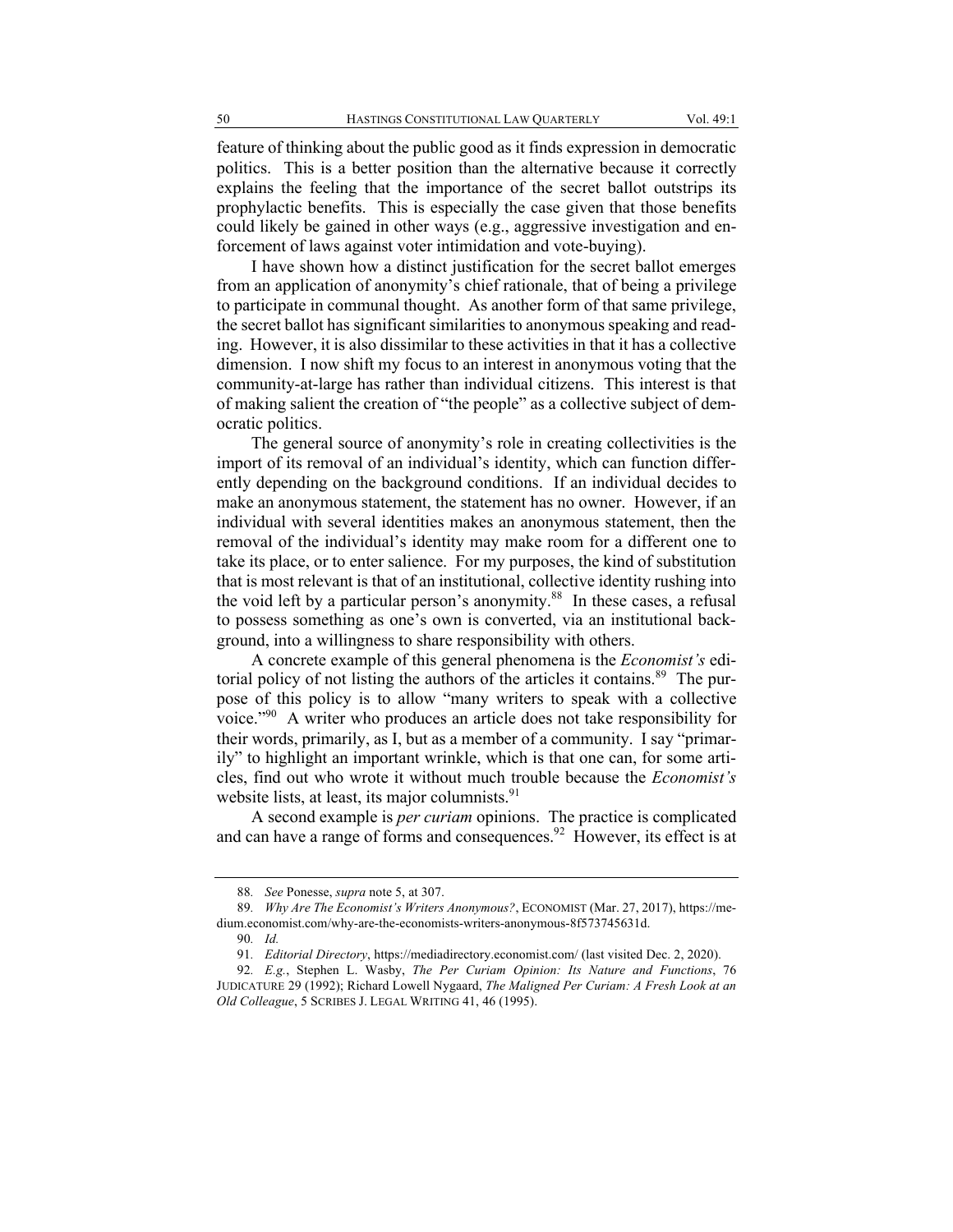feature of thinking about the public good as it finds expression in democratic politics. This is a better position than the alternative because it correctly explains the feeling that the importance of the secret ballot outstrips its prophylactic benefits. This is especially the case given that those benefits could likely be gained in other ways (e.g., aggressive investigation and enforcement of laws against voter intimidation and vote-buying).

I have shown how a distinct justification for the secret ballot emerges from an application of anonymity's chief rationale, that of being a privilege to participate in communal thought. As another form of that same privilege, the secret ballot has significant similarities to anonymous speaking and reading. However, it is also dissimilar to these activities in that it has a collective dimension. I now shift my focus to an interest in anonymous voting that the community-at-large has rather than individual citizens. This interest is that of making salient the creation of "the people" as a collective subject of democratic politics.

The general source of anonymity's role in creating collectivities is the import of its removal of an individual's identity, which can function differently depending on the background conditions. If an individual decides to make an anonymous statement, the statement has no owner. However, if an individual with several identities makes an anonymous statement, then the removal of the individual's identity may make room for a different one to take its place, or to enter salience. For my purposes, the kind of substitution that is most relevant is that of an institutional, collective identity rushing into the void left by a particular person's anonymity.[88] In these cases, a refusal to possess something as one's own is converted, via an institutional background, into a willingness to share responsibility with others.

A concrete example of this general phenomena is the *Economist's* editorial policy of not listing the authors of the articles it contains.[89] The purpose of this policy is to allow "many writers to speak with a collective voice."[90] A writer who produces an article does not take responsibility for their words, primarily, as I, but as a member of a community. I say "primarily" to highlight an important wrinkle, which is that one can, for some articles, find out who wrote it without much trouble because the *Economist's* website lists, at least, its major columnists.[91]

A second example is *per curiam* opinions. The practice is complicated and can have a range of forms and consequences.[92] However, its effect is at

---

88. *See* Ponesse, *supra* note 5, at 307.

89. *Why Are The Economist's Writers Anonymous?*, ECONOMIST (Mar. 27, 2017), https://medium.economist.com/why-are-the-economists-writers-anonymous-8f573745631d.

90. *Id.*

91. *Editorial Directory*, https://mediadirectory.economist.com/ (last visited Dec. 2, 2020).

92. *E.g.*, Stephen L. Wasby, *The Per Curiam Opinion: Its Nature and Functions*, 76 JUDICATURE 29 (1992); Richard Lowell Nygaard, *The Maligned Per Curiam: A Fresh Look at an Old Colleague*, 5 SCRIBES J. LEGAL WRITING 41, 46 (1995).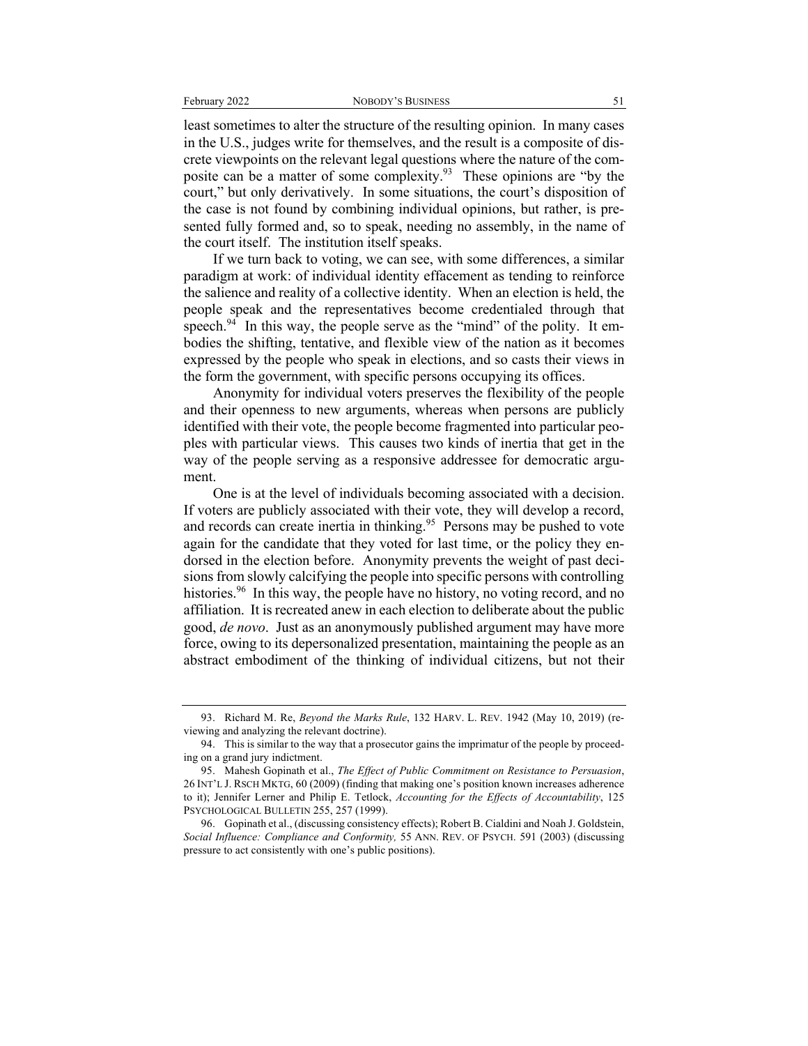least sometimes to alter the structure of the resulting opinion. In many cases in the U.S., judges write for themselves, and the result is a composite of discrete viewpoints on the relevant legal questions where the nature of the composite can be a matter of some complexity.[93] These opinions are "by the court," but only derivatively. In some situations, the court's disposition of the case is not found by combining individual opinions, but rather, is presented fully formed and, so to speak, needing no assembly, in the name of the court itself. The institution itself speaks.

If we turn back to voting, we can see, with some differences, a similar paradigm at work: of individual identity effacement as tending to reinforce the salience and reality of a collective identity. When an election is held, the people speak and the representatives become credentialed through that speech.[94] In this way, the people serve as the "mind" of the polity. It embodies the shifting, tentative, and flexible view of the nation as it becomes expressed by the people who speak in elections, and so casts their views in the form the government, with specific persons occupying its offices.

Anonymity for individual voters preserves the flexibility of the people and their openness to new arguments, whereas when persons are publicly identified with their vote, the people become fragmented into particular peoples with particular views. This causes two kinds of inertia that get in the way of the people serving as a responsive addressee for democratic argument.

One is at the level of individuals becoming associated with a decision. If voters are publicly associated with their vote, they will develop a record, and records can create inertia in thinking.[95] Persons may be pushed to vote again for the candidate that they voted for last time, or the policy they endorsed in the election before. Anonymity prevents the weight of past decisions from slowly calcifying the people into specific persons with controlling histories.[96] In this way, the people have no history, no voting record, and no affiliation. It is recreated anew in each election to deliberate about the public good, *de novo*. Just as an anonymously published argument may have more force, owing to its depersonalized presentation, maintaining the people as an abstract embodiment of the thinking of individual citizens, but not their

---

93. Richard M. Re, *Beyond the Marks Rule*, 132 HARV. L. REV. 1942 (May 10, 2019) (reviewing and analyzing the relevant doctrine).

94. This is similar to the way that a prosecutor gains the imprimatur of the people by proceeding on a grand jury indictment.

95. Mahesh Gopinath et al., *The Effect of Public Commitment on Resistance to Persuasion*, 26 INT'L J. RSCH MKTG, 60 (2009) (finding that making one's position known increases adherence to it); Jennifer Lerner and Philip E. Tetlock, *Accounting for the Effects of Accountability*, 125 PSYCHOLOGICAL BULLETIN 255, 257 (1999).

96. Gopinath et al., (discussing consistency effects); Robert B. Cialdini and Noah J. Goldstein, *Social Influence: Compliance and Conformity,* 55 ANN. REV. OF PSYCH. 591 (2003) (discussing pressure to act consistently with one's public positions).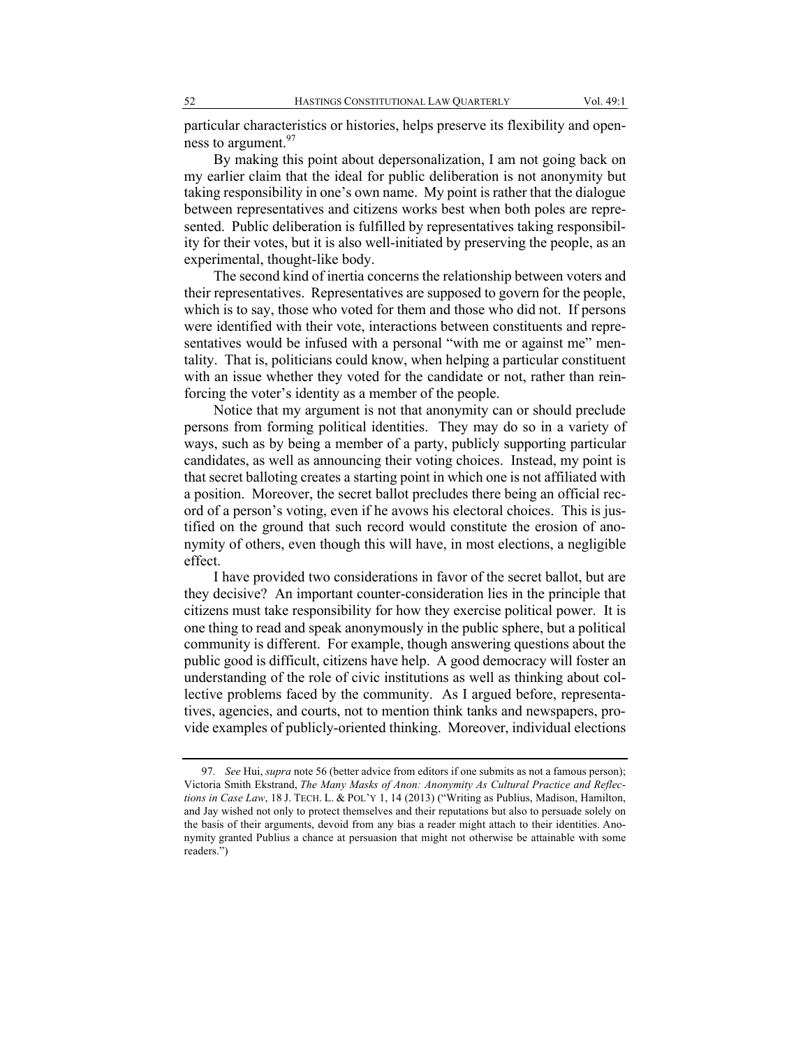particular characteristics or histories, helps preserve its flexibility and openness to argument.[97]

By making this point about depersonalization, I am not going back on my earlier claim that the ideal for public deliberation is not anonymity but taking responsibility in one's own name. My point is rather that the dialogue between representatives and citizens works best when both poles are represented. Public deliberation is fulfilled by representatives taking responsibility for their votes, but it is also well-initiated by preserving the people, as an experimental, thought-like body.

The second kind of inertia concerns the relationship between voters and their representatives. Representatives are supposed to govern for the people, which is to say, those who voted for them and those who did not. If persons were identified with their vote, interactions between constituents and representatives would be infused with a personal "with me or against me" mentality. That is, politicians could know, when helping a particular constituent with an issue whether they voted for the candidate or not, rather than reinforcing the voter's identity as a member of the people.

Notice that my argument is not that anonymity can or should preclude persons from forming political identities. They may do so in a variety of ways, such as by being a member of a party, publicly supporting particular candidates, as well as announcing their voting choices. Instead, my point is that secret balloting creates a starting point in which one is not affiliated with a position. Moreover, the secret ballot precludes there being an official record of a person's voting, even if he avows his electoral choices. This is justified on the ground that such record would constitute the erosion of anonymity of others, even though this will have, in most elections, a negligible effect.

I have provided two considerations in favor of the secret ballot, but are they decisive? An important counter-consideration lies in the principle that citizens must take responsibility for how they exercise political power. It is one thing to read and speak anonymously in the public sphere, but a political community is different. For example, though answering questions about the public good is difficult, citizens have help. A good democracy will foster an understanding of the role of civic institutions as well as thinking about collective problems faced by the community. As I argued before, representatives, agencies, and courts, not to mention think tanks and newspapers, provide examples of publicly-oriented thinking. Moreover, individual elections

---

97. *See* Hui, *supra* note 56 (better advice from editors if one submits as not a famous person); Victoria Smith Ekstrand, *The Many Masks of Anon: Anonymity As Cultural Practice and Reflections in Case Law*, 18 J. TECH. L. & POL'Y 1, 14 (2013) ("Writing as Publius, Madison, Hamilton, and Jay wished not only to protect themselves and their reputations but also to persuade solely on the basis of their arguments, devoid from any bias a reader might attach to their identities. Anonymity granted Publius a chance at persuasion that might not otherwise be attainable with some readers.")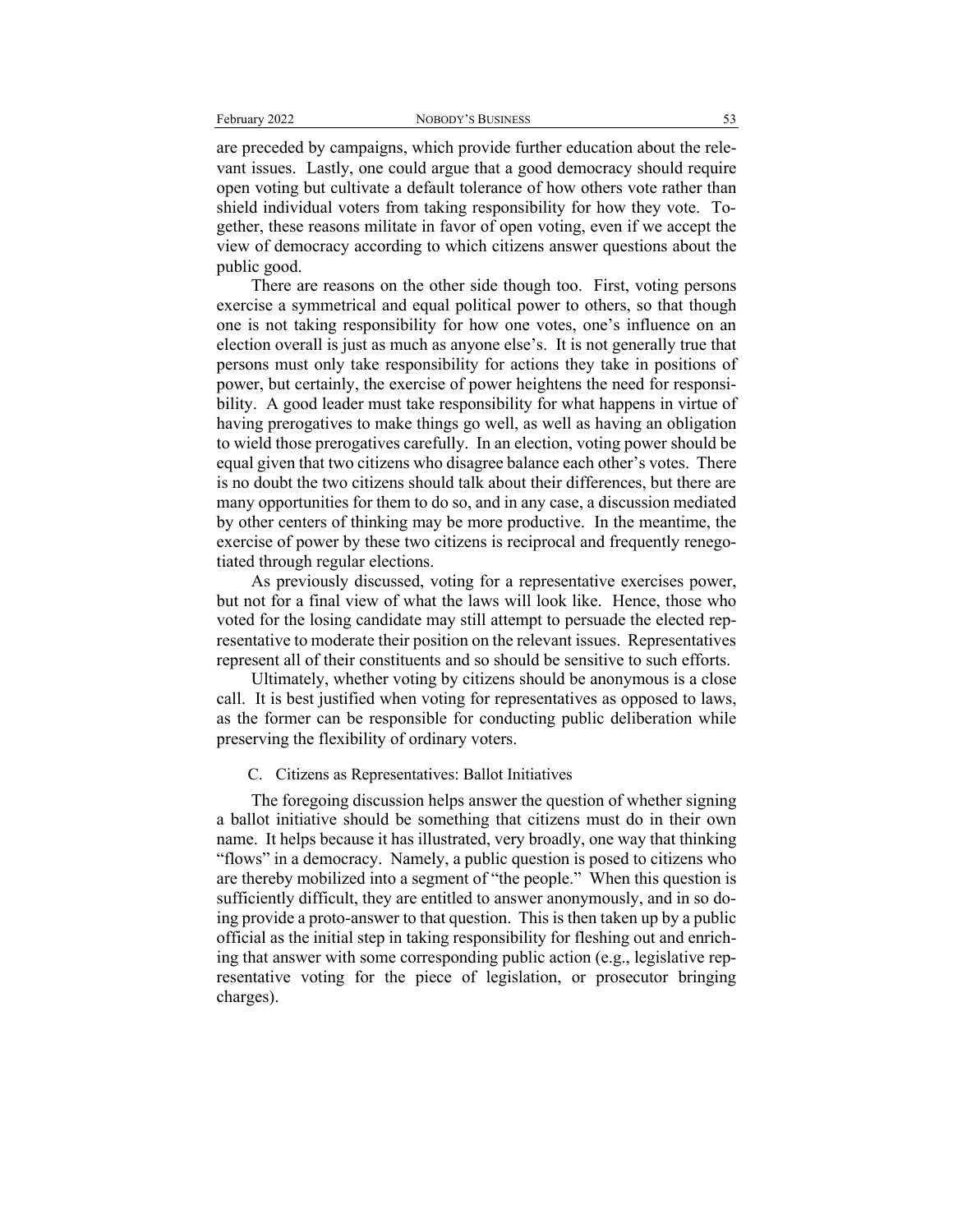are preceded by campaigns, which provide further education about the relevant issues. Lastly, one could argue that a good democracy should require open voting but cultivate a default tolerance of how others vote rather than shield individual voters from taking responsibility for how they vote. Together, these reasons militate in favor of open voting, even if we accept the view of democracy according to which citizens answer questions about the public good.

There are reasons on the other side though too. First, voting persons exercise a symmetrical and equal political power to others, so that though one is not taking responsibility for how one votes, one's influence on an election overall is just as much as anyone else's. It is not generally true that persons must only take responsibility for actions they take in positions of power, but certainly, the exercise of power heightens the need for responsibility. A good leader must take responsibility for what happens in virtue of having prerogatives to make things go well, as well as having an obligation to wield those prerogatives carefully. In an election, voting power should be equal given that two citizens who disagree balance each other's votes. There is no doubt the two citizens should talk about their differences, but there are many opportunities for them to do so, and in any case, a discussion mediated by other centers of thinking may be more productive. In the meantime, the exercise of power by these two citizens is reciprocal and frequently renegotiated through regular elections.

As previously discussed, voting for a representative exercises power, but not for a final view of what the laws will look like. Hence, those who voted for the losing candidate may still attempt to persuade the elected representative to moderate their position on the relevant issues. Representatives represent all of their constituents and so should be sensitive to such efforts.

Ultimately, whether voting by citizens should be anonymous is a close call. It is best justified when voting for representatives as opposed to laws, as the former can be responsible for conducting public deliberation while preserving the flexibility of ordinary voters.

### C. Citizens as Representatives: Ballot Initiatives

The foregoing discussion helps answer the question of whether signing a ballot initiative should be something that citizens must do in their own name. It helps because it has illustrated, very broadly, one way that thinking "flows" in a democracy. Namely, a public question is posed to citizens who are thereby mobilized into a segment of "the people." When this question is sufficiently difficult, they are entitled to answer anonymously, and in so doing provide a proto-answer to that question. This is then taken up by a public official as the initial step in taking responsibility for fleshing out and enriching that answer with some corresponding public action (e.g., legislative representative voting for the piece of legislation, or prosecutor bringing charges).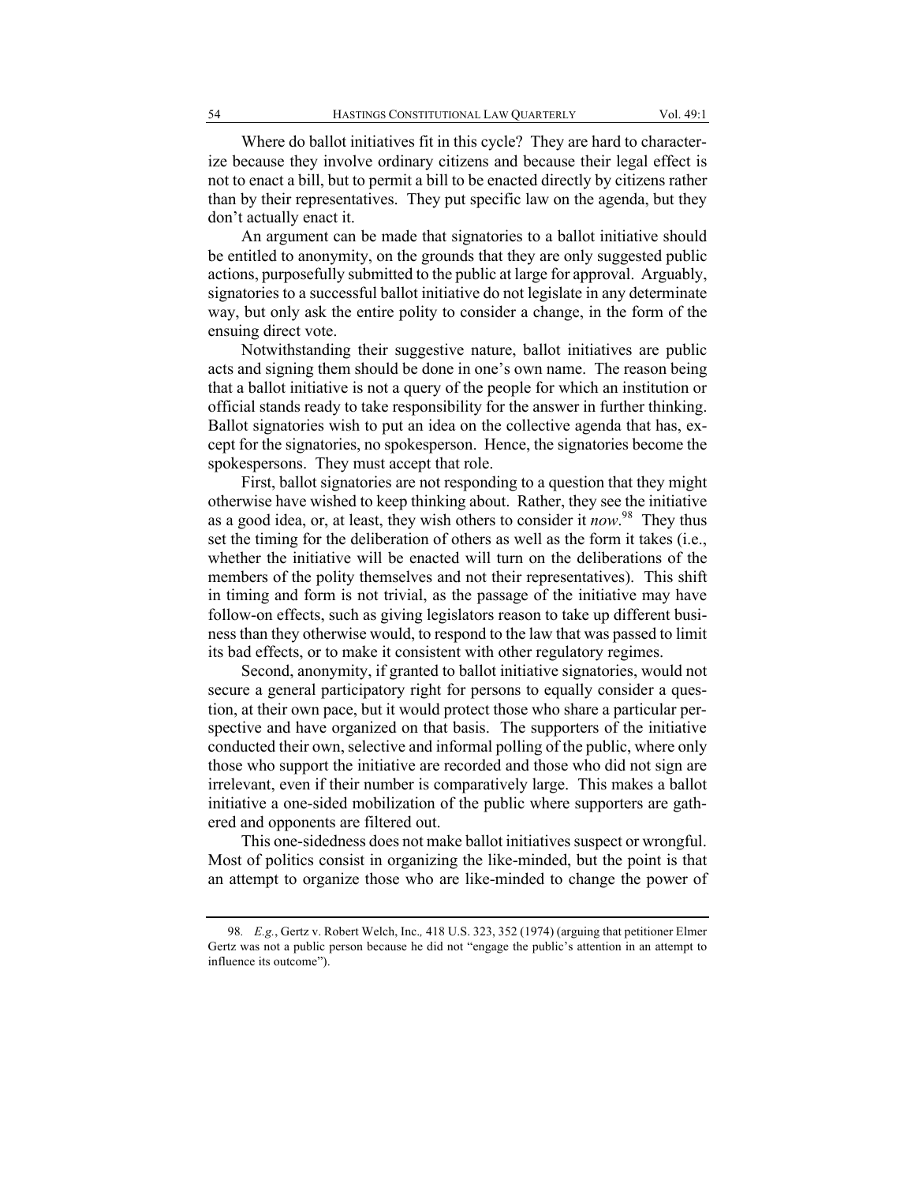Where do ballot initiatives fit in this cycle? They are hard to characterize because they involve ordinary citizens and because their legal effect is not to enact a bill, but to permit a bill to be enacted directly by citizens rather than by their representatives. They put specific law on the agenda, but they don't actually enact it.

An argument can be made that signatories to a ballot initiative should be entitled to anonymity, on the grounds that they are only suggested public actions, purposefully submitted to the public at large for approval. Arguably, signatories to a successful ballot initiative do not legislate in any determinate way, but only ask the entire polity to consider a change, in the form of the ensuing direct vote.

Notwithstanding their suggestive nature, ballot initiatives are public acts and signing them should be done in one's own name. The reason being that a ballot initiative is not a query of the people for which an institution or official stands ready to take responsibility for the answer in further thinking. Ballot signatories wish to put an idea on the collective agenda that has, except for the signatories, no spokesperson. Hence, the signatories become the spokespersons. They must accept that role.

First, ballot signatories are not responding to a question that they might otherwise have wished to keep thinking about. Rather, they see the initiative as a good idea, or, at least, they wish others to consider it *now*.[98] They thus set the timing for the deliberation of others as well as the form it takes (i.e., whether the initiative will be enacted will turn on the deliberations of the members of the polity themselves and not their representatives). This shift in timing and form is not trivial, as the passage of the initiative may have follow-on effects, such as giving legislators reason to take up different business than they otherwise would, to respond to the law that was passed to limit its bad effects, or to make it consistent with other regulatory regimes.

Second, anonymity, if granted to ballot initiative signatories, would not secure a general participatory right for persons to equally consider a question, at their own pace, but it would protect those who share a particular perspective and have organized on that basis. The supporters of the initiative conducted their own, selective and informal polling of the public, where only those who support the initiative are recorded and those who did not sign are irrelevant, even if their number is comparatively large. This makes a ballot initiative a one-sided mobilization of the public where supporters are gathered and opponents are filtered out.

This one-sidedness does not make ballot initiatives suspect or wrongful. Most of politics consist in organizing the like-minded, but the point is that an attempt to organize those who are like-minded to change the power of

---

98. *E.g.*, Gertz v. Robert Welch, Inc.*,* 418 U.S. 323, 352 (1974) (arguing that petitioner Elmer Gertz was not a public person because he did not "engage the public's attention in an attempt to influence its outcome").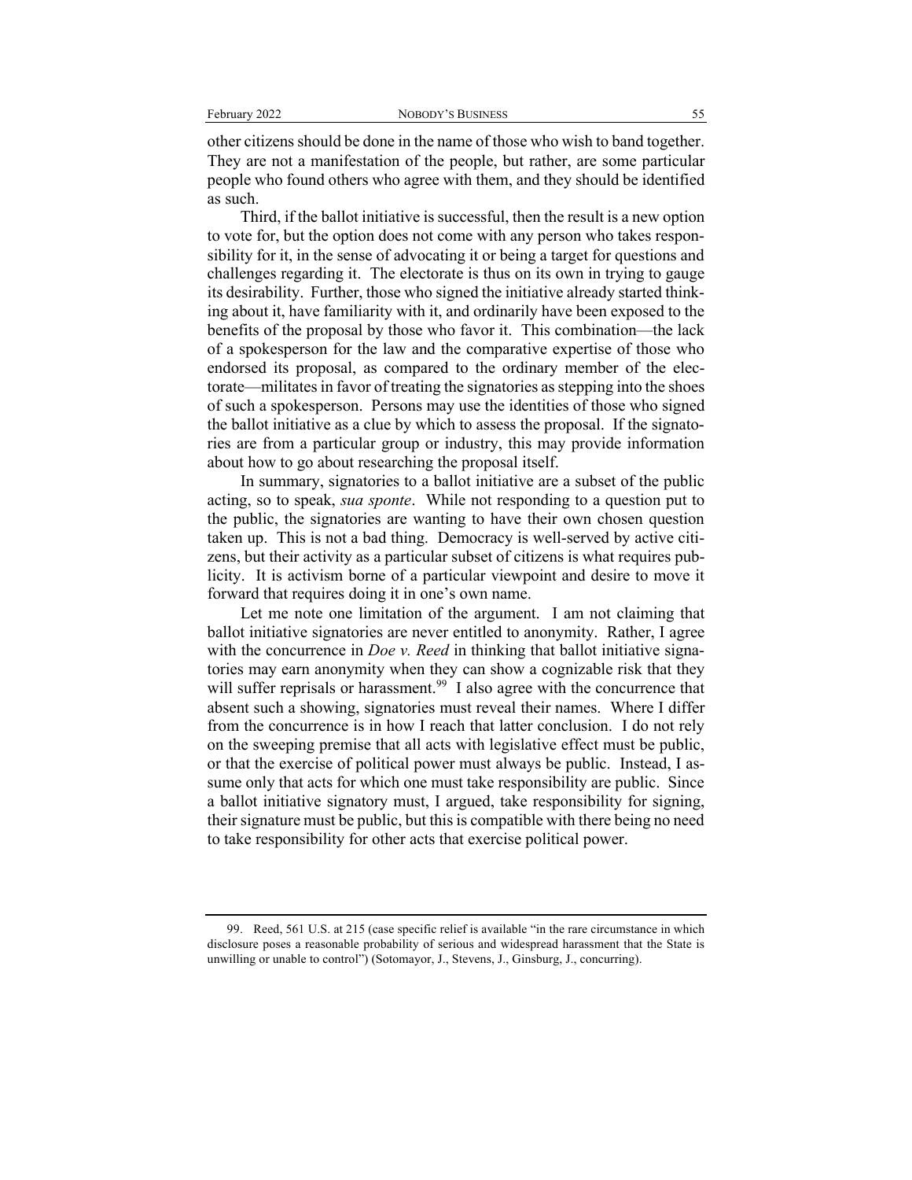other citizens should be done in the name of those who wish to band together. They are not a manifestation of the people, but rather, are some particular people who found others who agree with them, and they should be identified as such.

Third, if the ballot initiative is successful, then the result is a new option to vote for, but the option does not come with any person who takes responsibility for it, in the sense of advocating it or being a target for questions and challenges regarding it. The electorate is thus on its own in trying to gauge its desirability. Further, those who signed the initiative already started thinking about it, have familiarity with it, and ordinarily have been exposed to the benefits of the proposal by those who favor it. This combination—the lack of a spokesperson for the law and the comparative expertise of those who endorsed its proposal, as compared to the ordinary member of the electorate—militates in favor of treating the signatories as stepping into the shoes of such a spokesperson. Persons may use the identities of those who signed the ballot initiative as a clue by which to assess the proposal. If the signatories are from a particular group or industry, this may provide information about how to go about researching the proposal itself.

In summary, signatories to a ballot initiative are a subset of the public acting, so to speak, *sua sponte*. While not responding to a question put to the public, the signatories are wanting to have their own chosen question taken up. This is not a bad thing. Democracy is well-served by active citizens, but their activity as a particular subset of citizens is what requires publicity. It is activism borne of a particular viewpoint and desire to move it forward that requires doing it in one's own name.

Let me note one limitation of the argument. I am not claiming that ballot initiative signatories are never entitled to anonymity. Rather, I agree with the concurrence in *Doe v. Reed* in thinking that ballot initiative signatories may earn anonymity when they can show a cognizable risk that they will suffer reprisals or harassment.[99] I also agree with the concurrence that absent such a showing, signatories must reveal their names. Where I differ from the concurrence is in how I reach that latter conclusion. I do not rely on the sweeping premise that all acts with legislative effect must be public, or that the exercise of political power must always be public. Instead, I assume only that acts for which one must take responsibility are public. Since a ballot initiative signatory must, I argued, take responsibility for signing, their signature must be public, but this is compatible with there being no need to take responsibility for other acts that exercise political power.

99. Reed, 561 U.S. at 215 (case specific relief is available "in the rare circumstance in which disclosure poses a reasonable probability of serious and widespread harassment that the State is unwilling or unable to control") (Sotomayor, J., Stevens, J., Ginsburg, J., concurring).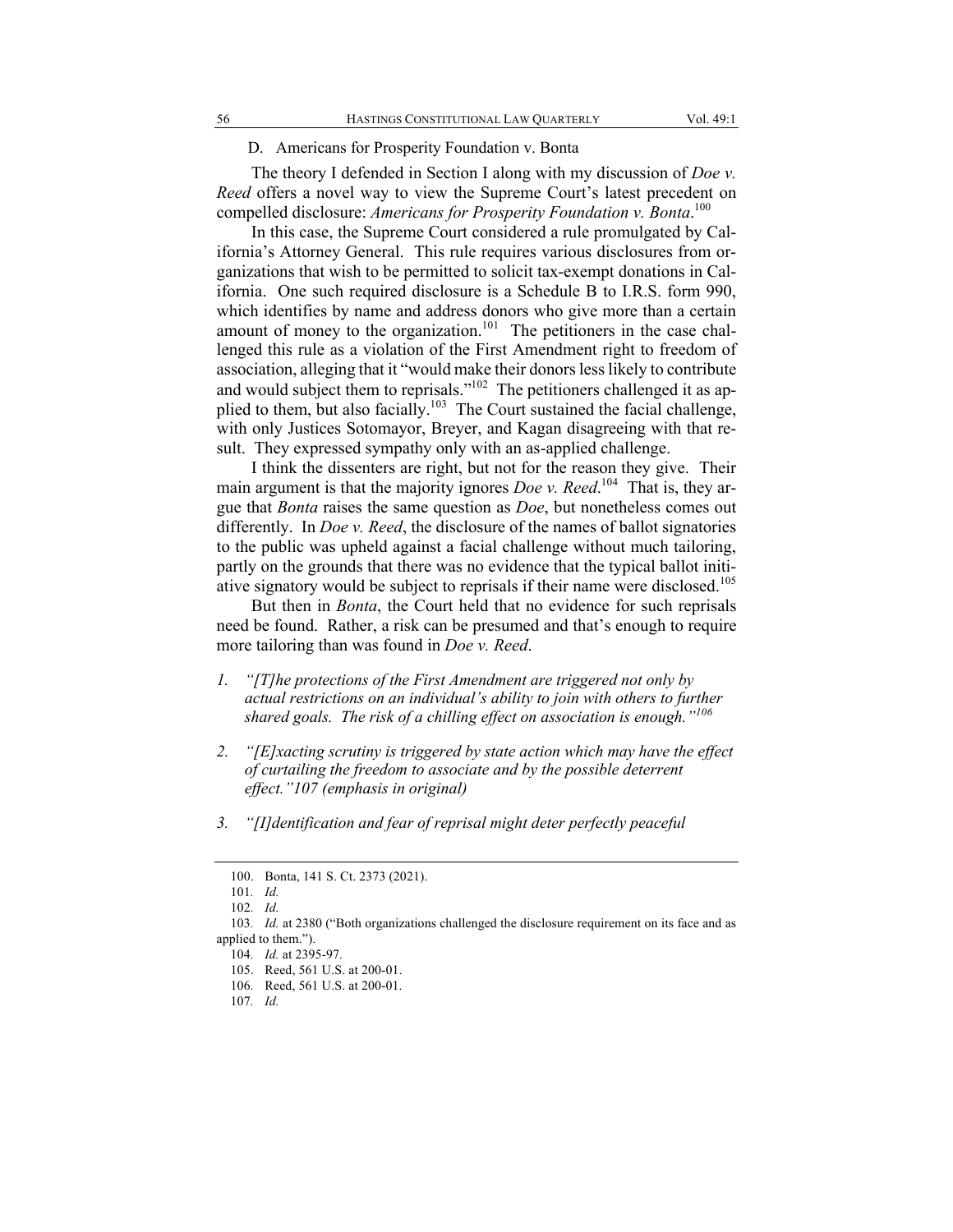### D. Americans for Prosperity Foundation v. Bonta

The theory I defended in Section I along with my discussion of *Doe v. Reed* offers a novel way to view the Supreme Court's latest precedent on compelled disclosure: *Americans for Prosperity Foundation v. Bonta*.[100]

In this case, the Supreme Court considered a rule promulgated by California's Attorney General. This rule requires various disclosures from organizations that wish to be permitted to solicit tax-exempt donations in California. One such required disclosure is a Schedule B to I.R.S. form 990, which identifies by name and address donors who give more than a certain amount of money to the organization.[101] The petitioners in the case challenged this rule as a violation of the First Amendment right to freedom of association, alleging that it "would make their donors less likely to contribute and would subject them to reprisals."[102] The petitioners challenged it as applied to them, but also facially.[103] The Court sustained the facial challenge, with only Justices Sotomayor, Breyer, and Kagan disagreeing with that result. They expressed sympathy only with an as-applied challenge.

I think the dissenters are right, but not for the reason they give. Their main argument is that the majority ignores *Doe v. Reed*.[104] That is, they argue that *Bonta* raises the same question as *Doe*, but nonetheless comes out differently. In *Doe v. Reed*, the disclosure of the names of ballot signatories to the public was upheld against a facial challenge without much tailoring, partly on the grounds that there was no evidence that the typical ballot initiative signatory would be subject to reprisals if their name were disclosed.[105]

But then in *Bonta*, the Court held that no evidence for such reprisals need be found. Rather, a risk can be presumed and that's enough to require more tailoring than was found in *Doe v. Reed*.

1. *"[T]he protections of the First Amendment are triggered not only by actual restrictions on an individual's ability to join with others to further shared goals. The risk of a chilling effect on association is enough."*[106]

2. *"[E]xacting scrutiny is triggered by state action which may have the effect of curtailing the freedom to associate and by the possible deterrent effect."107 (emphasis in original)*

3. *"[I]dentification and fear of reprisal might deter perfectly peaceful*

---

100. Bonta, 141 S. Ct. 2373 (2021).

101. *Id.*

102. *Id.*

103. *Id.* at 2380 ("Both organizations challenged the disclosure requirement on its face and as applied to them.").

104. *Id.* at 2395-97.

105. Reed, 561 U.S. at 200-01.

106. Reed, 561 U.S. at 200-01.

107. *Id.*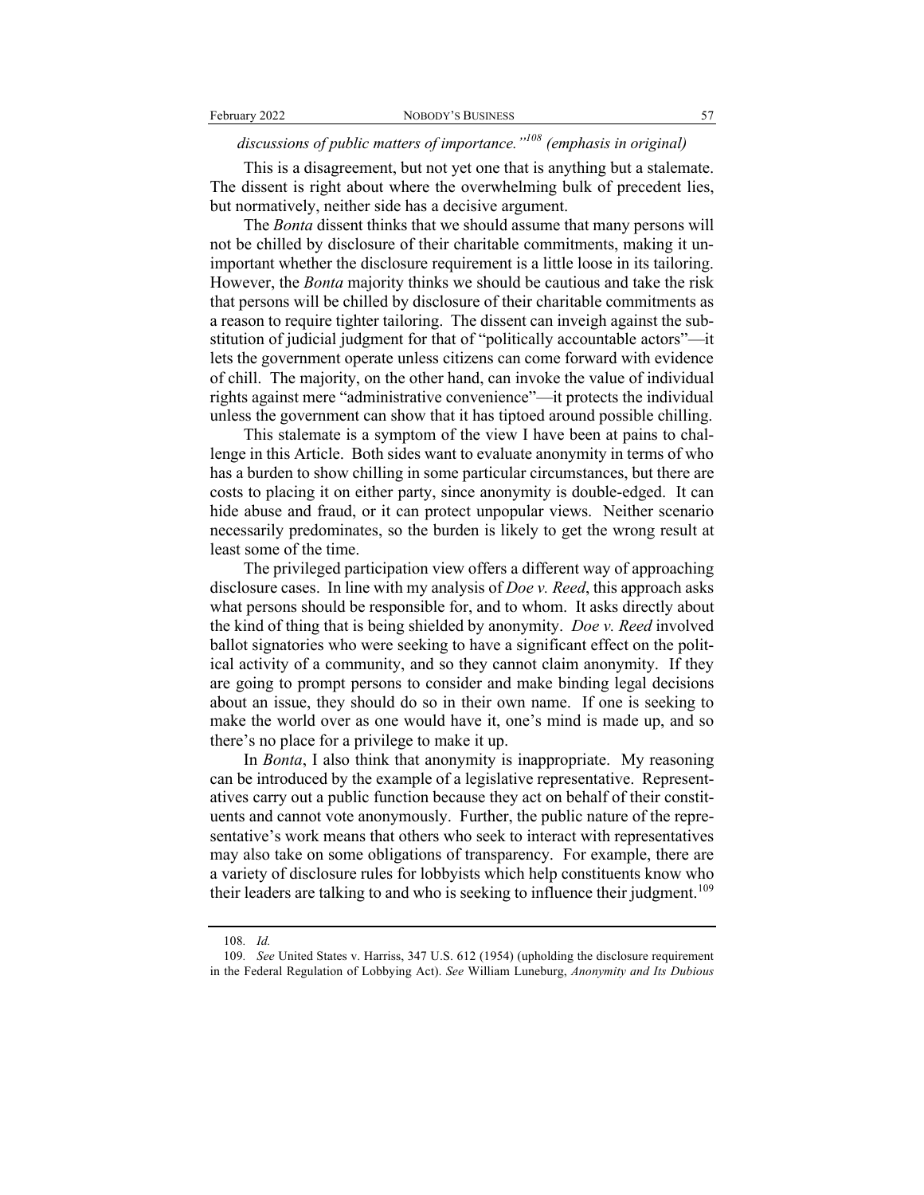*discussions of public matters of importance."*[108] *(emphasis in original)*

This is a disagreement, but not yet one that is anything but a stalemate. The dissent is right about where the overwhelming bulk of precedent lies, but normatively, neither side has a decisive argument.

The *Bonta* dissent thinks that we should assume that many persons will not be chilled by disclosure of their charitable commitments, making it unimportant whether the disclosure requirement is a little loose in its tailoring. However, the *Bonta* majority thinks we should be cautious and take the risk that persons will be chilled by disclosure of their charitable commitments as a reason to require tighter tailoring. The dissent can inveigh against the substitution of judicial judgment for that of "politically accountable actors"—it lets the government operate unless citizens can come forward with evidence of chill. The majority, on the other hand, can invoke the value of individual rights against mere "administrative convenience"—it protects the individual unless the government can show that it has tiptoed around possible chilling.

This stalemate is a symptom of the view I have been at pains to challenge in this Article. Both sides want to evaluate anonymity in terms of who has a burden to show chilling in some particular circumstances, but there are costs to placing it on either party, since anonymity is double-edged. It can hide abuse and fraud, or it can protect unpopular views. Neither scenario necessarily predominates, so the burden is likely to get the wrong result at least some of the time.

The privileged participation view offers a different way of approaching disclosure cases. In line with my analysis of *Doe v. Reed*, this approach asks what persons should be responsible for, and to whom. It asks directly about the kind of thing that is being shielded by anonymity. *Doe v. Reed* involved ballot signatories who were seeking to have a significant effect on the political activity of a community, and so they cannot claim anonymity. If they are going to prompt persons to consider and make binding legal decisions about an issue, they should do so in their own name. If one is seeking to make the world over as one would have it, one's mind is made up, and so there's no place for a privilege to make it up.

In *Bonta*, I also think that anonymity is inappropriate. My reasoning can be introduced by the example of a legislative representative. Representatives carry out a public function because they act on behalf of their constituents and cannot vote anonymously. Further, the public nature of the representative's work means that others who seek to interact with representatives may also take on some obligations of transparency. For example, there are a variety of disclosure rules for lobbyists which help constituents know who their leaders are talking to and who is seeking to influence their judgment.[109]

---

108. *Id.*

109. *See* United States v. Harriss, 347 U.S. 612 (1954) (upholding the disclosure requirement in the Federal Regulation of Lobbying Act). *See* William Luneburg, *Anonymity and Its Dubious*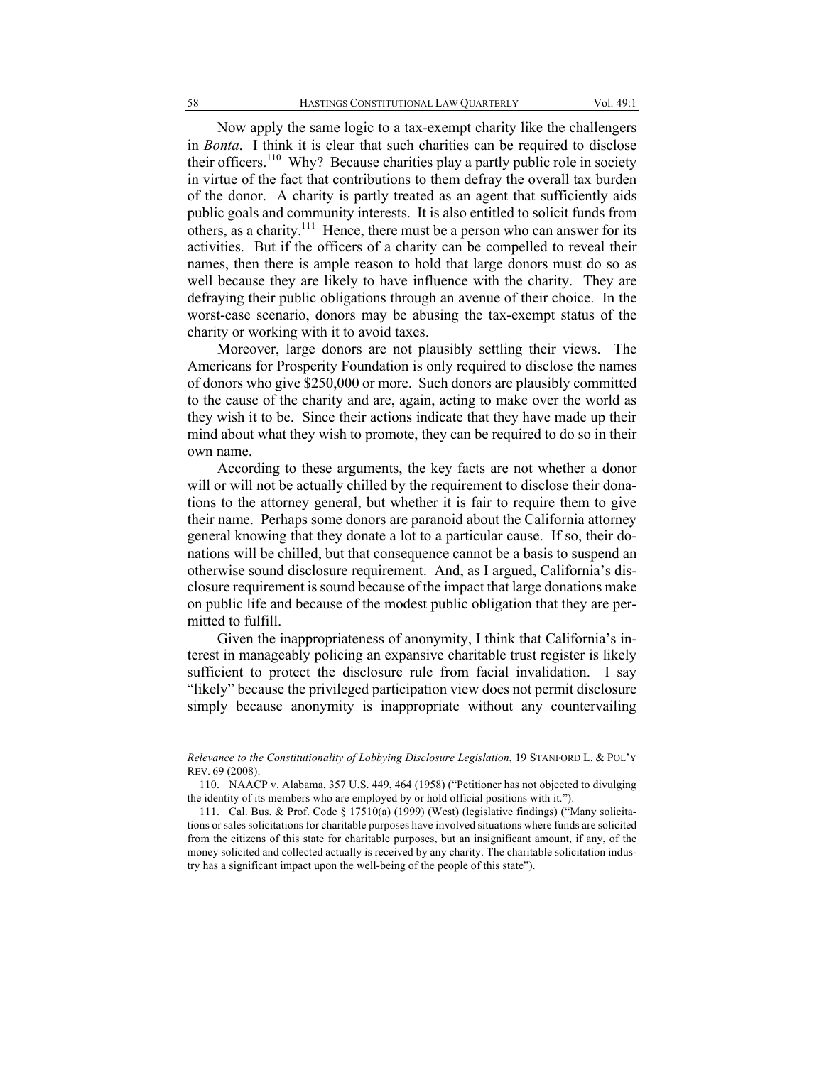Now apply the same logic to a tax-exempt charity like the challengers in *Bonta*. I think it is clear that such charities can be required to disclose their officers.[110] Why? Because charities play a partly public role in society in virtue of the fact that contributions to them defray the overall tax burden of the donor. A charity is partly treated as an agent that sufficiently aids public goals and community interests. It is also entitled to solicit funds from others, as a charity.[111] Hence, there must be a person who can answer for its activities. But if the officers of a charity can be compelled to reveal their names, then there is ample reason to hold that large donors must do so as well because they are likely to have influence with the charity. They are defraying their public obligations through an avenue of their choice. In the worst-case scenario, donors may be abusing the tax-exempt status of the charity or working with it to avoid taxes.

Moreover, large donors are not plausibly settling their views. The Americans for Prosperity Foundation is only required to disclose the names of donors who give $250,000 or more. Such donors are plausibly committed to the cause of the charity and are, again, acting to make over the world as they wish it to be. Since their actions indicate that they have made up their mind about what they wish to promote, they can be required to do so in their own name.

According to these arguments, the key facts are not whether a donor will or will not be actually chilled by the requirement to disclose their donations to the attorney general, but whether it is fair to require them to give their name. Perhaps some donors are paranoid about the California attorney general knowing that they donate a lot to a particular cause. If so, their donations will be chilled, but that consequence cannot be a basis to suspend an otherwise sound disclosure requirement. And, as I argued, California's disclosure requirement is sound because of the impact that large donations make on public life and because of the modest public obligation that they are permitted to fulfill.

Given the inappropriateness of anonymity, I think that California's interest in manageably policing an expansive charitable trust register is likely sufficient to protect the disclosure rule from facial invalidation. I say "likely" because the privileged participation view does not permit disclosure simply because anonymity is inappropriate without any countervailing

---

*Relevance to the Constitutionality of Lobbying Disclosure Legislation*, 19 STANFORD L. & POL'Y REV. 69 (2008).

110. NAACP v. Alabama, 357 U.S. 449, 464 (1958) ("Petitioner has not objected to divulging the identity of its members who are employed by or hold official positions with it.").

111. Cal. Bus. & Prof. Code § 17510(a) (1999) (West) (legislative findings) ("Many solicitations or sales solicitations for charitable purposes have involved situations where funds are solicited from the citizens of this state for charitable purposes, but an insignificant amount, if any, of the money solicited and collected actually is received by any charity. The charitable solicitation industry has a significant impact upon the well-being of the people of this state").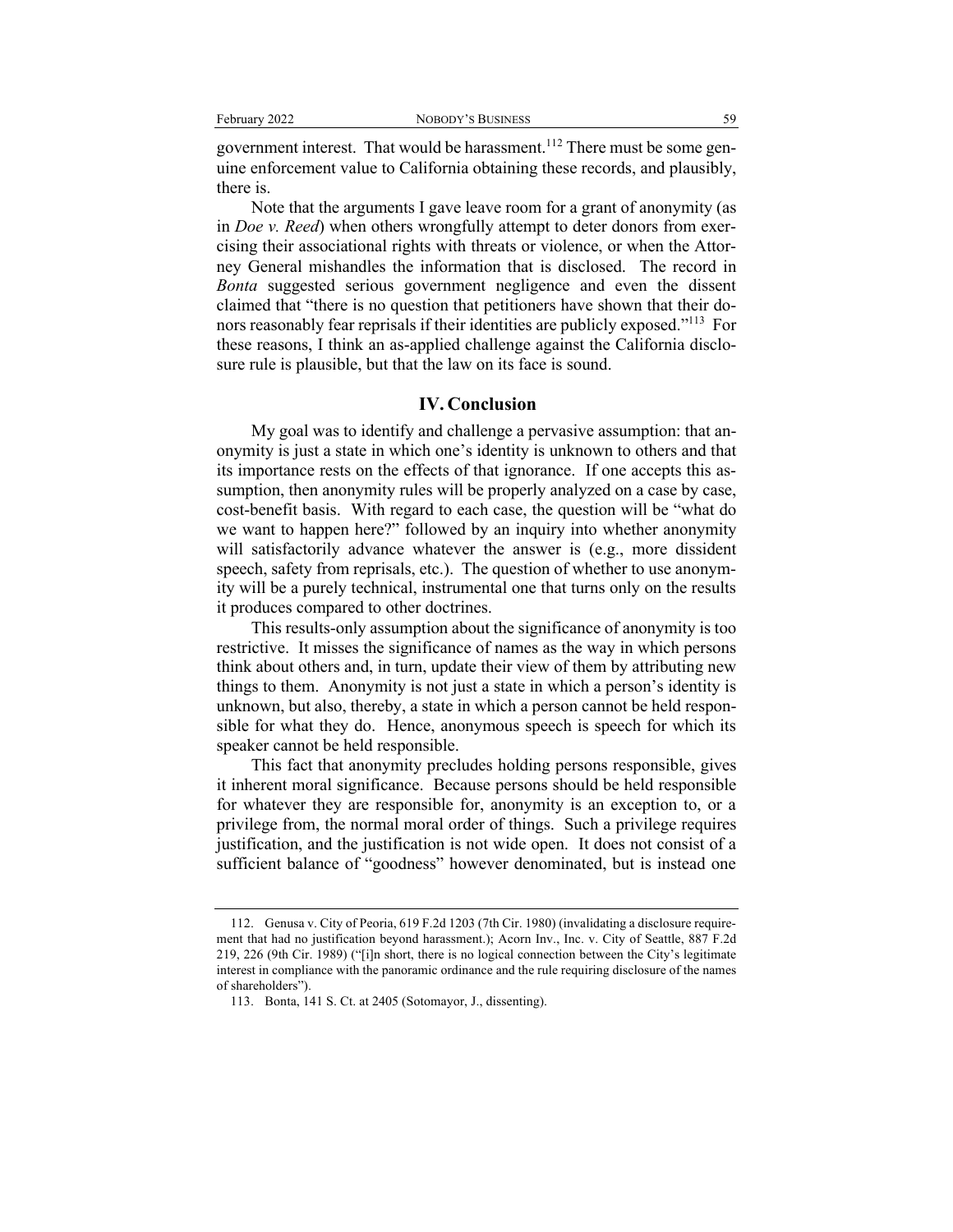government interest. That would be harassment.[112] There must be some genuine enforcement value to California obtaining these records, and plausibly, there is.

Note that the arguments I gave leave room for a grant of anonymity (as in *Doe v. Reed*) when others wrongfully attempt to deter donors from exercising their associational rights with threats or violence, or when the Attorney General mishandles the information that is disclosed. The record in *Bonta* suggested serious government negligence and even the dissent claimed that "there is no question that petitioners have shown that their donors reasonably fear reprisals if their identities are publicly exposed."[113] For these reasons, I think an as-applied challenge against the California disclosure rule is plausible, but that the law on its face is sound.

## IV. Conclusion

My goal was to identify and challenge a pervasive assumption: that anonymity is just a state in which one's identity is unknown to others and that its importance rests on the effects of that ignorance. If one accepts this assumption, then anonymity rules will be properly analyzed on a case by case, cost-benefit basis. With regard to each case, the question will be "what do we want to happen here?" followed by an inquiry into whether anonymity will satisfactorily advance whatever the answer is (e.g., more dissident speech, safety from reprisals, etc.). The question of whether to use anonymity will be a purely technical, instrumental one that turns only on the results it produces compared to other doctrines.

This results-only assumption about the significance of anonymity is too restrictive. It misses the significance of names as the way in which persons think about others and, in turn, update their view of them by attributing new things to them. Anonymity is not just a state in which a person's identity is unknown, but also, thereby, a state in which a person cannot be held responsible for what they do. Hence, anonymous speech is speech for which its speaker cannot be held responsible.

This fact that anonymity precludes holding persons responsible, gives it inherent moral significance. Because persons should be held responsible for whatever they are responsible for, anonymity is an exception to, or a privilege from, the normal moral order of things. Such a privilege requires justification, and the justification is not wide open. It does not consist of a sufficient balance of "goodness" however denominated, but is instead one

---

112. Genusa v. City of Peoria, 619 F.2d 1203 (7th Cir. 1980) (invalidating a disclosure requirement that had no justification beyond harassment.); Acorn Inv., Inc. v. City of Seattle, 887 F.2d 219, 226 (9th Cir. 1989) ("[i]n short, there is no logical connection between the City's legitimate interest in compliance with the panoramic ordinance and the rule requiring disclosure of the names of shareholders").

113. Bonta, 141 S. Ct. at 2405 (Sotomayor, J., dissenting).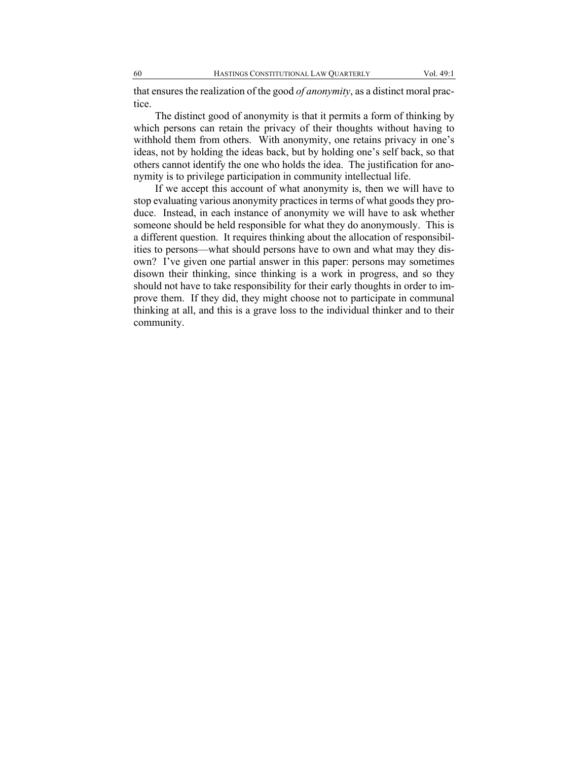that ensures the realization of the good *of anonymity*, as a distinct moral practice.

The distinct good of anonymity is that it permits a form of thinking by which persons can retain the privacy of their thoughts without having to withhold them from others. With anonymity, one retains privacy in one's ideas, not by holding the ideas back, but by holding one's self back, so that others cannot identify the one who holds the idea. The justification for anonymity is to privilege participation in community intellectual life.

If we accept this account of what anonymity is, then we will have to stop evaluating various anonymity practices in terms of what goods they produce. Instead, in each instance of anonymity we will have to ask whether someone should be held responsible for what they do anonymously. This is a different question. It requires thinking about the allocation of responsibilities to persons—what should persons have to own and what may they disown? I've given one partial answer in this paper: persons may sometimes disown their thinking, since thinking is a work in progress, and so they should not have to take responsibility for their early thoughts in order to improve them. If they did, they might choose not to participate in communal thinking at all, and this is a grave loss to the individual thinker and to their community.